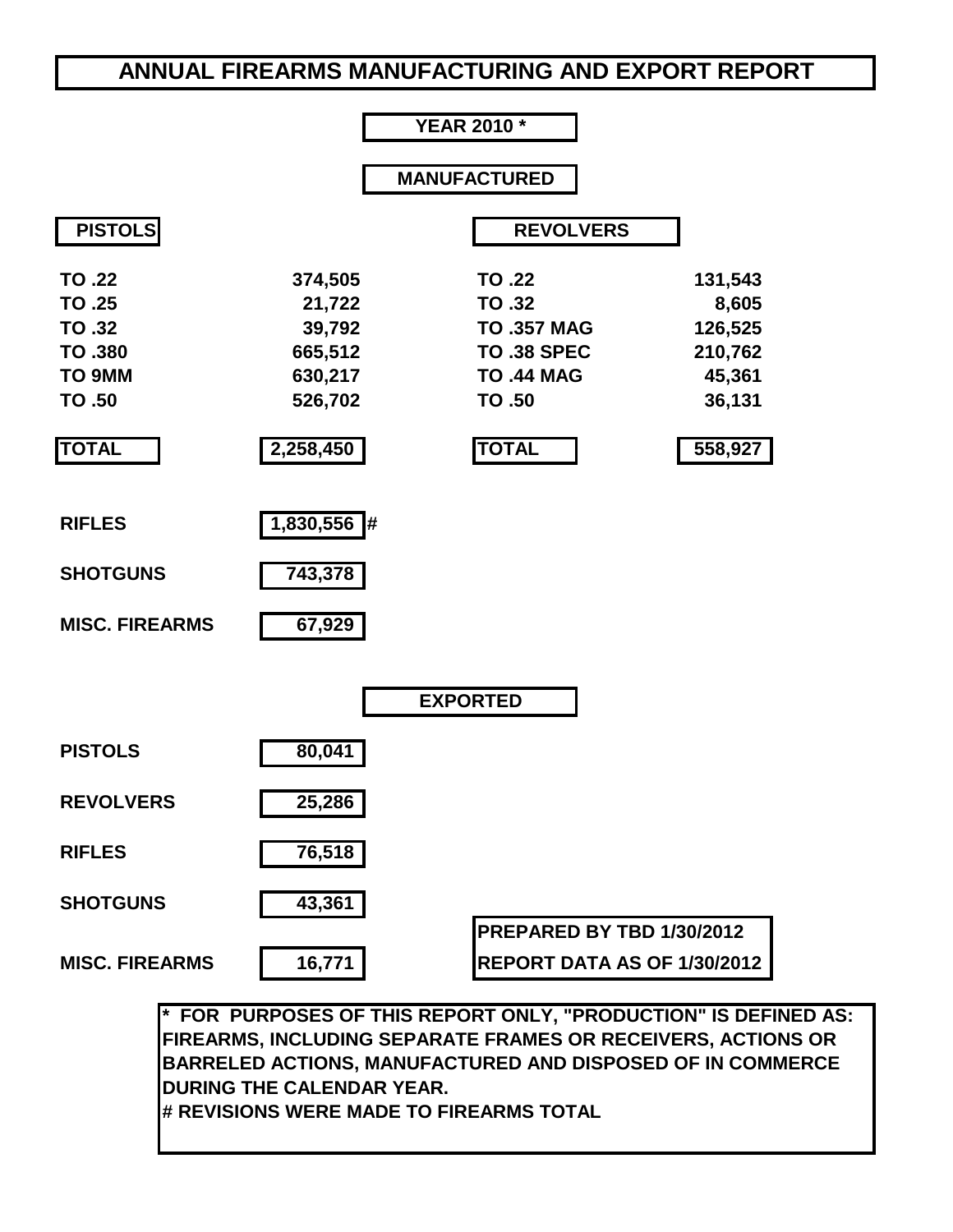# ANNUAL FIREARMS MANUFACTURING AND EXPORT REPORT

## YEAR 2010 *

## MANUFACTURED

| PISTOLS | | REVOLVERS | |
|---|---|---|---|
| TO .22 | 374,505 | TO .22 | 131,543 |
| TO .25 | 21,722 | TO .32 | 8,605 |
| TO .32 | 39,792 | TO .357 MAG | 126,525 |
| TO .380 | 665,512 | TO .38 SPEC | 210,762 |
| TO 9MM | 630,217 | TO .44 MAG | 45,361 |
| TO .50 | 526,702 | TO .50 | 36,131 |
| **TOTAL** | **2,258,450** | **TOTAL** | **558,927** |

| | |
|---|---|
| **RIFLES** | 1,830,556 # |
| **SHOTGUNS** | 743,378 |
| **MISC. FIREARMS** | 67,929 |

## EXPORTED

| | |
|---|---|
| **PISTOLS** | 80,041 |
| **REVOLVERS** | 25,286 |
| **RIFLES** | 76,518 |
| **SHOTGUNS** | 43,361 |
| **MISC. FIREARMS** | 16,771 |

PREPARED BY TBD 1/30/2012
REPORT DATA AS OF 1/30/2012

* FOR PURPOSES OF THIS REPORT ONLY, "PRODUCTION" IS DEFINED AS: FIREARMS, INCLUDING SEPARATE FRAMES OR RECEIVERS, ACTIONS OR BARRELED ACTIONS, MANUFACTURED AND DISPOSED OF IN COMMERCE DURING THE CALENDAR YEAR.

# REVISIONS WERE MADE TO FIREARMS TOTAL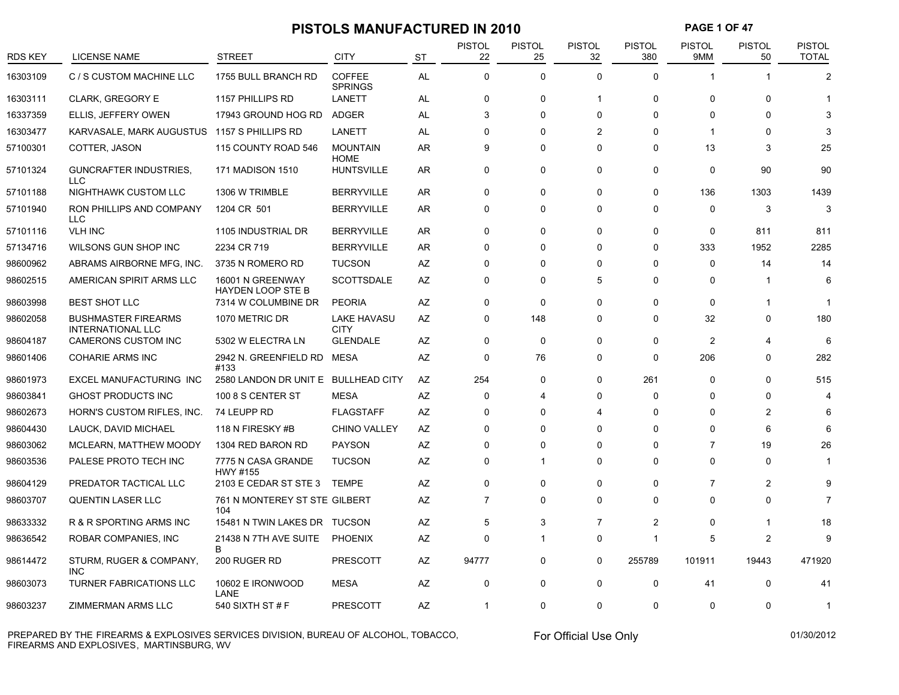# PISTOLS MANUFACTURED IN 2010

| RDS KEY | LICENSE NAME | STREET | CITY | ST | PISTOL 22 | PISTOL 25 | PISTOL 32 | PISTOL 380 | PISTOL 9MM | PISTOL 50 | PISTOL TOTAL |
|---|---|---|---|---|---|---|---|---|---|---|---|
| 16303109 | C / S CUSTOM MACHINE LLC | 1755 BULL BRANCH RD | COFFEE SPRINGS | AL | 0 | 0 | 0 | 0 | 1 | 1 | 2 |
| 16303111 | CLARK, GREGORY E | 1157 PHILLIPS RD | LANETT | AL | 0 | 0 | 1 | 0 | 0 | 0 | 1 |
| 16337359 | ELLIS, JEFFERY OWEN | 17943 GROUND HOG RD | ADGER | AL | 3 | 0 | 0 | 0 | 0 | 0 | 3 |
| 16303477 | KARVASALE, MARK AUGUSTUS | 1157 S PHILLIPS RD | LANETT | AL | 0 | 0 | 2 | 0 | 1 | 0 | 3 |
| 57100301 | COTTER, JASON | 115 COUNTY ROAD 546 | MOUNTAIN HOME | AR | 9 | 0 | 0 | 0 | 13 | 3 | 25 |
| 57101324 | GUNCRAFTER INDUSTRIES, LLC | 171 MADISON 1510 | HUNTSVILLE | AR | 0 | 0 | 0 | 0 | 0 | 90 | 90 |
| 57101188 | NIGHTHAWK CUSTOM LLC | 1306 W TRIMBLE | BERRYVILLE | AR | 0 | 0 | 0 | 0 | 136 | 1303 | 1439 |
| 57101940 | RON PHILLIPS AND COMPANY LLC | 1204 CR 501 | BERRYVILLE | AR | 0 | 0 | 0 | 0 | 0 | 3 | 3 |
| 57101116 | VLH INC | 1105 INDUSTRIAL DR | BERRYVILLE | AR | 0 | 0 | 0 | 0 | 0 | 811 | 811 |
| 57134716 | WILSONS GUN SHOP INC | 2234 CR 719 | BERRYVILLE | AR | 0 | 0 | 0 | 0 | 333 | 1952 | 2285 |
| 98600962 | ABRAMS AIRBORNE MFG, INC. | 3735 N ROMERO RD | TUCSON | AZ | 0 | 0 | 0 | 0 | 0 | 14 | 14 |
| 98602515 | AMERICAN SPIRIT ARMS LLC | 16001 N GREENWAY HAYDEN LOOP STE B | SCOTTSDALE | AZ | 0 | 0 | 5 | 0 | 0 | 1 | 6 |
| 98603998 | BEST SHOT LLC | 7314 W COLUMBINE DR | PEORIA | AZ | 0 | 0 | 0 | 0 | 0 | 1 | 1 |
| 98602058 | BUSHMASTER FIREARMS INTERNATIONAL LLC | 1070 METRIC DR | LAKE HAVASU CITY | AZ | 0 | 148 | 0 | 0 | 32 | 0 | 180 |
| 98604187 | CAMERONS CUSTOM INC | 5302 W ELECTRA LN | GLENDALE | AZ | 0 | 0 | 0 | 0 | 2 | 4 | 6 |
| 98601406 | COHARIE ARMS INC | 2942 N. GREENFIELD RD #133 | MESA | AZ | 0 | 76 | 0 | 0 | 206 | 0 | 282 |
| 98601973 | EXCEL MANUFACTURING INC | 2580 LANDON DR UNIT E | BULLHEAD CITY | AZ | 254 | 0 | 0 | 261 | 0 | 0 | 515 |
| 98603841 | GHOST PRODUCTS INC | 100 8 S CENTER ST | MESA | AZ | 0 | 4 | 0 | 0 | 0 | 0 | 4 |
| 98602673 | HORN'S CUSTOM RIFLES, INC. | 74 LEUPP RD | FLAGSTAFF | AZ | 0 | 0 | 4 | 0 | 0 | 2 | 6 |
| 98604430 | LAUCK, DAVID MICHAEL | 118 N FIRESKY #B | CHINO VALLEY | AZ | 0 | 0 | 0 | 0 | 0 | 6 | 6 |
| 98603062 | MCLEARN, MATTHEW MOODY | 1304 RED BARON RD | PAYSON | AZ | 0 | 0 | 0 | 0 | 7 | 19 | 26 |
| 98603536 | PALESE PROTO TECH INC | 7775 N CASA GRANDE HWY #155 | TUCSON | AZ | 0 | 1 | 0 | 0 | 0 | 0 | 1 |
| 98604129 | PREDATOR TACTICAL LLC | 2103 E CEDAR ST STE 3 | TEMPE | AZ | 0 | 0 | 0 | 0 | 7 | 2 | 9 |
| 98603707 | QUENTIN LASER LLC | 761 N MONTEREY ST STE 104 | GILBERT | AZ | 7 | 0 | 0 | 0 | 0 | 0 | 7 |
| 98633332 | R & R SPORTING ARMS INC | 15481 N TWIN LAKES DR | TUCSON | AZ | 5 | 3 | 7 | 2 | 0 | 1 | 18 |
| 98636542 | ROBAR COMPANIES, INC | 21438 N 7TH AVE SUITE B | PHOENIX | AZ | 0 | 1 | 0 | 1 | 5 | 2 | 9 |
| 98614472 | STURM, RUGER & COMPANY, INC | 200 RUGER RD | PRESCOTT | AZ | 94777 | 0 | 0 | 255789 | 101911 | 19443 | 471920 |
| 98603073 | TURNER FABRICATIONS LLC | 10602 E IRONWOOD LANE | MESA | AZ | 0 | 0 | 0 | 0 | 41 | 0 | 41 |
| 98603237 | ZIMMERMAN ARMS LLC | 540 SIXTH ST # F | PRESCOTT | AZ | 1 | 0 | 0 | 0 | 0 | 0 | 1 |

PREPARED BY THE FIREARMS & EXPLOSIVES SERVICES DIVISION, BUREAU OF ALCOHOL, TOBACCO, FIREARMS AND EXPLOSIVES, MARTINSBURG, WV

For Official Use Only

01/30/2012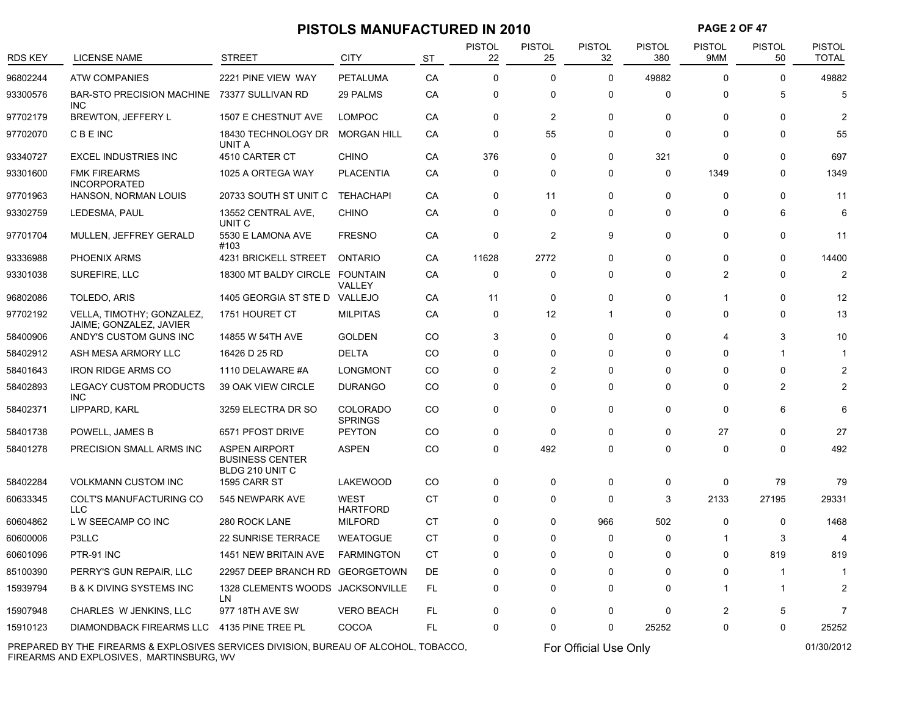# PISTOLS MANUFACTURED IN 2010

| RDS KEY | LICENSE NAME | STREET | CITY | ST | PISTOL 22 | PISTOL 25 | PISTOL 32 | PISTOL 380 | PISTOL 9MM | PISTOL 50 | PISTOL TOTAL |
|---|---|---|---|---|---|---|---|---|---|---|---|
| 96802244 | ATW COMPANIES | 2221 PINE VIEW WAY | PETALUMA | CA | 0 | 0 | 0 | 49882 | 0 | 0 | 49882 |
| 93300576 | BAR-STO PRECISION MACHINE INC | 73377 SULLIVAN RD | 29 PALMS | CA | 0 | 0 | 0 | 0 | 0 | 5 | 5 |
| 97702179 | BREWTON, JEFFERY L | 1507 E CHESTNUT AVE | LOMPOC | CA | 0 | 2 | 0 | 0 | 0 | 0 | 2 |
| 97702070 | C B E INC | 18430 TECHNOLOGY DR UNIT A | MORGAN HILL | CA | 0 | 55 | 0 | 0 | 0 | 0 | 55 |
| 93340727 | EXCEL INDUSTRIES INC | 4510 CARTER CT | CHINO | CA | 376 | 0 | 0 | 321 | 0 | 0 | 697 |
| 93301600 | FMK FIREARMS INCORPORATED | 1025 A ORTEGA WAY | PLACENTIA | CA | 0 | 0 | 0 | 0 | 1349 | 0 | 1349 |
| 97701963 | HANSON, NORMAN LOUIS | 20733 SOUTH ST UNIT C | TEHACHAPI | CA | 0 | 11 | 0 | 0 | 0 | 0 | 11 |
| 93302759 | LEDESMA, PAUL | 13552 CENTRAL AVE, UNIT C | CHINO | CA | 0 | 0 | 0 | 0 | 0 | 6 | 6 |
| 97701704 | MULLEN, JEFFREY GERALD | 5530 E LAMONA AVE #103 | FRESNO | CA | 0 | 2 | 9 | 0 | 0 | 0 | 11 |
| 93336988 | PHOENIX ARMS | 4231 BRICKELL STREET | ONTARIO | CA | 11628 | 2772 | 0 | 0 | 0 | 0 | 14400 |
| 93301038 | SUREFIRE, LLC | 18300 MT BALDY CIRCLE | FOUNTAIN VALLEY | CA | 0 | 0 | 0 | 0 | 2 | 0 | 2 |
| 96802086 | TOLEDO, ARIS | 1405 GEORGIA ST STE D | VALLEJO | CA | 11 | 0 | 0 | 0 | 1 | 0 | 12 |
| 97702192 | VELLA, TIMOTHY; GONZALEZ, JAIME; GONZALEZ, JAVIER | 1751 HOURET CT | MILPITAS | CA | 0 | 12 | 1 | 0 | 0 | 0 | 13 |
| 58400906 | ANDY'S CUSTOM GUNS INC | 14855 W 54TH AVE | GOLDEN | CO | 3 | 0 | 0 | 0 | 4 | 3 | 10 |
| 58402912 | ASH MESA ARMORY LLC | 16426 D 25 RD | DELTA | CO | 0 | 0 | 0 | 0 | 0 | 1 | 1 |
| 58401643 | IRON RIDGE ARMS CO | 1110 DELAWARE #A | LONGMONT | CO | 0 | 2 | 0 | 0 | 0 | 0 | 2 |
| 58402893 | LEGACY CUSTOM PRODUCTS INC | 39 OAK VIEW CIRCLE | DURANGO | CO | 0 | 0 | 0 | 0 | 0 | 2 | 2 |
| 58402371 | LIPPARD, KARL | 3259 ELECTRA DR SO | COLORADO SPRINGS | CO | 0 | 0 | 0 | 0 | 0 | 6 | 6 |
| 58401738 | POWELL, JAMES B | 6571 PFOST DRIVE | PEYTON | CO | 0 | 0 | 0 | 0 | 27 | 0 | 27 |
| 58401278 | PRECISION SMALL ARMS INC | ASPEN AIRPORT BUSINESS CENTER BLDG 210 UNIT C | ASPEN | CO | 0 | 492 | 0 | 0 | 0 | 0 | 492 |
| 58402284 | VOLKMANN CUSTOM INC | 1595 CARR ST | LAKEWOOD | CO | 0 | 0 | 0 | 0 | 0 | 79 | 79 |
| 60633345 | COLT'S MANUFACTURING CO LLC | 545 NEWPARK AVE | WEST HARTFORD | CT | 0 | 0 | 0 | 3 | 2133 | 27195 | 29331 |
| 60604862 | L W SEECAMP CO INC | 280 ROCK LANE | MILFORD | CT | 0 | 0 | 966 | 502 | 0 | 0 | 1468 |
| 60600006 | P3LLC | 22 SUNRISE TERRACE | WEATOGUE | CT | 0 | 0 | 0 | 0 | 1 | 3 | 4 |
| 60601096 | PTR-91 INC | 1451 NEW BRITAIN AVE | FARMINGTON | CT | 0 | 0 | 0 | 0 | 0 | 819 | 819 |
| 85100390 | PERRY'S GUN REPAIR, LLC | 22957 DEEP BRANCH RD | GEORGETOWN | DE | 0 | 0 | 0 | 0 | 0 | 1 | 1 |
| 15939794 | B & K DIVING SYSTEMS INC | 1328 CLEMENTS WOODS LN | JACKSONVILLE | FL | 0 | 0 | 0 | 0 | 1 | 1 | 2 |
| 15907948 | CHARLES W JENKINS, LLC | 977 18TH AVE SW | VERO BEACH | FL | 0 | 0 | 0 | 0 | 2 | 5 | 7 |
| 15910123 | DIAMONDBACK FIREARMS LLC | 4135 PINE TREE PL | COCOA | FL | 0 | 0 | 0 | 25252 | 0 | 0 | 25252 |

PREPARED BY THE FIREARMS & EXPLOSIVES SERVICES DIVISION, BUREAU OF ALCOHOL, TOBACCO, FIREARMS AND EXPLOSIVES, MARTINSBURG, WV

For Official Use Only

01/30/2012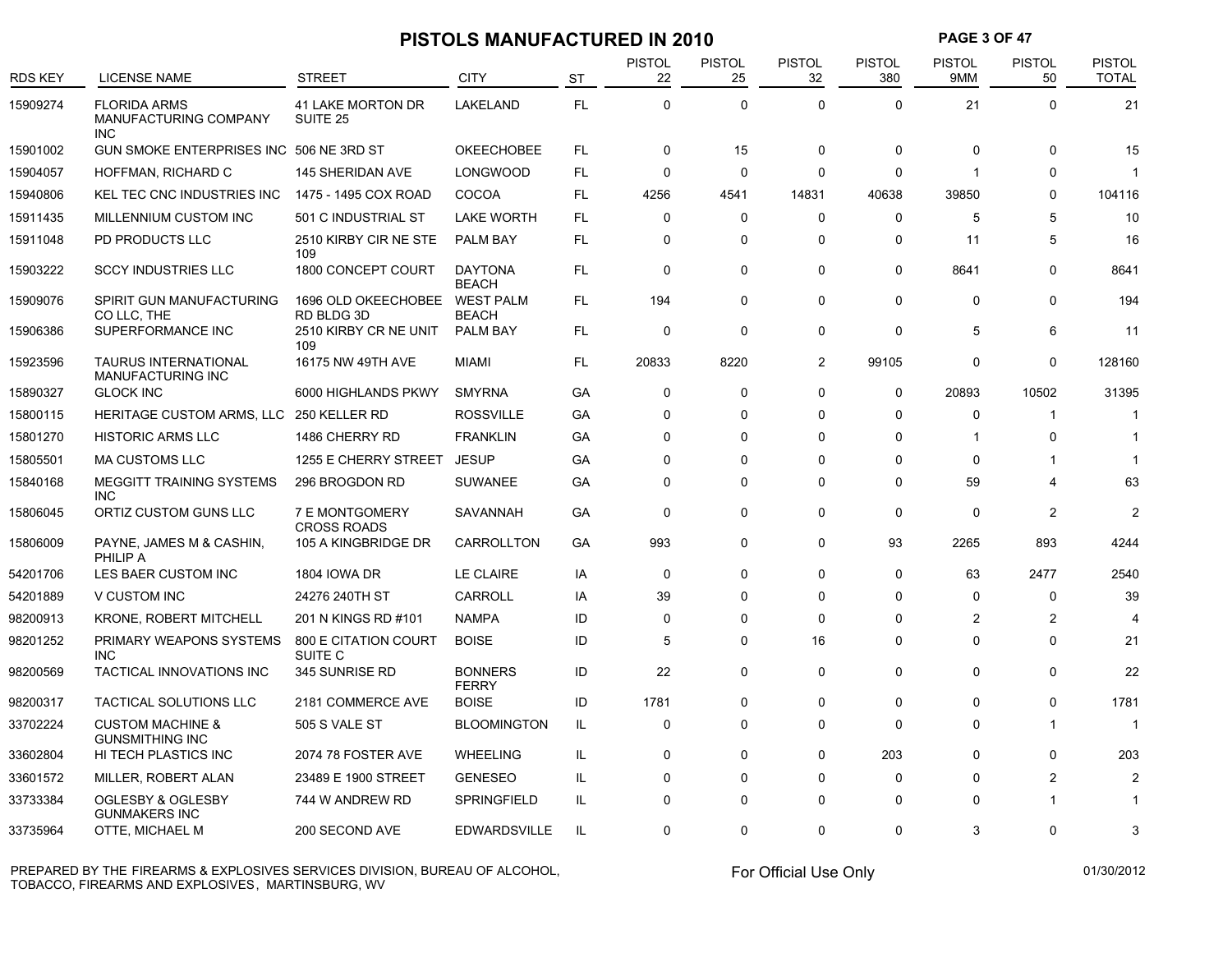# PISTOLS MANUFACTURED IN 2010

| RDS KEY | LICENSE NAME | STREET | CITY | ST | PISTOL 22 | PISTOL 25 | PISTOL 32 | PISTOL 380 | PISTOL 9MM | PISTOL 50 | PISTOL TOTAL |
|---|---|---|---|---|---|---|---|---|---|---|---|
| 15909274 | FLORIDA ARMS MANUFACTURING COMPANY INC | 41 LAKE MORTON DR SUITE 25 | LAKELAND | FL | 0 | 0 | 0 | 0 | 21 | 0 | 21 |
| 15901002 | GUN SMOKE ENTERPRISES INC | 506 NE 3RD ST | OKEECHOBEE | FL | 0 | 15 | 0 | 0 | 0 | 0 | 15 |
| 15904057 | HOFFMAN, RICHARD C | 145 SHERIDAN AVE | LONGWOOD | FL | 0 | 0 | 0 | 0 | 1 | 0 | 1 |
| 15940806 | KEL TEC CNC INDUSTRIES INC | 1475 - 1495 COX ROAD | COCOA | FL | 4256 | 4541 | 14831 | 40638 | 39850 | 0 | 104116 |
| 15911435 | MILLENNIUM CUSTOM INC | 501 C INDUSTRIAL ST | LAKE WORTH | FL | 0 | 0 | 0 | 0 | 5 | 5 | 10 |
| 15911048 | PD PRODUCTS LLC | 2510 KIRBY CIR NE STE 109 | PALM BAY | FL | 0 | 0 | 0 | 0 | 11 | 5 | 16 |
| 15903222 | SCCY INDUSTRIES LLC | 1800 CONCEPT COURT | DAYTONA BEACH | FL | 0 | 0 | 0 | 0 | 8641 | 0 | 8641 |
| 15909076 | SPIRIT GUN MANUFACTURING CO LLC, THE | 1696 OLD OKEECHOBEE RD BLDG 3D | WEST PALM BEACH | FL | 194 | 0 | 0 | 0 | 0 | 0 | 194 |
| 15906386 | SUPERFORMANCE INC | 2510 KIRBY CR NE UNIT 109 | PALM BAY | FL | 0 | 0 | 0 | 0 | 5 | 6 | 11 |
| 15923596 | TAURUS INTERNATIONAL MANUFACTURING INC | 16175 NW 49TH AVE | MIAMI | FL | 20833 | 8220 | 2 | 99105 | 0 | 0 | 128160 |
| 15890327 | GLOCK INC | 6000 HIGHLANDS PKWY | SMYRNA | GA | 0 | 0 | 0 | 0 | 20893 | 10502 | 31395 |
| 15800115 | HERITAGE CUSTOM ARMS, LLC | 250 KELLER RD | ROSSVILLE | GA | 0 | 0 | 0 | 0 | 0 | 1 | 1 |
| 15801270 | HISTORIC ARMS LLC | 1486 CHERRY RD | FRANKLIN | GA | 0 | 0 | 0 | 0 | 1 | 0 | 1 |
| 15805501 | MA CUSTOMS LLC | 1255 E CHERRY STREET | JESUP | GA | 0 | 0 | 0 | 0 | 0 | 1 | 1 |
| 15840168 | MEGGITT TRAINING SYSTEMS INC | 296 BROGDON RD | SUWANEE | GA | 0 | 0 | 0 | 0 | 59 | 4 | 63 |
| 15806045 | ORTIZ CUSTOM GUNS LLC | 7 E MONTGOMERY CROSS ROADS | SAVANNAH | GA | 0 | 0 | 0 | 0 | 0 | 2 | 2 |
| 15806009 | PAYNE, JAMES M & CASHIN, PHILIP A | 105 A KINGBRIDGE DR | CARROLLTON | GA | 993 | 0 | 0 | 93 | 2265 | 893 | 4244 |
| 54201706 | LES BAER CUSTOM INC | 1804 IOWA DR | LE CLAIRE | IA | 0 | 0 | 0 | 0 | 63 | 2477 | 2540 |
| 54201889 | V CUSTOM INC | 24276 240TH ST | CARROLL | IA | 39 | 0 | 0 | 0 | 0 | 0 | 39 |
| 98200913 | KRONE, ROBERT MITCHELL | 201 N KINGS RD #101 | NAMPA | ID | 0 | 0 | 0 | 0 | 2 | 2 | 4 |
| 98201252 | PRIMARY WEAPONS SYSTEMS INC | 800 E CITATION COURT SUITE C | BOISE | ID | 5 | 0 | 16 | 0 | 0 | 0 | 21 |
| 98200569 | TACTICAL INNOVATIONS INC | 345 SUNRISE RD | BONNERS FERRY | ID | 22 | 0 | 0 | 0 | 0 | 0 | 22 |
| 98200317 | TACTICAL SOLUTIONS LLC | 2181 COMMERCE AVE | BOISE | ID | 1781 | 0 | 0 | 0 | 0 | 0 | 1781 |
| 33702224 | CUSTOM MACHINE & GUNSMITHING INC | 505 S VALE ST | BLOOMINGTON | IL | 0 | 0 | 0 | 0 | 0 | 1 | 1 |
| 33602804 | HI TECH PLASTICS INC | 2074 78 FOSTER AVE | WHEELING | IL | 0 | 0 | 0 | 203 | 0 | 0 | 203 |
| 33601572 | MILLER, ROBERT ALAN | 23489 E 1900 STREET | GENESEO | IL | 0 | 0 | 0 | 0 | 0 | 2 | 2 |
| 33733384 | OGLESBY & OGLESBY GUNMAKERS INC | 744 W ANDREW RD | SPRINGFIELD | IL | 0 | 0 | 0 | 0 | 0 | 1 | 1 |
| 33735964 | OTTE, MICHAEL M | 200 SECOND AVE | EDWARDSVILLE | IL | 0 | 0 | 0 | 0 | 3 | 0 | 3 |

PREPARED BY THE FIREARMS & EXPLOSIVES SERVICES DIVISION, BUREAU OF ALCOHOL, TOBACCO, FIREARMS AND EXPLOSIVES, MARTINSBURG, WV

For Official Use Only

01/30/2012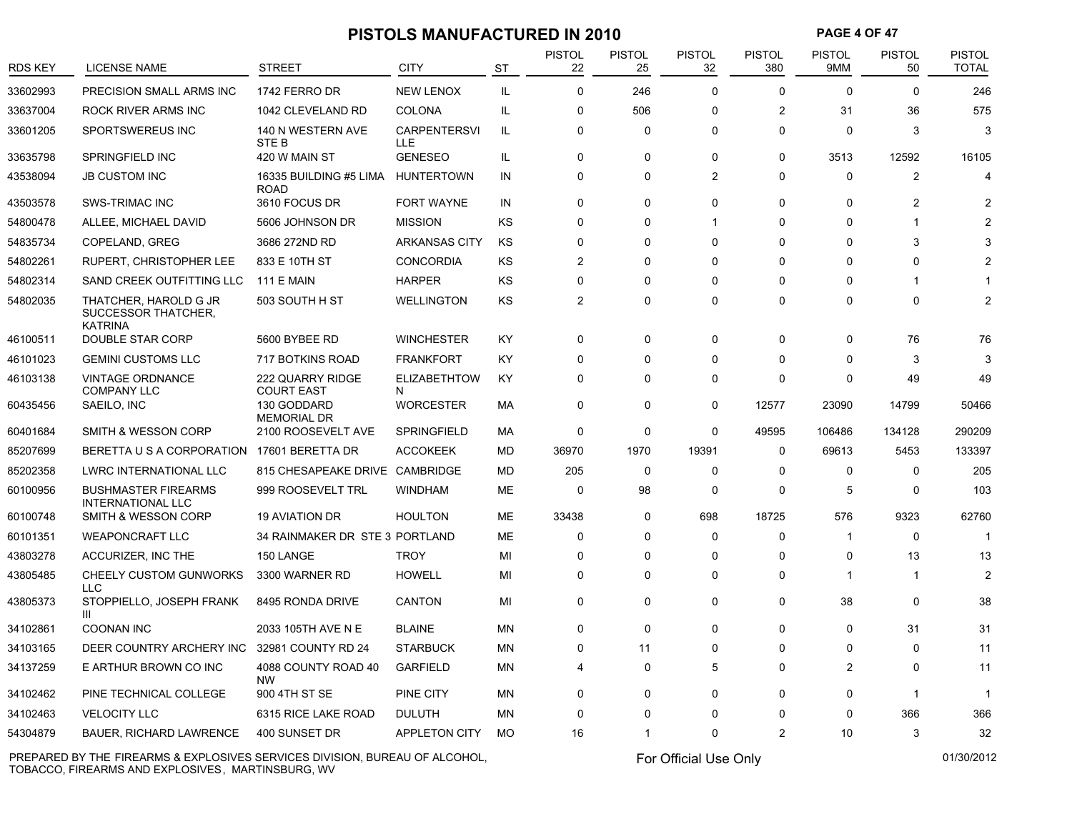# PISTOLS MANUFACTURED IN 2010

| RDS KEY | LICENSE NAME | STREET | CITY | ST | PISTOL 22 | PISTOL 25 | PISTOL 32 | PISTOL 380 | PISTOL 9MM | PISTOL 50 | PISTOL TOTAL |
|---|---|---|---|---|---|---|---|---|---|---|---|
| 33602993 | PRECISION SMALL ARMS INC | 1742 FERRO DR | NEW LENOX | IL | 0 | 246 | 0 | 0 | 0 | 0 | 246 |
| 33637004 | ROCK RIVER ARMS INC | 1042 CLEVELAND RD | COLONA | IL | 0 | 506 | 0 | 2 | 31 | 36 | 575 |
| 33601205 | SPORTSWEREUS INC | 140 N WESTERN AVE STE B | CARPENTERSVILLE | IL | 0 | 0 | 0 | 0 | 0 | 3 | 3 |
| 33635798 | SPRINGFIELD INC | 420 W MAIN ST | GENESEO | IL | 0 | 0 | 0 | 0 | 3513 | 12592 | 16105 |
| 43538094 | JB CUSTOM INC | 16335 BUILDING #5 LIMA ROAD | HUNTERTOWN | IN | 0 | 0 | 2 | 0 | 0 | 2 | 4 |
| 43503578 | SWS-TRIMAC INC | 3610 FOCUS DR | FORT WAYNE | IN | 0 | 0 | 0 | 0 | 0 | 2 | 2 |
| 54800478 | ALLEE, MICHAEL DAVID | 5606 JOHNSON DR | MISSION | KS | 0 | 0 | 1 | 0 | 0 | 1 | 2 |
| 54835734 | COPELAND, GREG | 3686 272ND RD | ARKANSAS CITY | KS | 0 | 0 | 0 | 0 | 0 | 3 | 3 |
| 54802261 | RUPERT, CHRISTOPHER LEE | 833 E 10TH ST | CONCORDIA | KS | 2 | 0 | 0 | 0 | 0 | 0 | 2 |
| 54802314 | SAND CREEK OUTFITTING LLC | 111 E MAIN | HARPER | KS | 0 | 0 | 0 | 0 | 0 | 1 | 1 |
| 54802035 | THATCHER, HAROLD G JR SUCCESSOR THATCHER, KATRINA | 503 SOUTH H ST | WELLINGTON | KS | 2 | 0 | 0 | 0 | 0 | 0 | 2 |
| 46100511 | DOUBLE STAR CORP | 5600 BYBEE RD | WINCHESTER | KY | 0 | 0 | 0 | 0 | 0 | 76 | 76 |
| 46101023 | GEMINI CUSTOMS LLC | 717 BOTKINS ROAD | FRANKFORT | KY | 0 | 0 | 0 | 0 | 0 | 3 | 3 |
| 46103138 | VINTAGE ORDNANCE COMPANY LLC | 222 QUARRY RIDGE COURT EAST | ELIZABETHTOWN | KY | 0 | 0 | 0 | 0 | 0 | 49 | 49 |
| 60435456 | SAEILO, INC | 130 GODDARD MEMORIAL DR | WORCESTER | MA | 0 | 0 | 0 | 12577 | 23090 | 14799 | 50466 |
| 60401684 | SMITH & WESSON CORP | 2100 ROOSEVELT AVE | SPRINGFIELD | MA | 0 | 0 | 0 | 49595 | 106486 | 134128 | 290209 |
| 85207699 | BERETTA U S A CORPORATION | 17601 BERETTA DR | ACCOKEEK | MD | 36970 | 1970 | 19391 | 0 | 69613 | 5453 | 133397 |
| 85202358 | LWRC INTERNATIONAL LLC | 815 CHESAPEAKE DRIVE | CAMBRIDGE | MD | 205 | 0 | 0 | 0 | 0 | 0 | 205 |
| 60100956 | BUSHMASTER FIREARMS INTERNATIONAL LLC | 999 ROOSEVELT TRL | WINDHAM | ME | 0 | 98 | 0 | 0 | 5 | 0 | 103 |
| 60100748 | SMITH & WESSON CORP | 19 AVIATION DR | HOULTON | ME | 33438 | 0 | 698 | 18725 | 576 | 9323 | 62760 |
| 60101351 | WEAPONCRAFT LLC | 34 RAINMAKER DR STE 3 | PORTLAND | ME | 0 | 0 | 0 | 0 | 1 | 0 | 1 |
| 43803278 | ACCURIZER, INC THE | 150 LANGE | TROY | MI | 0 | 0 | 0 | 0 | 0 | 13 | 13 |
| 43805485 | CHEELY CUSTOM GUNWORKS LLC | 3300 WARNER RD | HOWELL | MI | 0 | 0 | 0 | 0 | 1 | 1 | 2 |
| 43805373 | STOPPIELLO, JOSEPH FRANK III | 8495 RONDA DRIVE | CANTON | MI | 0 | 0 | 0 | 0 | 38 | 0 | 38 |
| 34102861 | COONAN INC | 2033 105TH AVE N E | BLAINE | MN | 0 | 0 | 0 | 0 | 0 | 31 | 31 |
| 34103165 | DEER COUNTRY ARCHERY INC | 32981 COUNTY RD 24 | STARBUCK | MN | 0 | 11 | 0 | 0 | 0 | 0 | 11 |
| 34137259 | E ARTHUR BROWN CO INC | 4088 COUNTY ROAD 40 NW | GARFIELD | MN | 4 | 0 | 5 | 0 | 2 | 0 | 11 |
| 34102462 | PINE TECHNICAL COLLEGE | 900 4TH ST SE | PINE CITY | MN | 0 | 0 | 0 | 0 | 0 | 1 | 1 |
| 34102463 | VELOCITY LLC | 6315 RICE LAKE ROAD | DULUTH | MN | 0 | 0 | 0 | 0 | 0 | 366 | 366 |
| 54304879 | BAUER, RICHARD LAWRENCE | 400 SUNSET DR | APPLETON CITY | MO | 16 | 1 | 0 | 2 | 10 | 3 | 32 |

PREPARED BY THE FIREARMS & EXPLOSIVES SERVICES DIVISION, BUREAU OF ALCOHOL, TOBACCO, FIREARMS AND EXPLOSIVES, MARTINSBURG, WV

For Official Use Only

01/30/2012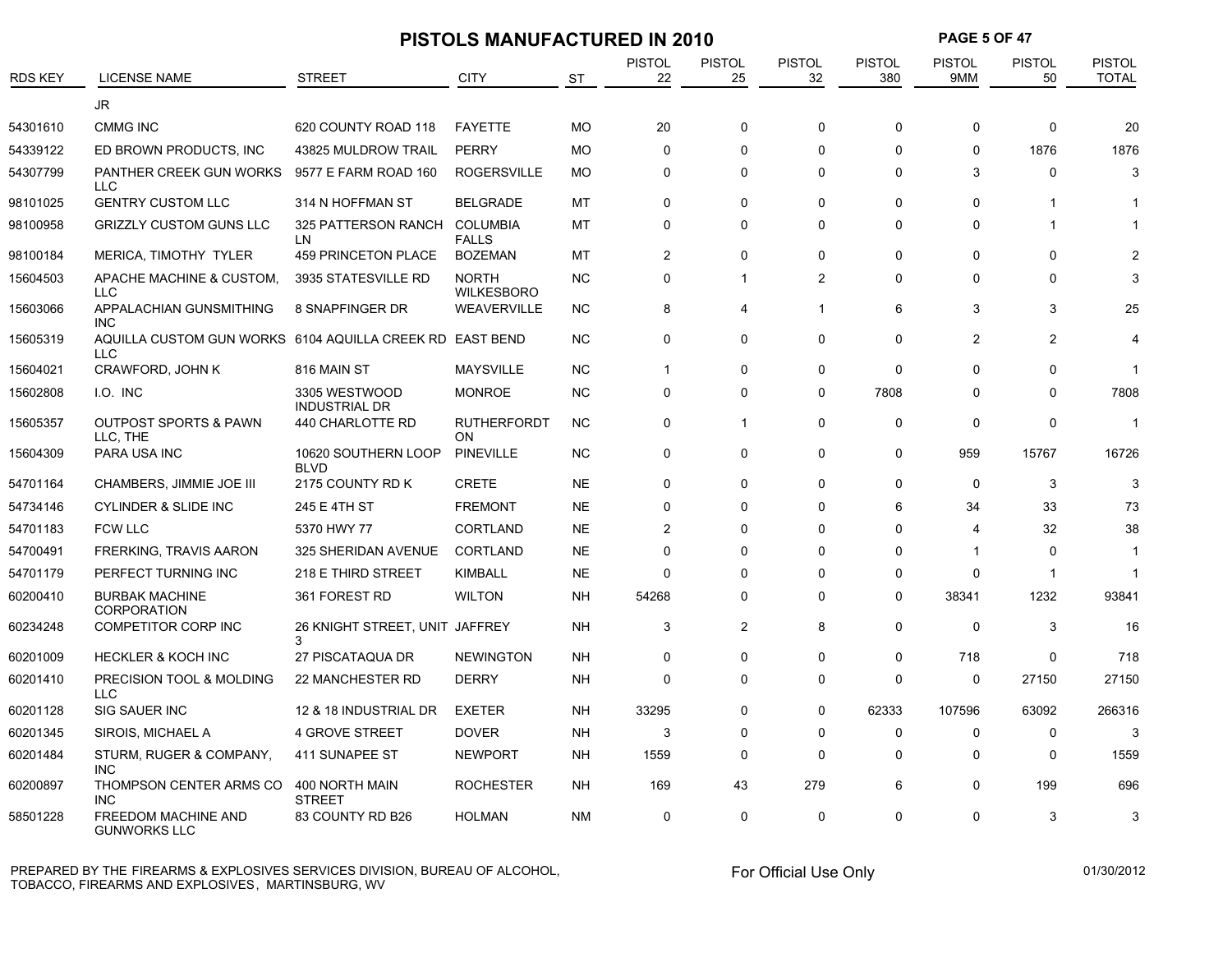# PISTOLS MANUFACTURED IN 2010

| RDS KEY | LICENSE NAME | STREET | CITY | ST | PISTOL 22 | PISTOL 25 | PISTOL 32 | PISTOL 380 | PISTOL 9MM | PISTOL 50 | PISTOL TOTAL |
|---|---|---|---|---|---|---|---|---|---|---|---|
| | JR | | | | | | | | | | |
| 54301610 | CMMG INC | 620 COUNTY ROAD 118 | FAYETTE | MO | 20 | 0 | 0 | 0 | 0 | 0 | 20 |
| 54339122 | ED BROWN PRODUCTS, INC | 43825 MULDROW TRAIL | PERRY | MO | 0 | 0 | 0 | 0 | 0 | 1876 | 1876 |
| 54307799 | PANTHER CREEK GUN WORKS LLC | 9577 E FARM ROAD 160 | ROGERSVILLE | MO | 0 | 0 | 0 | 0 | 3 | 0 | 3 |
| 98101025 | GENTRY CUSTOM LLC | 314 N HOFFMAN ST | BELGRADE | MT | 0 | 0 | 0 | 0 | 0 | 1 | 1 |
| 98100958 | GRIZZLY CUSTOM GUNS LLC | 325 PATTERSON RANCH LN | COLUMBIA FALLS | MT | 0 | 0 | 0 | 0 | 0 | 1 | 1 |
| 98100184 | MERICA, TIMOTHY TYLER | 459 PRINCETON PLACE | BOZEMAN | MT | 2 | 0 | 0 | 0 | 0 | 0 | 2 |
| 15604503 | APACHE MACHINE & CUSTOM, LLC | 3935 STATESVILLE RD | NORTH WILKESBORO | NC | 0 | 1 | 2 | 0 | 0 | 0 | 3 |
| 15603066 | APPALACHIAN GUNSMITHING INC | 8 SNAPFINGER DR | WEAVERVILLE | NC | 8 | 4 | 1 | 6 | 3 | 3 | 25 |
| 15605319 | AQUILLA CUSTOM GUN WORKS LLC | 6104 AQUILLA CREEK RD | EAST BEND | NC | 0 | 0 | 0 | 0 | 2 | 2 | 4 |
| 15604021 | CRAWFORD, JOHN K | 816 MAIN ST | MAYSVILLE | NC | 1 | 0 | 0 | 0 | 0 | 0 | 1 |
| 15602808 | I.O. INC | 3305 WESTWOOD INDUSTRIAL DR | MONROE | NC | 0 | 0 | 0 | 7808 | 0 | 0 | 7808 |
| 15605357 | OUTPOST SPORTS & PAWN LLC, THE | 440 CHARLOTTE RD | RUTHERFORDTON | NC | 0 | 1 | 0 | 0 | 0 | 0 | 1 |
| 15604309 | PARA USA INC | 10620 SOUTHERN LOOP BLVD | PINEVILLE | NC | 0 | 0 | 0 | 0 | 959 | 15767 | 16726 |
| 54701164 | CHAMBERS, JIMMIE JOE III | 2175 COUNTY RD K | CRETE | NE | 0 | 0 | 0 | 0 | 0 | 3 | 3 |
| 54734146 | CYLINDER & SLIDE INC | 245 E 4TH ST | FREMONT | NE | 0 | 0 | 0 | 6 | 34 | 33 | 73 |
| 54701183 | FCW LLC | 5370 HWY 77 | CORTLAND | NE | 2 | 0 | 0 | 0 | 4 | 32 | 38 |
| 54700491 | FRERKING, TRAVIS AARON | 325 SHERIDAN AVENUE | CORTLAND | NE | 0 | 0 | 0 | 0 | 1 | 0 | 1 |
| 54701179 | PERFECT TURNING INC | 218 E THIRD STREET | KIMBALL | NE | 0 | 0 | 0 | 0 | 0 | 1 | 1 |
| 60200410 | BURBAK MACHINE CORPORATION | 361 FOREST RD | WILTON | NH | 54268 | 0 | 0 | 0 | 38341 | 1232 | 93841 |
| 60234248 | COMPETITOR CORP INC | 26 KNIGHT STREET, UNIT 3 | JAFFREY | NH | 3 | 2 | 8 | 0 | 0 | 3 | 16 |
| 60201009 | HECKLER & KOCH INC | 27 PISCATAQUA DR | NEWINGTON | NH | 0 | 0 | 0 | 0 | 718 | 0 | 718 |
| 60201410 | PRECISION TOOL & MOLDING LLC | 22 MANCHESTER RD | DERRY | NH | 0 | 0 | 0 | 0 | 0 | 27150 | 27150 |
| 60201128 | SIG SAUER INC | 12 & 18 INDUSTRIAL DR | EXETER | NH | 33295 | 0 | 0 | 62333 | 107596 | 63092 | 266316 |
| 60201345 | SIROIS, MICHAEL A | 4 GROVE STREET | DOVER | NH | 3 | 0 | 0 | 0 | 0 | 0 | 3 |
| 60201484 | STURM, RUGER & COMPANY, INC | 411 SUNAPEE ST | NEWPORT | NH | 1559 | 0 | 0 | 0 | 0 | 0 | 1559 |
| 60200897 | THOMPSON CENTER ARMS CO INC | 400 NORTH MAIN STREET | ROCHESTER | NH | 169 | 43 | 279 | 6 | 0 | 199 | 696 |
| 58501228 | FREEDOM MACHINE AND GUNWORKS LLC | 83 COUNTY RD B26 | HOLMAN | NM | 0 | 0 | 0 | 0 | 0 | 3 | 3 |

PREPARED BY THE FIREARMS & EXPLOSIVES SERVICES DIVISION, BUREAU OF ALCOHOL, TOBACCO, FIREARMS AND EXPLOSIVES, MARTINSBURG, WV

For Official Use Only

01/30/2012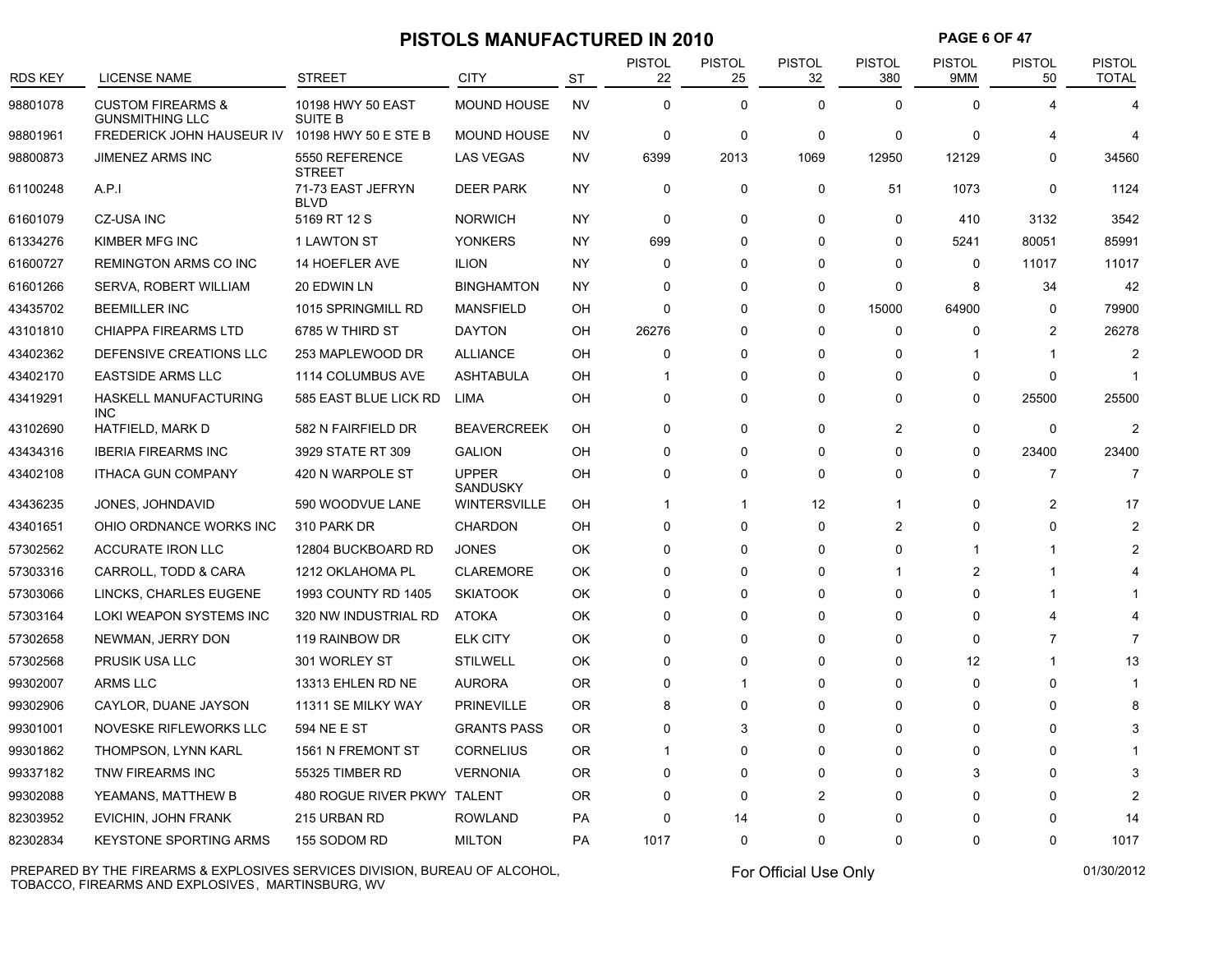# PISTOLS MANUFACTURED IN 2010

| RDS KEY | LICENSE NAME | STREET | CITY | ST | PISTOL 22 | PISTOL 25 | PISTOL 32 | PISTOL 380 | PISTOL 9MM | PISTOL 50 | PISTOL TOTAL |
|---|---|---|---|---|---|---|---|---|---|---|---|
| 98801078 | CUSTOM FIREARMS & GUNSMITHING LLC | 10198 HWY 50 EAST SUITE B | MOUND HOUSE | NV | 0 | 0 | 0 | 0 | 0 | 4 | 4 |
| 98801961 | FREDERICK JOHN HAUSEUR IV | 10198 HWY 50 E STE B | MOUND HOUSE | NV | 0 | 0 | 0 | 0 | 0 | 4 | 4 |
| 98800873 | JIMENEZ ARMS INC | 5550 REFERENCE STREET | LAS VEGAS | NV | 6399 | 2013 | 1069 | 12950 | 12129 | 0 | 34560 |
| 61100248 | A.P.I | 71-73 EAST JEFRYN BLVD | DEER PARK | NY | 0 | 0 | 0 | 51 | 1073 | 0 | 1124 |
| 61601079 | CZ-USA INC | 5169 RT 12 S | NORWICH | NY | 0 | 0 | 0 | 0 | 410 | 3132 | 3542 |
| 61334276 | KIMBER MFG INC | 1 LAWTON ST | YONKERS | NY | 699 | 0 | 0 | 0 | 5241 | 80051 | 85991 |
| 61600727 | REMINGTON ARMS CO INC | 14 HOEFLER AVE | ILION | NY | 0 | 0 | 0 | 0 | 0 | 11017 | 11017 |
| 61601266 | SERVA, ROBERT WILLIAM | 20 EDWIN LN | BINGHAMTON | NY | 0 | 0 | 0 | 0 | 8 | 34 | 42 |
| 43435702 | BEEMILLER INC | 1015 SPRINGMILL RD | MANSFIELD | OH | 0 | 0 | 0 | 15000 | 64900 | 0 | 79900 |
| 43101810 | CHIAPPA FIREARMS LTD | 6785 W THIRD ST | DAYTON | OH | 26276 | 0 | 0 | 0 | 0 | 2 | 26278 |
| 43402362 | DEFENSIVE CREATIONS LLC | 253 MAPLEWOOD DR | ALLIANCE | OH | 0 | 0 | 0 | 0 | 1 | 1 | 2 |
| 43402170 | EASTSIDE ARMS LLC | 1114 COLUMBUS AVE | ASHTABULA | OH | 1 | 0 | 0 | 0 | 0 | 0 | 1 |
| 43419291 | HASKELL MANUFACTURING INC | 585 EAST BLUE LICK RD | LIMA | OH | 0 | 0 | 0 | 0 | 0 | 25500 | 25500 |
| 43102690 | HATFIELD, MARK D | 582 N FAIRFIELD DR | BEAVERCREEK | OH | 0 | 0 | 0 | 2 | 0 | 0 | 2 |
| 43434316 | IBERIA FIREARMS INC | 3929 STATE RT 309 | GALION | OH | 0 | 0 | 0 | 0 | 0 | 23400 | 23400 |
| 43402108 | ITHACA GUN COMPANY | 420 N WARPOLE ST | UPPER SANDUSKY | OH | 0 | 0 | 0 | 0 | 0 | 7 | 7 |
| 43436235 | JONES, JOHNDAVID | 590 WOODVUE LANE | WINTERSVILLE | OH | 1 | 1 | 12 | 1 | 0 | 2 | 17 |
| 43401651 | OHIO ORDNANCE WORKS INC | 310 PARK DR | CHARDON | OH | 0 | 0 | 0 | 2 | 0 | 0 | 2 |
| 57302562 | ACCURATE IRON LLC | 12804 BUCKBOARD RD | JONES | OK | 0 | 0 | 0 | 0 | 1 | 1 | 2 |
| 57303316 | CARROLL, TODD & CARA | 1212 OKLAHOMA PL | CLAREMORE | OK | 0 | 0 | 0 | 1 | 2 | 1 | 4 |
| 57303066 | LINCKS, CHARLES EUGENE | 1993 COUNTY RD 1405 | SKIATOOK | OK | 0 | 0 | 0 | 0 | 0 | 1 | 1 |
| 57303164 | LOKI WEAPON SYSTEMS INC | 320 NW INDUSTRIAL RD | ATOKA | OK | 0 | 0 | 0 | 0 | 0 | 4 | 4 |
| 57302658 | NEWMAN, JERRY DON | 119 RAINBOW DR | ELK CITY | OK | 0 | 0 | 0 | 0 | 0 | 7 | 7 |
| 57302568 | PRUSIK USA LLC | 301 WORLEY ST | STILWELL | OK | 0 | 0 | 0 | 0 | 12 | 1 | 13 |
| 99302007 | ARMS LLC | 13313 EHLEN RD NE | AURORA | OR | 0 | 1 | 0 | 0 | 0 | 0 | 1 |
| 99302906 | CAYLOR, DUANE JAYSON | 11311 SE MILKY WAY | PRINEVILLE | OR | 8 | 0 | 0 | 0 | 0 | 0 | 8 |
| 99301001 | NOVESKE RIFLEWORKS LLC | 594 NE E ST | GRANTS PASS | OR | 0 | 3 | 0 | 0 | 0 | 0 | 3 |
| 99301862 | THOMPSON, LYNN KARL | 1561 N FREMONT ST | CORNELIUS | OR | 1 | 0 | 0 | 0 | 0 | 0 | 1 |
| 99337182 | TNW FIREARMS INC | 55325 TIMBER RD | VERNONIA | OR | 0 | 0 | 0 | 0 | 3 | 0 | 3 |
| 99302088 | YEAMANS, MATTHEW B | 480 ROGUE RIVER PKWY | TALENT | OR | 0 | 0 | 2 | 0 | 0 | 0 | 2 |
| 82303952 | EVICHIN, JOHN FRANK | 215 URBAN RD | ROWLAND | PA | 0 | 14 | 0 | 0 | 0 | 0 | 14 |
| 82302834 | KEYSTONE SPORTING ARMS | 155 SODOM RD | MILTON | PA | 1017 | 0 | 0 | 0 | 0 | 0 | 1017 |

PREPARED BY THE FIREARMS & EXPLOSIVES SERVICES DIVISION, BUREAU OF ALCOHOL, TOBACCO, FIREARMS AND EXPLOSIVES, MARTINSBURG, WV

For Official Use Only

01/30/2012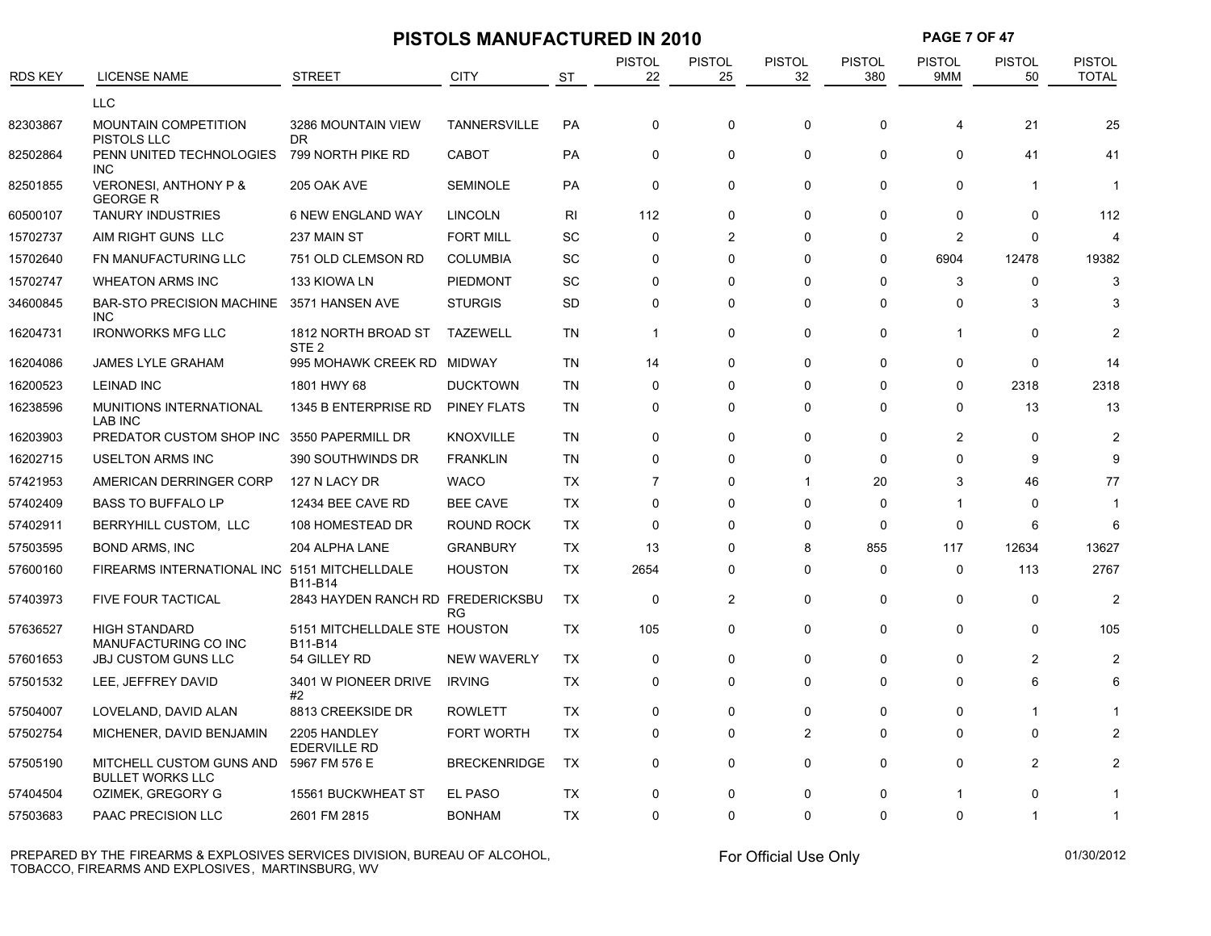# PISTOLS MANUFACTURED IN 2010

| RDS KEY | LICENSE NAME | STREET | CITY | ST | PISTOL 22 | PISTOL 25 | PISTOL 32 | PISTOL 380 | PISTOL 9MM | PISTOL 50 | PISTOL TOTAL |
|---|---|---|---|---|---|---|---|---|---|---|---|
| | LLC | | | | | | | | | | |
| 82303867 | MOUNTAIN COMPETITION PISTOLS LLC | 3286 MOUNTAIN VIEW DR | TANNERSVILLE | PA | 0 | 0 | 0 | 0 | 4 | 21 | 25 |
| 82502864 | PENN UNITED TECHNOLOGIES INC | 799 NORTH PIKE RD | CABOT | PA | 0 | 0 | 0 | 0 | 0 | 41 | 41 |
| 82501855 | VERONESI, ANTHONY P & GEORGE R | 205 OAK AVE | SEMINOLE | PA | 0 | 0 | 0 | 0 | 0 | 1 | 1 |
| 60500107 | TANURY INDUSTRIES | 6 NEW ENGLAND WAY | LINCOLN | RI | 112 | 0 | 0 | 0 | 0 | 0 | 112 |
| 15702737 | AIM RIGHT GUNS LLC | 237 MAIN ST | FORT MILL | SC | 0 | 2 | 0 | 0 | 2 | 0 | 4 |
| 15702640 | FN MANUFACTURING LLC | 751 OLD CLEMSON RD | COLUMBIA | SC | 0 | 0 | 0 | 0 | 6904 | 12478 | 19382 |
| 15702747 | WHEATON ARMS INC | 133 KIOWA LN | PIEDMONT | SC | 0 | 0 | 0 | 0 | 3 | 0 | 3 |
| 34600845 | BAR-STO PRECISION MACHINE INC | 3571 HANSEN AVE | STURGIS | SD | 0 | 0 | 0 | 0 | 0 | 3 | 3 |
| 16204731 | IRONWORKS MFG LLC | 1812 NORTH BROAD ST STE 2 | TAZEWELL | TN | 1 | 0 | 0 | 0 | 1 | 0 | 2 |
| 16204086 | JAMES LYLE GRAHAM | 995 MOHAWK CREEK RD | MIDWAY | TN | 14 | 0 | 0 | 0 | 0 | 0 | 14 |
| 16200523 | LEINAD INC | 1801 HWY 68 | DUCKTOWN | TN | 0 | 0 | 0 | 0 | 0 | 2318 | 2318 |
| 16238596 | MUNITIONS INTERNATIONAL LAB INC | 1345 B ENTERPRISE RD | PINEY FLATS | TN | 0 | 0 | 0 | 0 | 0 | 13 | 13 |
| 16203903 | PREDATOR CUSTOM SHOP INC | 3550 PAPERMILL DR | KNOXVILLE | TN | 0 | 0 | 0 | 0 | 2 | 0 | 2 |
| 16202715 | USELTON ARMS INC | 390 SOUTHWINDS DR | FRANKLIN | TN | 0 | 0 | 0 | 0 | 0 | 9 | 9 |
| 57421953 | AMERICAN DERRINGER CORP | 127 N LACY DR | WACO | TX | 7 | 0 | 1 | 20 | 3 | 46 | 77 |
| 57402409 | BASS TO BUFFALO LP | 12434 BEE CAVE RD | BEE CAVE | TX | 0 | 0 | 0 | 0 | 1 | 0 | 1 |
| 57402911 | BERRYHILL CUSTOM, LLC | 108 HOMESTEAD DR | ROUND ROCK | TX | 0 | 0 | 0 | 0 | 0 | 6 | 6 |
| 57503595 | BOND ARMS, INC | 204 ALPHA LANE | GRANBURY | TX | 13 | 0 | 8 | 855 | 117 | 12634 | 13627 |
| 57600160 | FIREARMS INTERNATIONAL INC | 5151 MITCHELLDALE B11-B14 | HOUSTON | TX | 2654 | 0 | 0 | 0 | 0 | 113 | 2767 |
| 57403973 | FIVE FOUR TACTICAL | 2843 HAYDEN RANCH RD | FREDERICKSBURG | TX | 0 | 2 | 0 | 0 | 0 | 0 | 2 |
| 57636527 | HIGH STANDARD MANUFACTURING CO INC | 5151 MITCHELLDALE STE B11-B14 | HOUSTON | TX | 105 | 0 | 0 | 0 | 0 | 0 | 105 |
| 57601653 | JBJ CUSTOM GUNS LLC | 54 GILLEY RD | NEW WAVERLY | TX | 0 | 0 | 0 | 0 | 0 | 2 | 2 |
| 57501532 | LEE, JEFFREY DAVID | 3401 W PIONEER DRIVE #2 | IRVING | TX | 0 | 0 | 0 | 0 | 0 | 6 | 6 |
| 57504007 | LOVELAND, DAVID ALAN | 8813 CREEKSIDE DR | ROWLETT | TX | 0 | 0 | 0 | 0 | 0 | 1 | 1 |
| 57502754 | MICHENER, DAVID BENJAMIN | 2205 HANDLEY EDERVILLE RD | FORT WORTH | TX | 0 | 0 | 2 | 0 | 0 | 0 | 2 |
| 57505190 | MITCHELL CUSTOM GUNS AND BULLET WORKS LLC | 5967 FM 576 E | BRECKENRIDGE | TX | 0 | 0 | 0 | 0 | 0 | 2 | 2 |
| 57404504 | OZIMEK, GREGORY G | 15561 BUCKWHEAT ST | EL PASO | TX | 0 | 0 | 0 | 0 | 1 | 0 | 1 |
| 57503683 | PAAC PRECISION LLC | 2601 FM 2815 | BONHAM | TX | 0 | 0 | 0 | 0 | 0 | 1 | 1 |

PREPARED BY THE FIREARMS & EXPLOSIVES SERVICES DIVISION, BUREAU OF ALCOHOL, TOBACCO, FIREARMS AND EXPLOSIVES, MARTINSBURG, WV

For Official Use Only

01/30/2012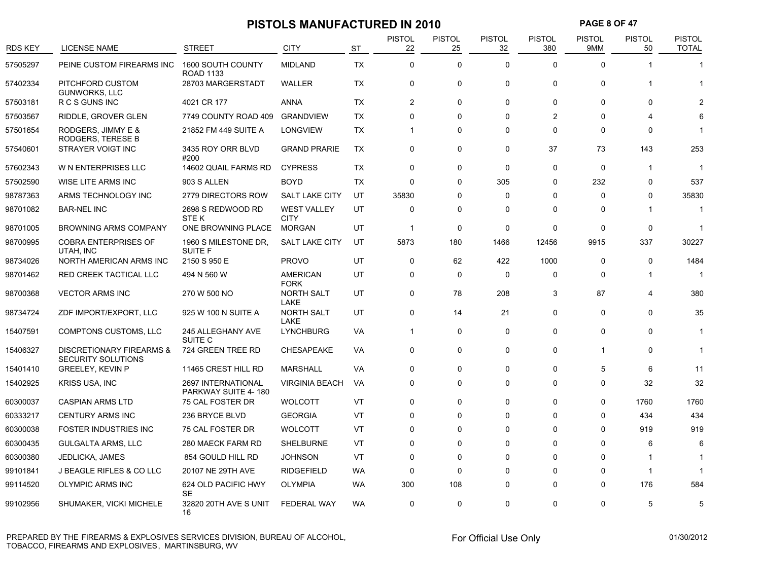# PISTOLS MANUFACTURED IN 2010

| RDS KEY | LICENSE NAME | STREET | CITY | ST | PISTOL 22 | PISTOL 25 | PISTOL 32 | PISTOL 380 | PISTOL 9MM | PISTOL 50 | PISTOL TOTAL |
|---|---|---|---|---|---|---|---|---|---|---|---|
| 57505297 | PEINE CUSTOM FIREARMS INC | 1600 SOUTH COUNTY ROAD 1133 | MIDLAND | TX | 0 | 0 | 0 | 0 | 0 | 1 | 1 |
| 57402334 | PITCHFORD CUSTOM GUNWORKS, LLC | 28703 MARGERSTADT | WALLER | TX | 0 | 0 | 0 | 0 | 0 | 1 | 1 |
| 57503181 | R C S GUNS INC | 4021 CR 177 | ANNA | TX | 2 | 0 | 0 | 0 | 0 | 0 | 2 |
| 57503567 | RIDDLE, GROVER GLEN | 7749 COUNTY ROAD 409 | GRANDVIEW | TX | 0 | 0 | 0 | 2 | 0 | 4 | 6 |
| 57501654 | RODGERS, JIMMY E & RODGERS, TERESE B | 21852 FM 449 SUITE A | LONGVIEW | TX | 1 | 0 | 0 | 0 | 0 | 0 | 1 |
| 57540601 | STRAYER VOIGT INC | 3435 ROY ORR BLVD #200 | GRAND PRARIE | TX | 0 | 0 | 0 | 37 | 73 | 143 | 253 |
| 57602343 | W N ENTERPRISES LLC | 14602 QUAIL FARMS RD | CYPRESS | TX | 0 | 0 | 0 | 0 | 0 | 1 | 1 |
| 57502590 | WISE LITE ARMS INC | 903 S ALLEN | BOYD | TX | 0 | 0 | 305 | 0 | 232 | 0 | 537 |
| 98787363 | ARMS TECHNOLOGY INC | 2779 DIRECTORS ROW | SALT LAKE CITY | UT | 35830 | 0 | 0 | 0 | 0 | 0 | 35830 |
| 98701082 | BAR-NEL INC | 2698 S REDWOOD RD STE K | WEST VALLEY CITY | UT | 0 | 0 | 0 | 0 | 0 | 1 | 1 |
| 98701005 | BROWNING ARMS COMPANY | ONE BROWNING PLACE | MORGAN | UT | 1 | 0 | 0 | 0 | 0 | 0 | 1 |
| 98700995 | COBRA ENTERPRISES OF UTAH, INC | 1960 S MILESTONE DR, SUITE F | SALT LAKE CITY | UT | 5873 | 180 | 1466 | 12456 | 9915 | 337 | 30227 |
| 98734026 | NORTH AMERICAN ARMS INC | 2150 S 950 E | PROVO | UT | 0 | 62 | 422 | 1000 | 0 | 0 | 1484 |
| 98701462 | RED CREEK TACTICAL LLC | 494 N 560 W | AMERICAN FORK | UT | 0 | 0 | 0 | 0 | 0 | 1 | 1 |
| 98700368 | VECTOR ARMS INC | 270 W 500 NO | NORTH SALT LAKE | UT | 0 | 78 | 208 | 3 | 87 | 4 | 380 |
| 98734724 | ZDF IMPORT/EXPORT, LLC | 925 W 100 N SUITE A | NORTH SALT LAKE | UT | 0 | 14 | 21 | 0 | 0 | 0 | 35 |
| 15407591 | COMPTONS CUSTOMS, LLC | 245 ALLEGHANY AVE SUITE C | LYNCHBURG | VA | 1 | 0 | 0 | 0 | 0 | 0 | 1 |
| 15406327 | DISCRETIONARY FIREARMS & SECURITY SOLUTIONS | 724 GREEN TREE RD | CHESAPEAKE | VA | 0 | 0 | 0 | 0 | 1 | 0 | 1 |
| 15401410 | GREELEY, KEVIN P | 11465 CREST HILL RD | MARSHALL | VA | 0 | 0 | 0 | 0 | 5 | 6 | 11 |
| 15402925 | KRISS USA, INC | 2697 INTERNATIONAL PARKWAY SUITE 4- 180 | VIRGINIA BEACH | VA | 0 | 0 | 0 | 0 | 0 | 32 | 32 |
| 60300037 | CASPIAN ARMS LTD | 75 CAL FOSTER DR | WOLCOTT | VT | 0 | 0 | 0 | 0 | 0 | 1760 | 1760 |
| 60333217 | CENTURY ARMS INC | 236 BRYCE BLVD | GEORGIA | VT | 0 | 0 | 0 | 0 | 0 | 434 | 434 |
| 60300038 | FOSTER INDUSTRIES INC | 75 CAL FOSTER DR | WOLCOTT | VT | 0 | 0 | 0 | 0 | 0 | 919 | 919 |
| 60300435 | GULGALTA ARMS, LLC | 280 MAECK FARM RD | SHELBURNE | VT | 0 | 0 | 0 | 0 | 0 | 6 | 6 |
| 60300380 | JEDLICKA, JAMES | 854 GOULD HILL RD | JOHNSON | VT | 0 | 0 | 0 | 0 | 0 | 1 | 1 |
| 99101841 | J BEAGLE RIFLES & CO LLC | 20107 NE 29TH AVE | RIDGEFIELD | WA | 0 | 0 | 0 | 0 | 0 | 1 | 1 |
| 99114520 | OLYMPIC ARMS INC | 624 OLD PACIFIC HWY SE | OLYMPIA | WA | 300 | 108 | 0 | 0 | 0 | 176 | 584 |
| 99102956 | SHUMAKER, VICKI MICHELE | 32820 20TH AVE S UNIT 16 | FEDERAL WAY | WA | 0 | 0 | 0 | 0 | 0 | 5 | 5 |

PREPARED BY THE FIREARMS & EXPLOSIVES SERVICES DIVISION, BUREAU OF ALCOHOL, TOBACCO, FIREARMS AND EXPLOSIVES, MARTINSBURG, WV

For Official Use Only

01/30/2012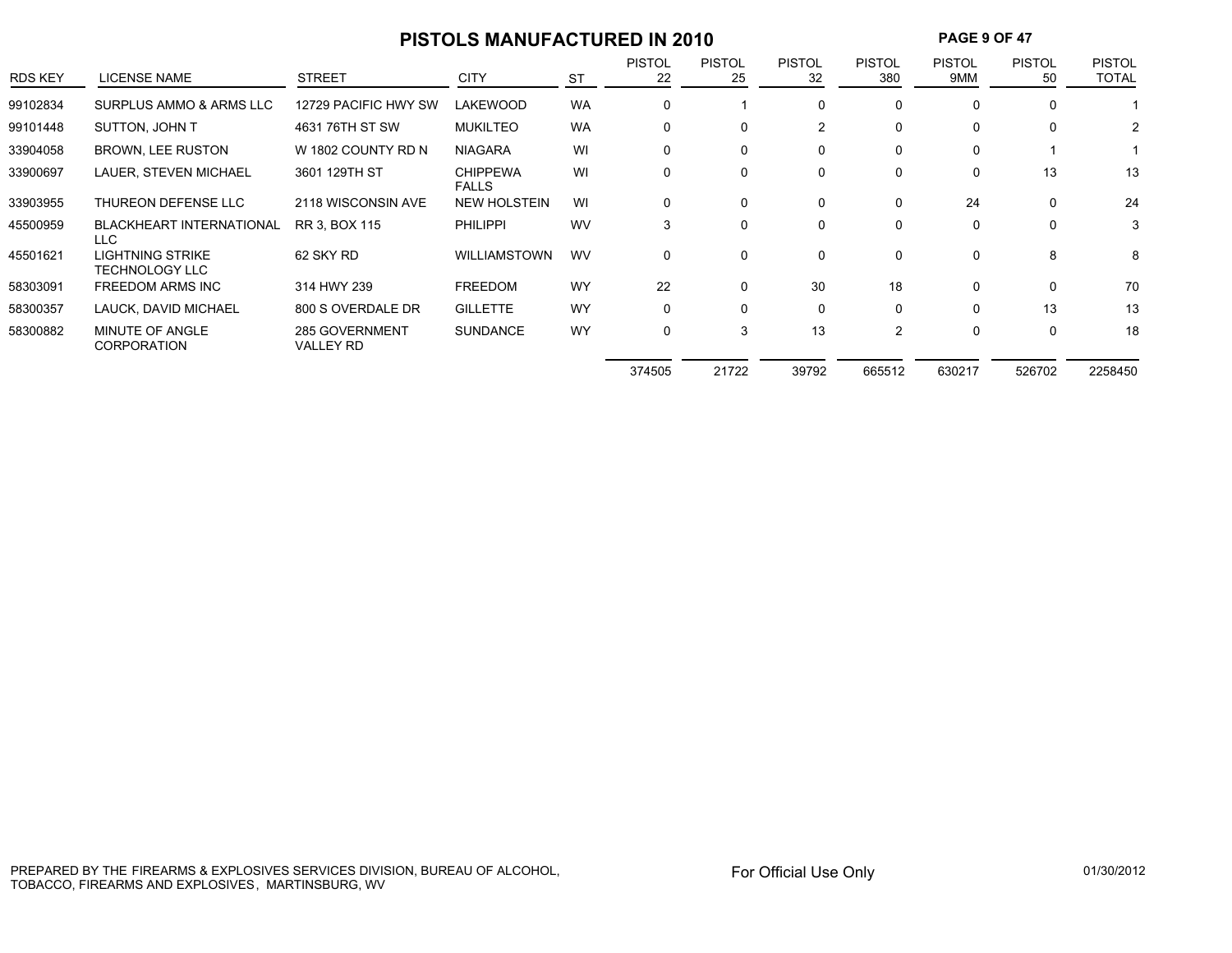# PISTOLS MANUFACTURED IN 2010

| RDS KEY | LICENSE NAME | STREET | CITY | ST | PISTOL 22 | PISTOL 25 | PISTOL 32 | PISTOL 380 | PISTOL 9MM | PISTOL 50 | PISTOL TOTAL |
|---|---|---|---|---|---|---|---|---|---|---|---|
| 99102834 | SURPLUS AMMO & ARMS LLC | 12729 PACIFIC HWY SW | LAKEWOOD | WA | 0 | 1 | 0 | 0 | 0 | 0 | 1 |
| 99101448 | SUTTON, JOHN T | 4631 76TH ST SW | MUKILTEO | WA | 0 | 0 | 2 | 0 | 0 | 0 | 2 |
| 33904058 | BROWN, LEE RUSTON | W 1802 COUNTY RD N | NIAGARA | WI | 0 | 0 | 0 | 0 | 0 | 1 | 1 |
| 33900697 | LAUER, STEVEN MICHAEL | 3601 129TH ST | CHIPPEWA FALLS | WI | 0 | 0 | 0 | 0 | 0 | 13 | 13 |
| 33903955 | THUREON DEFENSE LLC | 2118 WISCONSIN AVE | NEW HOLSTEIN | WI | 0 | 0 | 0 | 0 | 24 | 0 | 24 |
| 45500959 | BLACKHEART INTERNATIONAL LLC | RR 3, BOX 115 | PHILIPPI | WV | 3 | 0 | 0 | 0 | 0 | 0 | 3 |
| 45501621 | LIGHTNING STRIKE TECHNOLOGY LLC | 62 SKY RD | WILLIAMSTOWN | WV | 0 | 0 | 0 | 0 | 0 | 8 | 8 |
| 58303091 | FREEDOM ARMS INC | 314 HWY 239 | FREEDOM | WY | 22 | 0 | 30 | 18 | 0 | 0 | 70 |
| 58300357 | LAUCK, DAVID MICHAEL | 800 S OVERDALE DR | GILLETTE | WY | 0 | 0 | 0 | 0 | 0 | 13 | 13 |
| 58300882 | MINUTE OF ANGLE CORPORATION | 285 GOVERNMENT VALLEY RD | SUNDANCE | WY | 0 | 3 | 13 | 2 | 0 | 0 | 18 |
| | | | | | 374505 | 21722 | 39792 | 665512 | 630217 | 526702 | 2258450 |

PREPARED BY THE FIREARMS & EXPLOSIVES SERVICES DIVISION, BUREAU OF ALCOHOL, TOBACCO, FIREARMS AND EXPLOSIVES, MARTINSBURG, WV

For Official Use Only

01/30/2012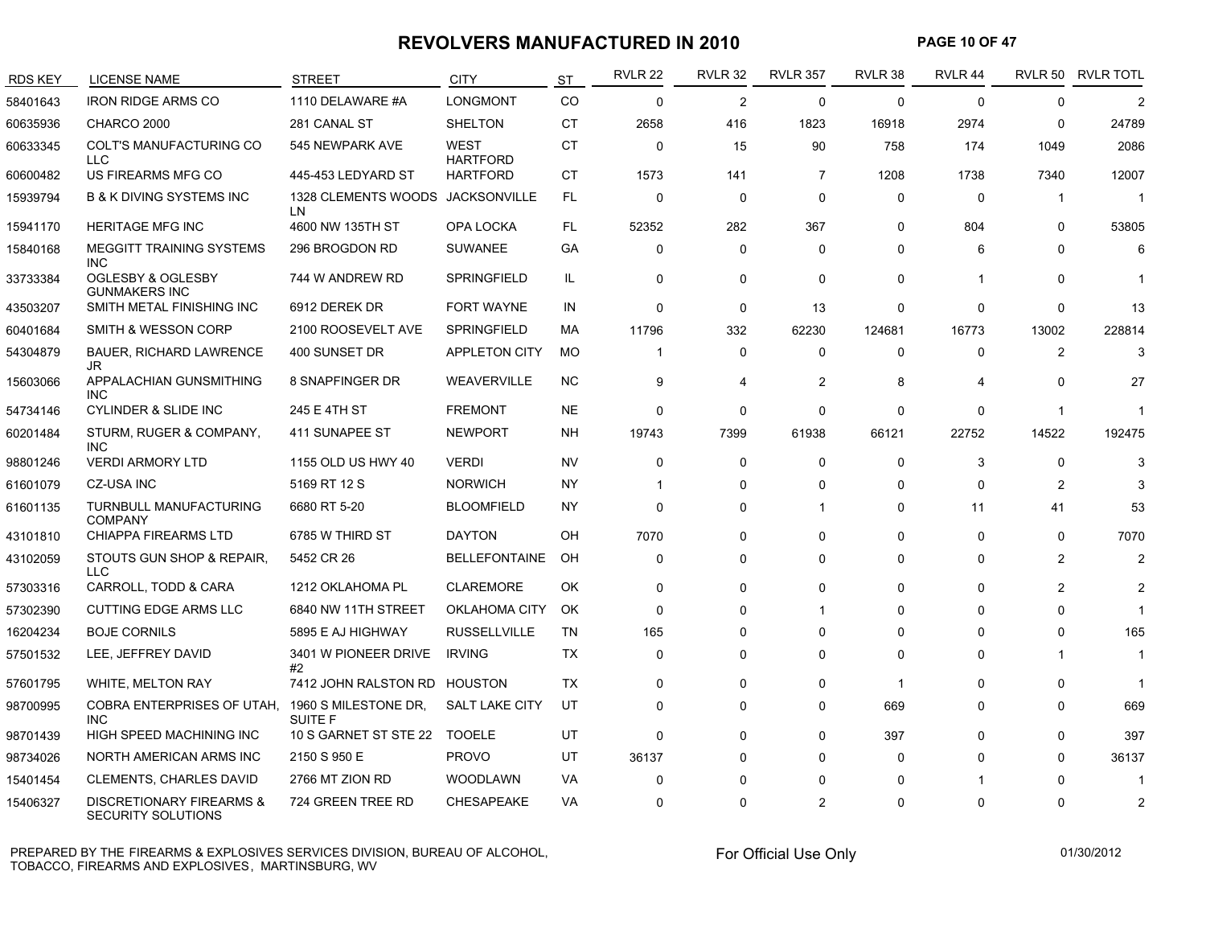# REVOLVERS MANUFACTURED IN 2010

| RDS KEY | LICENSE NAME | STREET | CITY | ST | RVLR 22 | RVLR 32 | RVLR 357 | RVLR 38 | RVLR 44 | RVLR 50 | RVLR TOTL |
|---|---|---|---|---|---|---|---|---|---|---|---|
| 58401643 | IRON RIDGE ARMS CO | 1110 DELAWARE #A | LONGMONT | CO | 0 | 2 | 0 | 0 | 0 | 0 | 2 |
| 60635936 | CHARCO 2000 | 281 CANAL ST | SHELTON | CT | 2658 | 416 | 1823 | 16918 | 2974 | 0 | 24789 |
| 60633345 | COLT'S MANUFACTURING CO LLC | 545 NEWPARK AVE | WEST HARTFORD | CT | 0 | 15 | 90 | 758 | 174 | 1049 | 2086 |
| 60600482 | US FIREARMS MFG CO | 445-453 LEDYARD ST | HARTFORD | CT | 1573 | 141 | 7 | 1208 | 1738 | 7340 | 12007 |
| 15939794 | B & K DIVING SYSTEMS INC | 1328 CLEMENTS WOODS LN | JACKSONVILLE | FL | 0 | 0 | 0 | 0 | 0 | 1 | 1 |
| 15941170 | HERITAGE MFG INC | 4600 NW 135TH ST | OPA LOCKA | FL | 52352 | 282 | 367 | 0 | 804 | 0 | 53805 |
| 15840168 | MEGGITT TRAINING SYSTEMS INC | 296 BROGDON RD | SUWANEE | GA | 0 | 0 | 0 | 0 | 6 | 0 | 6 |
| 33733384 | OGLESBY & OGLESBY GUNMAKERS INC | 744 W ANDREW RD | SPRINGFIELD | IL | 0 | 0 | 0 | 0 | 1 | 0 | 1 |
| 43503207 | SMITH METAL FINISHING INC | 6912 DEREK DR | FORT WAYNE | IN | 0 | 0 | 13 | 0 | 0 | 0 | 13 |
| 60401684 | SMITH & WESSON CORP | 2100 ROOSEVELT AVE | SPRINGFIELD | MA | 11796 | 332 | 62230 | 124681 | 16773 | 13002 | 228814 |
| 54304879 | BAUER, RICHARD LAWRENCE JR | 400 SUNSET DR | APPLETON CITY | MO | 1 | 0 | 0 | 0 | 0 | 2 | 3 |
| 15603066 | APPALACHIAN GUNSMITHING INC | 8 SNAPFINGER DR | WEAVERVILLE | NC | 9 | 4 | 2 | 8 | 4 | 0 | 27 |
| 54734146 | CYLINDER & SLIDE INC | 245 E 4TH ST | FREMONT | NE | 0 | 0 | 0 | 0 | 0 | 1 | 1 |
| 60201484 | STURM, RUGER & COMPANY, INC | 411 SUNAPEE ST | NEWPORT | NH | 19743 | 7399 | 61938 | 66121 | 22752 | 14522 | 192475 |
| 98801246 | VERDI ARMORY LTD | 1155 OLD US HWY 40 | VERDI | NV | 0 | 0 | 0 | 0 | 3 | 0 | 3 |
| 61601079 | CZ-USA INC | 5169 RT 12 S | NORWICH | NY | 1 | 0 | 0 | 0 | 0 | 2 | 3 |
| 61601135 | TURNBULL MANUFACTURING COMPANY | 6680 RT 5-20 | BLOOMFIELD | NY | 0 | 0 | 1 | 0 | 11 | 41 | 53 |
| 43101810 | CHIAPPA FIREARMS LTD | 6785 W THIRD ST | DAYTON | OH | 7070 | 0 | 0 | 0 | 0 | 0 | 7070 |
| 43102059 | STOUTS GUN SHOP & REPAIR, LLC | 5452 CR 26 | BELLEFONTAINE | OH | 0 | 0 | 0 | 0 | 0 | 2 | 2 |
| 57303316 | CARROLL, TODD & CARA | 1212 OKLAHOMA PL | CLAREMORE | OK | 0 | 0 | 0 | 0 | 0 | 2 | 2 |
| 57302390 | CUTTING EDGE ARMS LLC | 6840 NW 11TH STREET | OKLAHOMA CITY | OK | 0 | 0 | 1 | 0 | 0 | 0 | 1 |
| 16204234 | BOJE CORNILS | 5895 E AJ HIGHWAY | RUSSELLVILLE | TN | 165 | 0 | 0 | 0 | 0 | 0 | 165 |
| 57501532 | LEE, JEFFREY DAVID | 3401 W PIONEER DRIVE #2 | IRVING | TX | 0 | 0 | 0 | 0 | 0 | 1 | 1 |
| 57601795 | WHITE, MELTON RAY | 7412 JOHN RALSTON RD | HOUSTON | TX | 0 | 0 | 0 | 1 | 0 | 0 | 1 |
| 98700995 | COBRA ENTERPRISES OF UTAH, INC | 1960 S MILESTONE DR, SUITE F | SALT LAKE CITY | UT | 0 | 0 | 0 | 669 | 0 | 0 | 669 |
| 98701439 | HIGH SPEED MACHINING INC | 10 S GARNET ST STE 22 | TOOELE | UT | 0 | 0 | 0 | 397 | 0 | 0 | 397 |
| 98734026 | NORTH AMERICAN ARMS INC | 2150 S 950 E | PROVO | UT | 36137 | 0 | 0 | 0 | 0 | 0 | 36137 |
| 15401454 | CLEMENTS, CHARLES DAVID | 2766 MT ZION RD | WOODLAWN | VA | 0 | 0 | 0 | 0 | 1 | 0 | 1 |
| 15406327 | DISCRETIONARY FIREARMS & SECURITY SOLUTIONS | 724 GREEN TREE RD | CHESAPEAKE | VA | 0 | 0 | 2 | 0 | 0 | 0 | 2 |

PREPARED BY THE FIREARMS & EXPLOSIVES SERVICES DIVISION, BUREAU OF ALCOHOL, TOBACCO, FIREARMS AND EXPLOSIVES, MARTINSBURG, WV

For Official Use Only

01/30/2012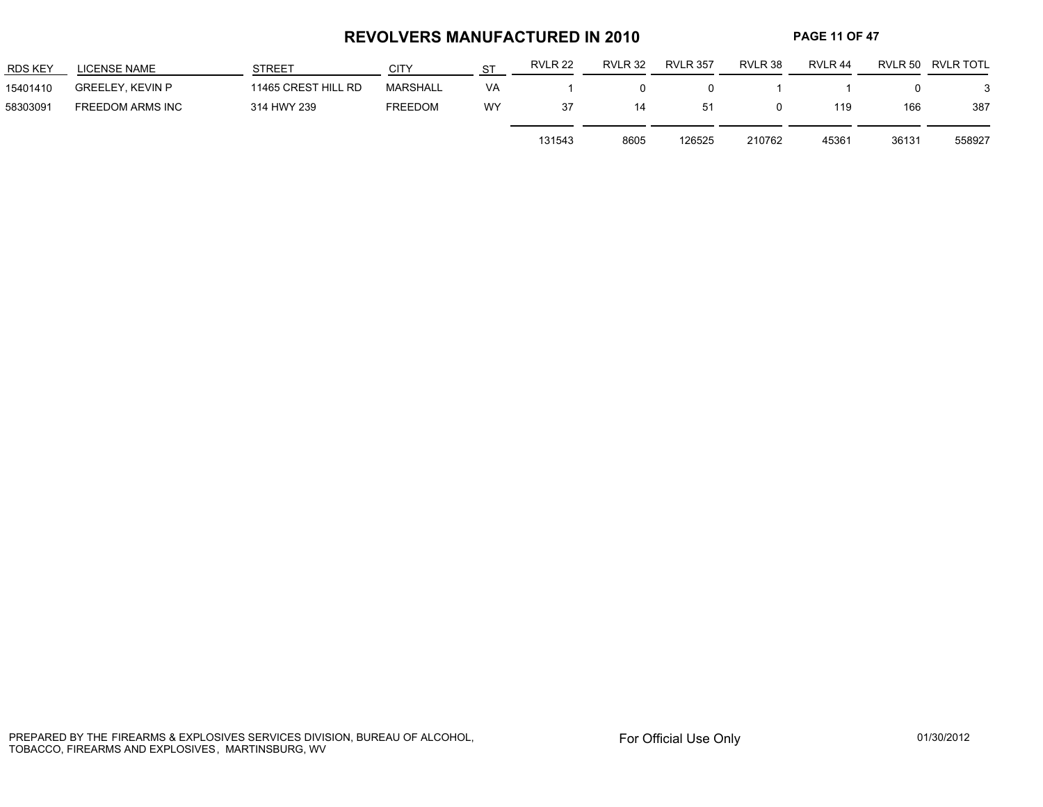# REVOLVERS MANUFACTURED IN 2010

| RDS KEY | LICENSE NAME | STREET | CITY | ST | RVLR 22 | RVLR 32 | RVLR 357 | RVLR 38 | RVLR 44 | RVLR 50 | RVLR TOTL |
|---|---|---|---|---|---|---|---|---|---|---|---|
| 15401410 | GREELEY, KEVIN P | 11465 CREST HILL RD | MARSHALL | VA | 1 | 0 | 0 | 1 | 1 | 0 | 3 |
| 58303091 | FREEDOM ARMS INC | 314 HWY 239 | FREEDOM | WY | 37 | 14 | 51 | 0 | 119 | 166 | 387 |
| | | | | | 131543 | 8605 | 126525 | 210762 | 45361 | 36131 | 558927 |

PREPARED BY THE FIREARMS & EXPLOSIVES SERVICES DIVISION, BUREAU OF ALCOHOL, TOBACCO, FIREARMS AND EXPLOSIVES, MARTINSBURG, WV

For Official Use Only

01/30/2012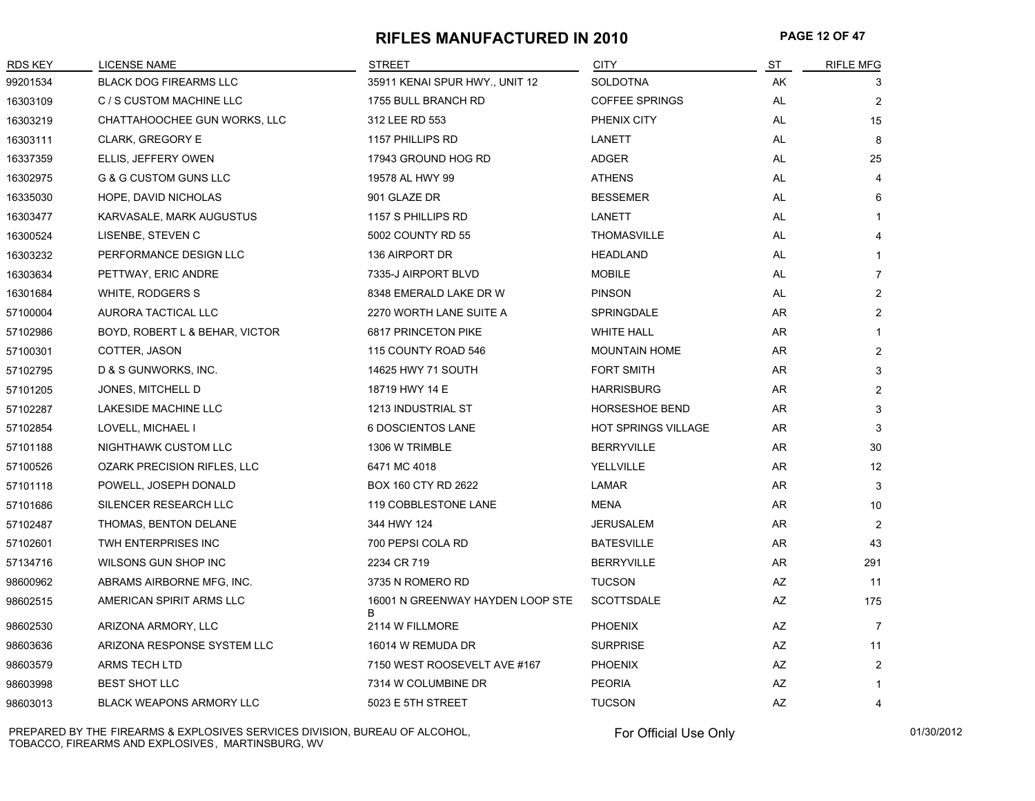# RIFLES MANUFACTURED IN 2010

| RDS KEY | LICENSE NAME | STREET | CITY | ST | RIFLE MFG |
|---|---|---|---|---|---|
| 99201534 | BLACK DOG FIREARMS LLC | 35911 KENAI SPUR HWY., UNIT 12 | SOLDOTNA | AK | 3 |
| 16303109 | C / S CUSTOM MACHINE LLC | 1755 BULL BRANCH RD | COFFEE SPRINGS | AL | 2 |
| 16303219 | CHATTAHOOCHEE GUN WORKS, LLC | 312 LEE RD 553 | PHENIX CITY | AL | 15 |
| 16303111 | CLARK, GREGORY E | 1157 PHILLIPS RD | LANETT | AL | 8 |
| 16337359 | ELLIS, JEFFERY OWEN | 17943 GROUND HOG RD | ADGER | AL | 25 |
| 16302975 | G & G CUSTOM GUNS LLC | 19578 AL HWY 99 | ATHENS | AL | 4 |
| 16335030 | HOPE, DAVID NICHOLAS | 901 GLAZE DR | BESSEMER | AL | 6 |
| 16303477 | KARVASALE, MARK AUGUSTUS | 1157 S PHILLIPS RD | LANETT | AL | 1 |
| 16300524 | LISENBE, STEVEN C | 5002 COUNTY RD 55 | THOMASVILLE | AL | 4 |
| 16303232 | PERFORMANCE DESIGN LLC | 136 AIRPORT DR | HEADLAND | AL | 1 |
| 16303634 | PETTWAY, ERIC ANDRE | 7335-J AIRPORT BLVD | MOBILE | AL | 7 |
| 16301684 | WHITE, RODGERS S | 8348 EMERALD LAKE DR W | PINSON | AL | 2 |
| 57100004 | AURORA TACTICAL LLC | 2270 WORTH LANE SUITE A | SPRINGDALE | AR | 2 |
| 57102986 | BOYD, ROBERT L & BEHAR, VICTOR | 6817 PRINCETON PIKE | WHITE HALL | AR | 1 |
| 57100301 | COTTER, JASON | 115 COUNTY ROAD 546 | MOUNTAIN HOME | AR | 2 |
| 57102795 | D & S GUNWORKS, INC. | 14625 HWY 71 SOUTH | FORT SMITH | AR | 3 |
| 57101205 | JONES, MITCHELL D | 18719 HWY 14 E | HARRISBURG | AR | 2 |
| 57102287 | LAKESIDE MACHINE LLC | 1213 INDUSTRIAL ST | HORSESHOE BEND | AR | 3 |
| 57102854 | LOVELL, MICHAEL I | 6 DOSCIENTOS LANE | HOT SPRINGS VILLAGE | AR | 3 |
| 57101188 | NIGHTHAWK CUSTOM LLC | 1306 W TRIMBLE | BERRYVILLE | AR | 30 |
| 57100526 | OZARK PRECISION RIFLES, LLC | 6471 MC 4018 | YELLVILLE | AR | 12 |
| 57101118 | POWELL, JOSEPH DONALD | BOX 160 CTY RD 2622 | LAMAR | AR | 3 |
| 57101686 | SILENCER RESEARCH LLC | 119 COBBLESTONE LANE | MENA | AR | 10 |
| 57102487 | THOMAS, BENTON DELANE | 344 HWY 124 | JERUSALEM | AR | 2 |
| 57102601 | TWH ENTERPRISES INC | 700 PEPSI COLA RD | BATESVILLE | AR | 43 |
| 57134716 | WILSONS GUN SHOP INC | 2234 CR 719 | BERRYVILLE | AR | 291 |
| 98600962 | ABRAMS AIRBORNE MFG, INC. | 3735 N ROMERO RD | TUCSON | AZ | 11 |
| 98602515 | AMERICAN SPIRIT ARMS LLC | 16001 N GREENWAY HAYDEN LOOP STE B | SCOTTSDALE | AZ | 175 |
| 98602530 | ARIZONA ARMORY, LLC | 2114 W FILLMORE | PHOENIX | AZ | 7 |
| 98603636 | ARIZONA RESPONSE SYSTEM LLC | 16014 W REMUDA DR | SURPRISE | AZ | 11 |
| 98603579 | ARMS TECH LTD | 7150 WEST ROOSEVELT AVE #167 | PHOENIX | AZ | 2 |
| 98603998 | BEST SHOT LLC | 7314 W COLUMBINE DR | PEORIA | AZ | 1 |
| 98603013 | BLACK WEAPONS ARMORY LLC | 5023 E 5TH STREET | TUCSON | AZ | 4 |

PREPARED BY THE FIREARMS & EXPLOSIVES SERVICES DIVISION, BUREAU OF ALCOHOL, TOBACCO, FIREARMS AND EXPLOSIVES, MARTINSBURG, WV

For Official Use Only

01/30/2012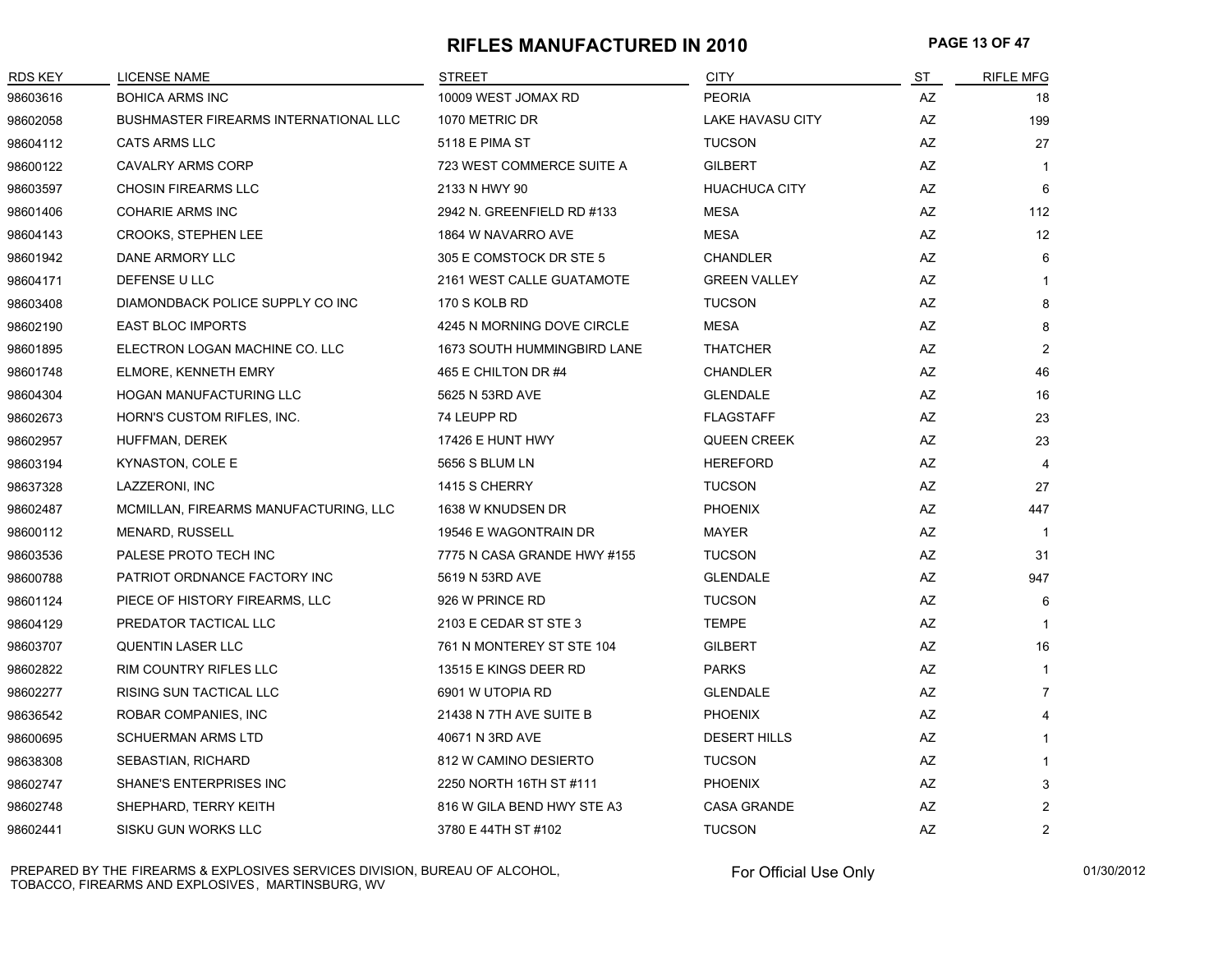# RIFLES MANUFACTURED IN 2010

| RDS KEY | LICENSE NAME | STREET | CITY | ST | RIFLE MFG |
|---|---|---|---|---|---|
| 98603616 | BOHICA ARMS INC | 10009 WEST JOMAX RD | PEORIA | AZ | 18 |
| 98602058 | BUSHMASTER FIREARMS INTERNATIONAL LLC | 1070 METRIC DR | LAKE HAVASU CITY | AZ | 199 |
| 98604112 | CATS ARMS LLC | 5118 E PIMA ST | TUCSON | AZ | 27 |
| 98600122 | CAVALRY ARMS CORP | 723 WEST COMMERCE SUITE A | GILBERT | AZ | 1 |
| 98603597 | CHOSIN FIREARMS LLC | 2133 N HWY 90 | HUACHUCA CITY | AZ | 6 |
| 98601406 | COHARIE ARMS INC | 2942 N. GREENFIELD RD #133 | MESA | AZ | 112 |
| 98604143 | CROOKS, STEPHEN LEE | 1864 W NAVARRO AVE | MESA | AZ | 12 |
| 98601942 | DANE ARMORY LLC | 305 E COMSTOCK DR STE 5 | CHANDLER | AZ | 6 |
| 98604171 | DEFENSE U LLC | 2161 WEST CALLE GUATAMOTE | GREEN VALLEY | AZ | 1 |
| 98603408 | DIAMONDBACK POLICE SUPPLY CO INC | 170 S KOLB RD | TUCSON | AZ | 8 |
| 98602190 | EAST BLOC IMPORTS | 4245 N MORNING DOVE CIRCLE | MESA | AZ | 8 |
| 98601895 | ELECTRON LOGAN MACHINE CO. LLC | 1673 SOUTH HUMMINGBIRD LANE | THATCHER | AZ | 2 |
| 98601748 | ELMORE, KENNETH EMRY | 465 E CHILTON DR #4 | CHANDLER | AZ | 46 |
| 98604304 | HOGAN MANUFACTURING LLC | 5625 N 53RD AVE | GLENDALE | AZ | 16 |
| 98602673 | HORN'S CUSTOM RIFLES, INC. | 74 LEUPP RD | FLAGSTAFF | AZ | 23 |
| 98602957 | HUFFMAN, DEREK | 17426 E HUNT HWY | QUEEN CREEK | AZ | 23 |
| 98603194 | KYNASTON, COLE E | 5656 S BLUM LN | HEREFORD | AZ | 4 |
| 98637328 | LAZZERONI, INC | 1415 S CHERRY | TUCSON | AZ | 27 |
| 98602487 | MCMILLAN, FIREARMS MANUFACTURING, LLC | 1638 W KNUDSEN DR | PHOENIX | AZ | 447 |
| 98600112 | MENARD, RUSSELL | 19546 E WAGONTRAIN DR | MAYER | AZ | 1 |
| 98603536 | PALESE PROTO TECH INC | 7775 N CASA GRANDE HWY #155 | TUCSON | AZ | 31 |
| 98600788 | PATRIOT ORDNANCE FACTORY INC | 5619 N 53RD AVE | GLENDALE | AZ | 947 |
| 98601124 | PIECE OF HISTORY FIREARMS, LLC | 926 W PRINCE RD | TUCSON | AZ | 6 |
| 98604129 | PREDATOR TACTICAL LLC | 2103 E CEDAR ST STE 3 | TEMPE | AZ | 1 |
| 98603707 | QUENTIN LASER LLC | 761 N MONTEREY ST STE 104 | GILBERT | AZ | 16 |
| 98602822 | RIM COUNTRY RIFLES LLC | 13515 E KINGS DEER RD | PARKS | AZ | 1 |
| 98602277 | RISING SUN TACTICAL LLC | 6901 W UTOPIA RD | GLENDALE | AZ | 7 |
| 98636542 | ROBAR COMPANIES, INC | 21438 N 7TH AVE SUITE B | PHOENIX | AZ | 4 |
| 98600695 | SCHUERMAN ARMS LTD | 40671 N 3RD AVE | DESERT HILLS | AZ | 1 |
| 98638308 | SEBASTIAN, RICHARD | 812 W CAMINO DESIERTO | TUCSON | AZ | 1 |
| 98602747 | SHANE'S ENTERPRISES INC | 2250 NORTH 16TH ST #111 | PHOENIX | AZ | 3 |
| 98602748 | SHEPHARD, TERRY KEITH | 816 W GILA BEND HWY STE A3 | CASA GRANDE | AZ | 2 |
| 98602441 | SISKU GUN WORKS LLC | 3780 E 44TH ST #102 | TUCSON | AZ | 2 |

PREPARED BY THE FIREARMS & EXPLOSIVES SERVICES DIVISION, BUREAU OF ALCOHOL, TOBACCO, FIREARMS AND EXPLOSIVES, MARTINSBURG, WV

For Official Use Only

01/30/2012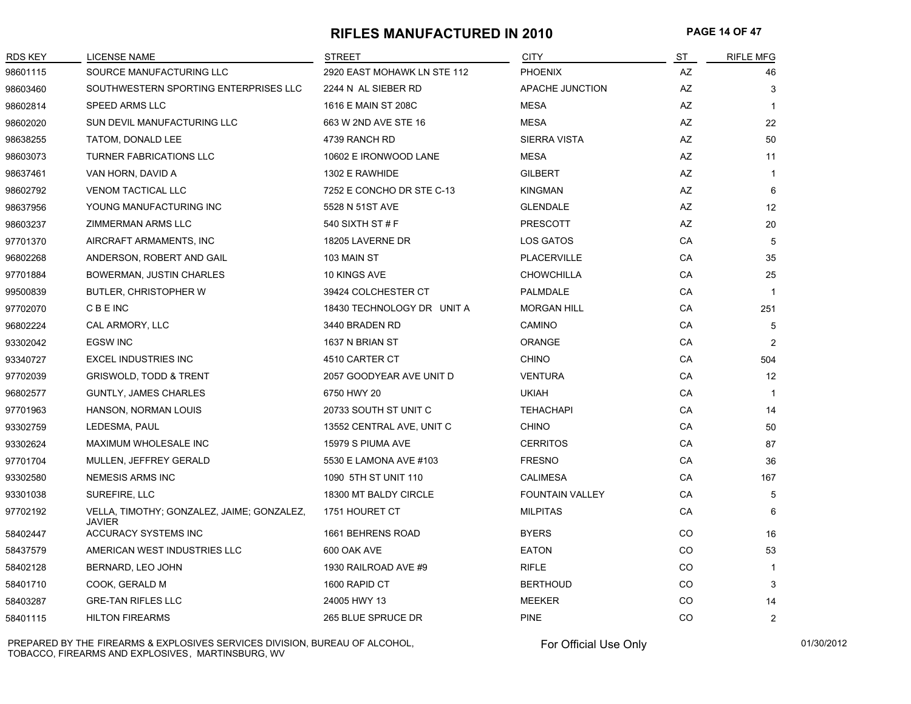# RIFLES MANUFACTURED IN 2010

| RDS KEY | LICENSE NAME | STREET | CITY | ST | RIFLE MFG |
|---|---|---|---|---|---|
| 98601115 | SOURCE MANUFACTURING LLC | 2920 EAST MOHAWK LN STE 112 | PHOENIX | AZ | 46 |
| 98603460 | SOUTHWESTERN SPORTING ENTERPRISES LLC | 2244 N AL SIEBER RD | APACHE JUNCTION | AZ | 3 |
| 98602814 | SPEED ARMS LLC | 1616 E MAIN ST 208C | MESA | AZ | 1 |
| 98602020 | SUN DEVIL MANUFACTURING LLC | 663 W 2ND AVE STE 16 | MESA | AZ | 22 |
| 98638255 | TATOM, DONALD LEE | 4739 RANCH RD | SIERRA VISTA | AZ | 50 |
| 98603073 | TURNER FABRICATIONS LLC | 10602 E IRONWOOD LANE | MESA | AZ | 11 |
| 98637461 | VAN HORN, DAVID A | 1302 E RAWHIDE | GILBERT | AZ | 1 |
| 98602792 | VENOM TACTICAL LLC | 7252 E CONCHO DR STE C-13 | KINGMAN | AZ | 6 |
| 98637956 | YOUNG MANUFACTURING INC | 5528 N 51ST AVE | GLENDALE | AZ | 12 |
| 98603237 | ZIMMERMAN ARMS LLC | 540 SIXTH ST # F | PRESCOTT | AZ | 20 |
| 97701370 | AIRCRAFT ARMAMENTS, INC | 18205 LAVERNE DR | LOS GATOS | CA | 5 |
| 96802268 | ANDERSON, ROBERT AND GAIL | 103 MAIN ST | PLACERVILLE | CA | 35 |
| 97701884 | BOWERMAN, JUSTIN CHARLES | 10 KINGS AVE | CHOWCHILLA | CA | 25 |
| 99500839 | BUTLER, CHRISTOPHER W | 39424 COLCHESTER CT | PALMDALE | CA | 1 |
| 97702070 | C B E INC | 18430 TECHNOLOGY DR UNIT A | MORGAN HILL | CA | 251 |
| 96802224 | CAL ARMORY, LLC | 3440 BRADEN RD | CAMINO | CA | 5 |
| 93302042 | EGSW INC | 1637 N BRIAN ST | ORANGE | CA | 2 |
| 93340727 | EXCEL INDUSTRIES INC | 4510 CARTER CT | CHINO | CA | 504 |
| 97702039 | GRISWOLD, TODD & TRENT | 2057 GOODYEAR AVE UNIT D | VENTURA | CA | 12 |
| 96802577 | GUNTLY, JAMES CHARLES | 6750 HWY 20 | UKIAH | CA | 1 |
| 97701963 | HANSON, NORMAN LOUIS | 20733 SOUTH ST UNIT C | TEHACHAPI | CA | 14 |
| 93302759 | LEDESMA, PAUL | 13552 CENTRAL AVE, UNIT C | CHINO | CA | 50 |
| 93302624 | MAXIMUM WHOLESALE INC | 15979 S PIUMA AVE | CERRITOS | CA | 87 |
| 97701704 | MULLEN, JEFFREY GERALD | 5530 E LAMONA AVE #103 | FRESNO | CA | 36 |
| 93302580 | NEMESIS ARMS INC | 1090 5TH ST UNIT 110 | CALIMESA | CA | 167 |
| 93301038 | SUREFIRE, LLC | 18300 MT BALDY CIRCLE | FOUNTAIN VALLEY | CA | 5 |
| 97702192 | VELLA, TIMOTHY; GONZALEZ, JAIME; GONZALEZ, JAVIER | 1751 HOURET CT | MILPITAS | CA | 6 |
| 58402447 | ACCURACY SYSTEMS INC | 1661 BEHRENS ROAD | BYERS | CO | 16 |
| 58437579 | AMERICAN WEST INDUSTRIES LLC | 600 OAK AVE | EATON | CO | 53 |
| 58402128 | BERNARD, LEO JOHN | 1930 RAILROAD AVE #9 | RIFLE | CO | 1 |
| 58401710 | COOK, GERALD M | 1600 RAPID CT | BERTHOUD | CO | 3 |
| 58403287 | GRE-TAN RIFLES LLC | 24005 HWY 13 | MEEKER | CO | 14 |
| 58401115 | HILTON FIREARMS | 265 BLUE SPRUCE DR | PINE | CO | 2 |

PREPARED BY THE FIREARMS & EXPLOSIVES SERVICES DIVISION, BUREAU OF ALCOHOL, TOBACCO, FIREARMS AND EXPLOSIVES, MARTINSBURG, WV

For Official Use Only

01/30/2012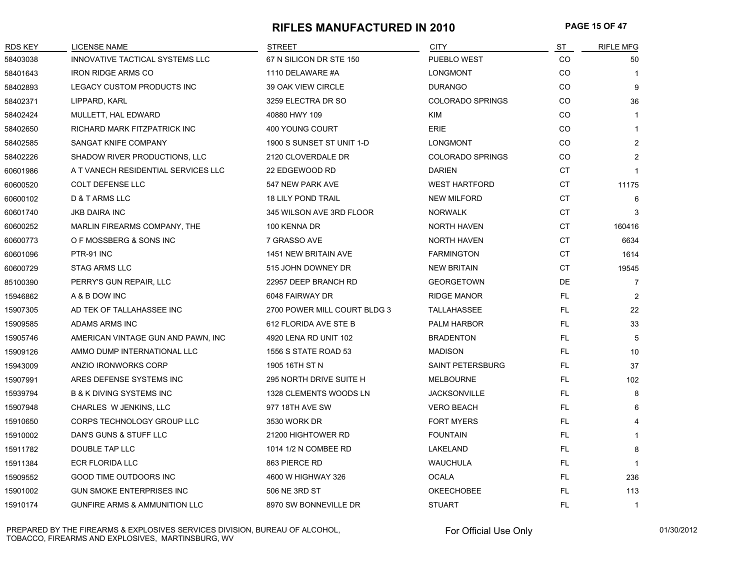# RIFLES MANUFACTURED IN 2010

| RDS KEY | LICENSE NAME | STREET | CITY | ST | RIFLE MFG |
|---|---|---|---|---|---|
| 58403038 | INNOVATIVE TACTICAL SYSTEMS LLC | 67 N SILICON DR STE 150 | PUEBLO WEST | CO | 50 |
| 58401643 | IRON RIDGE ARMS CO | 1110 DELAWARE #A | LONGMONT | CO | 1 |
| 58402893 | LEGACY CUSTOM PRODUCTS INC | 39 OAK VIEW CIRCLE | DURANGO | CO | 9 |
| 58402371 | LIPPARD, KARL | 3259 ELECTRA DR SO | COLORADO SPRINGS | CO | 36 |
| 58402424 | MULLETT, HAL EDWARD | 40880 HWY 109 | KIM | CO | 1 |
| 58402650 | RICHARD MARK FITZPATRICK INC | 400 YOUNG COURT | ERIE | CO | 1 |
| 58402585 | SANGAT KNIFE COMPANY | 1900 S SUNSET ST UNIT 1-D | LONGMONT | CO | 2 |
| 58402226 | SHADOW RIVER PRODUCTIONS, LLC | 2120 CLOVERDALE DR | COLORADO SPRINGS | CO | 2 |
| 60601986 | A T VANECH RESIDENTIAL SERVICES LLC | 22 EDGEWOOD RD | DARIEN | CT | 1 |
| 60600520 | COLT DEFENSE LLC | 547 NEW PARK AVE | WEST HARTFORD | CT | 11175 |
| 60600102 | D & T ARMS LLC | 18 LILY POND TRAIL | NEW MILFORD | CT | 6 |
| 60601740 | JKB DAIRA INC | 345 WILSON AVE 3RD FLOOR | NORWALK | CT | 3 |
| 60600252 | MARLIN FIREARMS COMPANY, THE | 100 KENNA DR | NORTH HAVEN | CT | 160416 |
| 60600773 | O F MOSSBERG & SONS INC | 7 GRASSO AVE | NORTH HAVEN | CT | 6634 |
| 60601096 | PTR-91 INC | 1451 NEW BRITAIN AVE | FARMINGTON | CT | 1614 |
| 60600729 | STAG ARMS LLC | 515 JOHN DOWNEY DR | NEW BRITAIN | CT | 19545 |
| 85100390 | PERRY'S GUN REPAIR, LLC | 22957 DEEP BRANCH RD | GEORGETOWN | DE | 7 |
| 15946862 | A & B DOW INC | 6048 FAIRWAY DR | RIDGE MANOR | FL | 2 |
| 15907305 | AD TEK OF TALLAHASSEE INC | 2700 POWER MILL COURT BLDG 3 | TALLAHASSEE | FL | 22 |
| 15909585 | ADAMS ARMS INC | 612 FLORIDA AVE STE B | PALM HARBOR | FL | 33 |
| 15905746 | AMERICAN VINTAGE GUN AND PAWN, INC | 4920 LENA RD UNIT 102 | BRADENTON | FL | 5 |
| 15909126 | AMMO DUMP INTERNATIONAL LLC | 1556 S STATE ROAD 53 | MADISON | FL | 10 |
| 15943009 | ANZIO IRONWORKS CORP | 1905 16TH ST N | SAINT PETERSBURG | FL | 37 |
| 15907991 | ARES DEFENSE SYSTEMS INC | 295 NORTH DRIVE SUITE H | MELBOURNE | FL | 102 |
| 15939794 | B & K DIVING SYSTEMS INC | 1328 CLEMENTS WOODS LN | JACKSONVILLE | FL | 8 |
| 15907948 | CHARLES W JENKINS, LLC | 977 18TH AVE SW | VERO BEACH | FL | 6 |
| 15910650 | CORPS TECHNOLOGY GROUP LLC | 3530 WORK DR | FORT MYERS | FL | 4 |
| 15910002 | DAN'S GUNS & STUFF LLC | 21200 HIGHTOWER RD | FOUNTAIN | FL | 1 |
| 15911782 | DOUBLE TAP LLC | 1014 1/2 N COMBEE RD | LAKELAND | FL | 8 |
| 15911384 | ECR FLORIDA LLC | 863 PIERCE RD | WAUCHULA | FL | 1 |
| 15909552 | GOOD TIME OUTDOORS INC | 4600 W HIGHWAY 326 | OCALA | FL | 236 |
| 15901002 | GUN SMOKE ENTERPRISES INC | 506 NE 3RD ST | OKEECHOBEE | FL | 113 |
| 15910174 | GUNFIRE ARMS & AMMUNITION LLC | 8970 SW BONNEVILLE DR | STUART | FL | 1 |

PREPARED BY THE FIREARMS & EXPLOSIVES SERVICES DIVISION, BUREAU OF ALCOHOL, TOBACCO, FIREARMS AND EXPLOSIVES, MARTINSBURG, WV

For Official Use Only

01/30/2012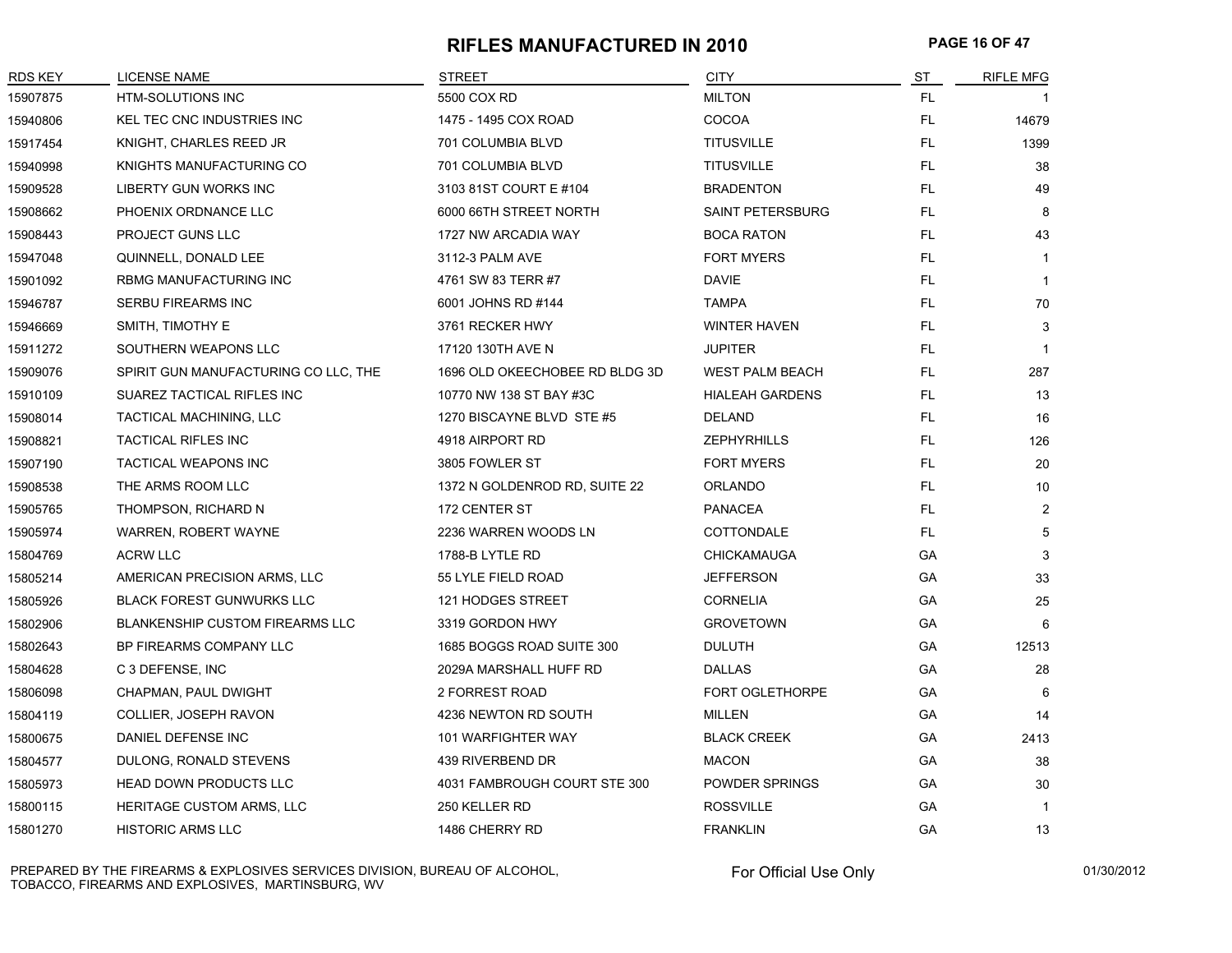# RIFLES MANUFACTURED IN 2010

| RDS KEY | LICENSE NAME | STREET | CITY | ST | RIFLE MFG |
|---|---|---|---|---|---|
| 15907875 | HTM-SOLUTIONS INC | 5500 COX RD | MILTON | FL | 1 |
| 15940806 | KEL TEC CNC INDUSTRIES INC | 1475 - 1495 COX ROAD | COCOA | FL | 14679 |
| 15917454 | KNIGHT, CHARLES REED JR | 701 COLUMBIA BLVD | TITUSVILLE | FL | 1399 |
| 15940998 | KNIGHTS MANUFACTURING CO | 701 COLUMBIA BLVD | TITUSVILLE | FL | 38 |
| 15909528 | LIBERTY GUN WORKS INC | 3103 81ST COURT E #104 | BRADENTON | FL | 49 |
| 15908662 | PHOENIX ORDNANCE LLC | 6000 66TH STREET NORTH | SAINT PETERSBURG | FL | 8 |
| 15908443 | PROJECT GUNS LLC | 1727 NW ARCADIA WAY | BOCA RATON | FL | 43 |
| 15947048 | QUINNELL, DONALD LEE | 3112-3 PALM AVE | FORT MYERS | FL | 1 |
| 15901092 | RBMG MANUFACTURING INC | 4761 SW 83 TERR #7 | DAVIE | FL | 1 |
| 15946787 | SERBU FIREARMS INC | 6001 JOHNS RD #144 | TAMPA | FL | 70 |
| 15946669 | SMITH, TIMOTHY E | 3761 RECKER HWY | WINTER HAVEN | FL | 3 |
| 15911272 | SOUTHERN WEAPONS LLC | 17120 130TH AVE N | JUPITER | FL | 1 |
| 15909076 | SPIRIT GUN MANUFACTURING CO LLC, THE | 1696 OLD OKEECHOBEE RD BLDG 3D | WEST PALM BEACH | FL | 287 |
| 15910109 | SUAREZ TACTICAL RIFLES INC | 10770 NW 138 ST BAY #3C | HIALEAH GARDENS | FL | 13 |
| 15908014 | TACTICAL MACHINING, LLC | 1270 BISCAYNE BLVD STE #5 | DELAND | FL | 16 |
| 15908821 | TACTICAL RIFLES INC | 4918 AIRPORT RD | ZEPHYRHILLS | FL | 126 |
| 15907190 | TACTICAL WEAPONS INC | 3805 FOWLER ST | FORT MYERS | FL | 20 |
| 15908538 | THE ARMS ROOM LLC | 1372 N GOLDENROD RD, SUITE 22 | ORLANDO | FL | 10 |
| 15905765 | THOMPSON, RICHARD N | 172 CENTER ST | PANACEA | FL | 2 |
| 15905974 | WARREN, ROBERT WAYNE | 2236 WARREN WOODS LN | COTTONDALE | FL | 5 |
| 15804769 | ACRW LLC | 1788-B LYTLE RD | CHICKAMAUGA | GA | 3 |
| 15805214 | AMERICAN PRECISION ARMS, LLC | 55 LYLE FIELD ROAD | JEFFERSON | GA | 33 |
| 15805926 | BLACK FOREST GUNWURKS LLC | 121 HODGES STREET | CORNELIA | GA | 25 |
| 15802906 | BLANKENSHIP CUSTOM FIREARMS LLC | 3319 GORDON HWY | GROVETOWN | GA | 6 |
| 15802643 | BP FIREARMS COMPANY LLC | 1685 BOGGS ROAD SUITE 300 | DULUTH | GA | 12513 |
| 15804628 | C 3 DEFENSE, INC | 2029A MARSHALL HUFF RD | DALLAS | GA | 28 |
| 15806098 | CHAPMAN, PAUL DWIGHT | 2 FORREST ROAD | FORT OGLETHORPE | GA | 6 |
| 15804119 | COLLIER, JOSEPH RAVON | 4236 NEWTON RD SOUTH | MILLEN | GA | 14 |
| 15800675 | DANIEL DEFENSE INC | 101 WARFIGHTER WAY | BLACK CREEK | GA | 2413 |
| 15804577 | DULONG, RONALD STEVENS | 439 RIVERBEND DR | MACON | GA | 38 |
| 15805973 | HEAD DOWN PRODUCTS LLC | 4031 FAMBROUGH COURT STE 300 | POWDER SPRINGS | GA | 30 |
| 15800115 | HERITAGE CUSTOM ARMS, LLC | 250 KELLER RD | ROSSVILLE | GA | 1 |
| 15801270 | HISTORIC ARMS LLC | 1486 CHERRY RD | FRANKLIN | GA | 13 |

PREPARED BY THE FIREARMS & EXPLOSIVES SERVICES DIVISION, BUREAU OF ALCOHOL, TOBACCO, FIREARMS AND EXPLOSIVES, MARTINSBURG, WV

For Official Use Only

01/30/2012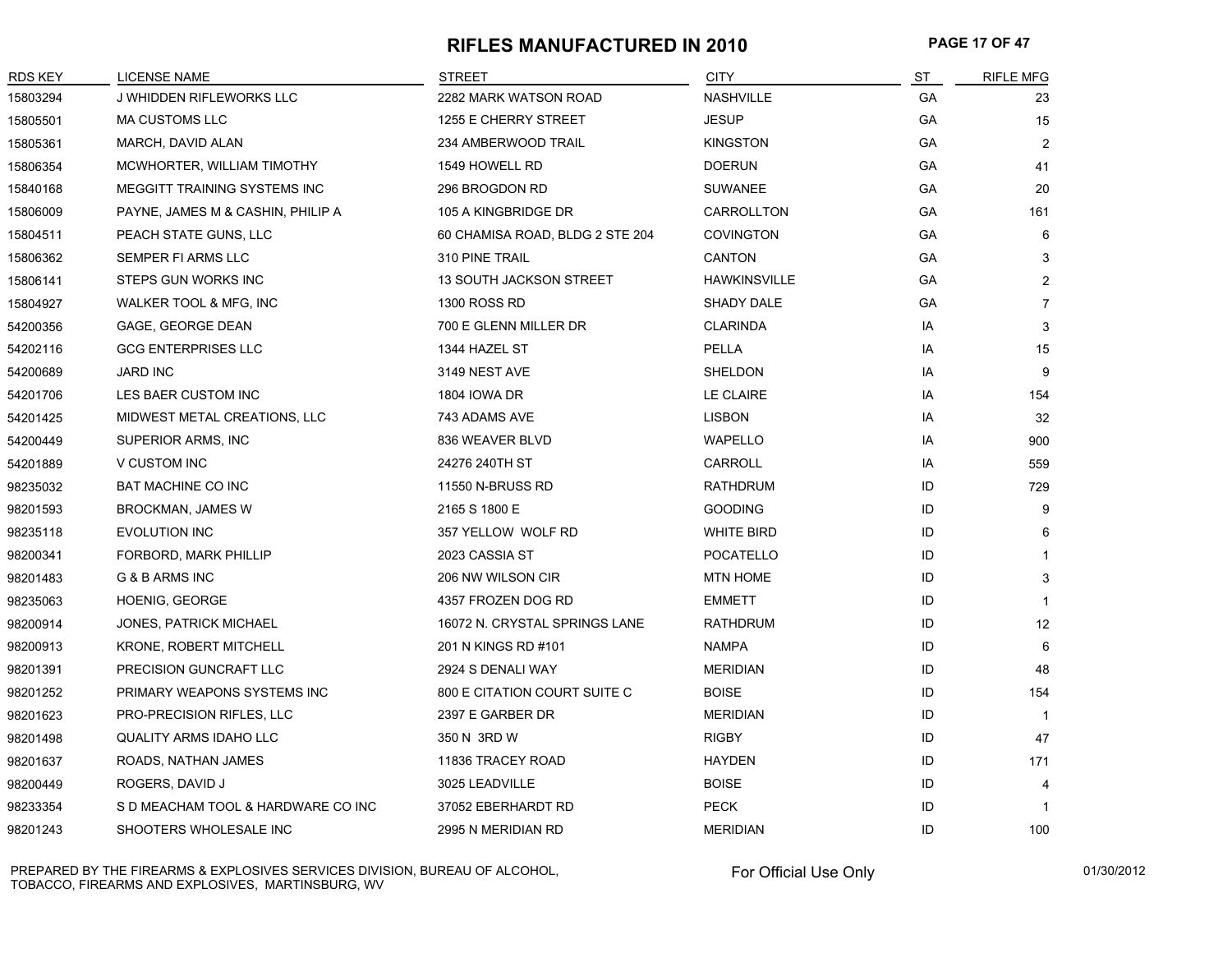# RIFLES MANUFACTURED IN 2010

| RDS KEY | LICENSE NAME | STREET | CITY | ST | RIFLE MFG |
|---|---|---|---|---|---|
| 15803294 | J WHIDDEN RIFLEWORKS LLC | 2282 MARK WATSON ROAD | NASHVILLE | GA | 23 |
| 15805501 | MA CUSTOMS LLC | 1255 E CHERRY STREET | JESUP | GA | 15 |
| 15805361 | MARCH, DAVID ALAN | 234 AMBERWOOD TRAIL | KINGSTON | GA | 2 |
| 15806354 | MCWHORTER, WILLIAM TIMOTHY | 1549 HOWELL RD | DOERUN | GA | 41 |
| 15840168 | MEGGITT TRAINING SYSTEMS INC | 296 BROGDON RD | SUWANEE | GA | 20 |
| 15806009 | PAYNE, JAMES M & CASHIN, PHILIP A | 105 A KINGBRIDGE DR | CARROLLTON | GA | 161 |
| 15804511 | PEACH STATE GUNS, LLC | 60 CHAMISA ROAD, BLDG 2 STE 204 | COVINGTON | GA | 6 |
| 15806362 | SEMPER FI ARMS LLC | 310 PINE TRAIL | CANTON | GA | 3 |
| 15806141 | STEPS GUN WORKS INC | 13 SOUTH JACKSON STREET | HAWKINSVILLE | GA | 2 |
| 15804927 | WALKER TOOL & MFG, INC | 1300 ROSS RD | SHADY DALE | GA | 7 |
| 54200356 | GAGE, GEORGE DEAN | 700 E GLENN MILLER DR | CLARINDA | IA | 3 |
| 54202116 | GCG ENTERPRISES LLC | 1344 HAZEL ST | PELLA | IA | 15 |
| 54200689 | JARD INC | 3149 NEST AVE | SHELDON | IA | 9 |
| 54201706 | LES BAER CUSTOM INC | 1804 IOWA DR | LE CLAIRE | IA | 154 |
| 54201425 | MIDWEST METAL CREATIONS, LLC | 743 ADAMS AVE | LISBON | IA | 32 |
| 54200449 | SUPERIOR ARMS, INC | 836 WEAVER BLVD | WAPELLO | IA | 900 |
| 54201889 | V CUSTOM INC | 24276 240TH ST | CARROLL | IA | 559 |
| 98235032 | BAT MACHINE CO INC | 11550 N-BRUSS RD | RATHDRUM | ID | 729 |
| 98201593 | BROCKMAN, JAMES W | 2165 S 1800 E | GOODING | ID | 9 |
| 98235118 | EVOLUTION INC | 357 YELLOW WOLF RD | WHITE BIRD | ID | 6 |
| 98200341 | FORBORD, MARK PHILLIP | 2023 CASSIA ST | POCATELLO | ID | 1 |
| 98201483 | G & B ARMS INC | 206 NW WILSON CIR | MTN HOME | ID | 3 |
| 98235063 | HOENIG, GEORGE | 4357 FROZEN DOG RD | EMMETT | ID | 1 |
| 98200914 | JONES, PATRICK MICHAEL | 16072 N. CRYSTAL SPRINGS LANE | RATHDRUM | ID | 12 |
| 98200913 | KRONE, ROBERT MITCHELL | 201 N KINGS RD #101 | NAMPA | ID | 6 |
| 98201391 | PRECISION GUNCRAFT LLC | 2924 S DENALI WAY | MERIDIAN | ID | 48 |
| 98201252 | PRIMARY WEAPONS SYSTEMS INC | 800 E CITATION COURT SUITE C | BOISE | ID | 154 |
| 98201623 | PRO-PRECISION RIFLES, LLC | 2397 E GARBER DR | MERIDIAN | ID | 1 |
| 98201498 | QUALITY ARMS IDAHO LLC | 350 N 3RD W | RIGBY | ID | 47 |
| 98201637 | ROADS, NATHAN JAMES | 11836 TRACEY ROAD | HAYDEN | ID | 171 |
| 98200449 | ROGERS, DAVID J | 3025 LEADVILLE | BOISE | ID | 4 |
| 98233354 | S D MEACHAM TOOL & HARDWARE CO INC | 37052 EBERHARDT RD | PECK | ID | 1 |
| 98201243 | SHOOTERS WHOLESALE INC | 2995 N MERIDIAN RD | MERIDIAN | ID | 100 |

PREPARED BY THE FIREARMS & EXPLOSIVES SERVICES DIVISION, BUREAU OF ALCOHOL, TOBACCO, FIREARMS AND EXPLOSIVES, MARTINSBURG, WV

For Official Use Only

01/30/2012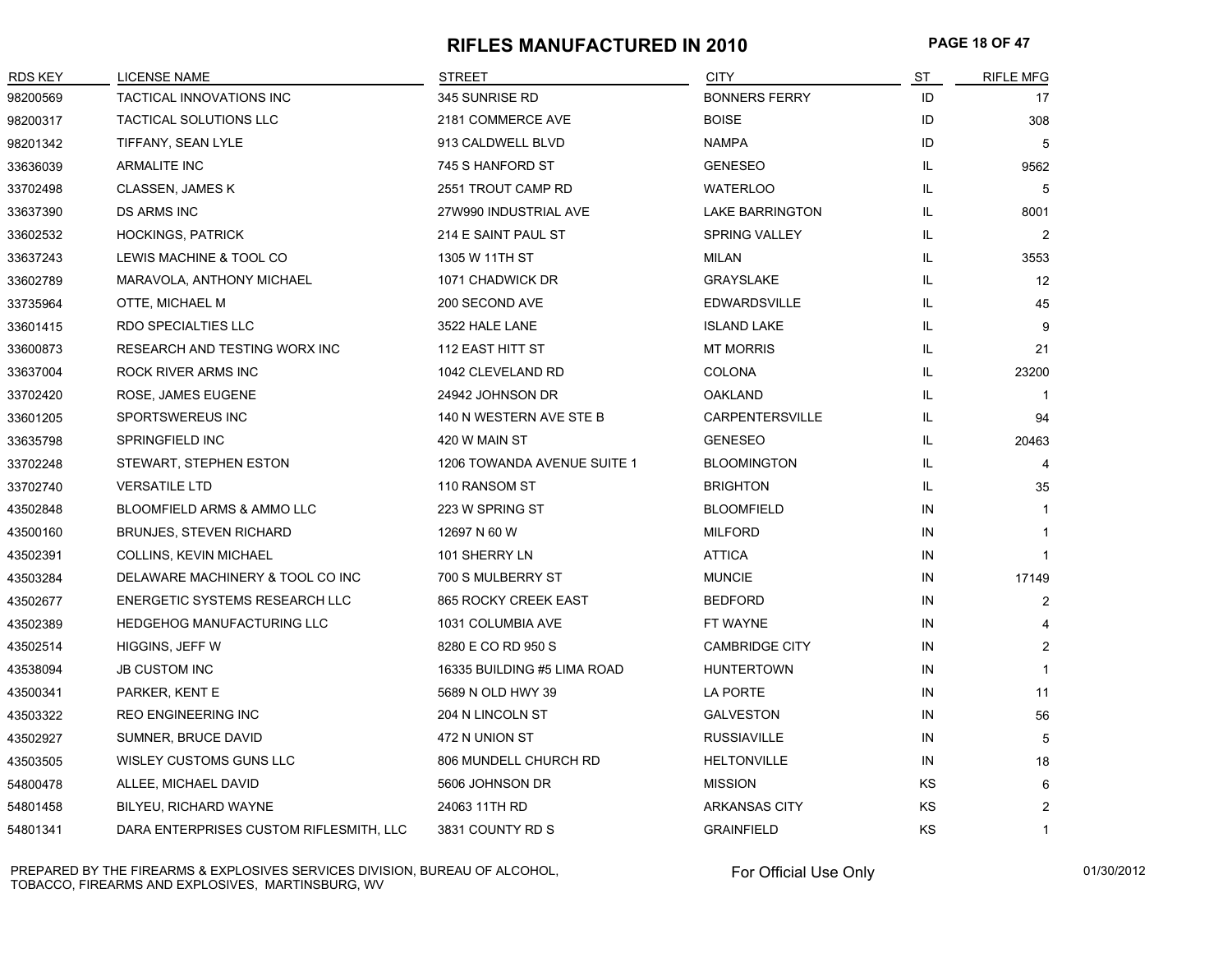# RIFLES MANUFACTURED IN 2010

| RDS KEY | LICENSE NAME | STREET | CITY | ST | RIFLE MFG |
|---|---|---|---|---|---|
| 98200569 | TACTICAL INNOVATIONS INC | 345 SUNRISE RD | BONNERS FERRY | ID | 17 |
| 98200317 | TACTICAL SOLUTIONS LLC | 2181 COMMERCE AVE | BOISE | ID | 308 |
| 98201342 | TIFFANY, SEAN LYLE | 913 CALDWELL BLVD | NAMPA | ID | 5 |
| 33636039 | ARMALITE INC | 745 S HANFORD ST | GENESEO | IL | 9562 |
| 33702498 | CLASSEN, JAMES K | 2551 TROUT CAMP RD | WATERLOO | IL | 5 |
| 33637390 | DS ARMS INC | 27W990 INDUSTRIAL AVE | LAKE BARRINGTON | IL | 8001 |
| 33602532 | HOCKINGS, PATRICK | 214 E SAINT PAUL ST | SPRING VALLEY | IL | 2 |
| 33637243 | LEWIS MACHINE & TOOL CO | 1305 W 11TH ST | MILAN | IL | 3553 |
| 33602789 | MARAVOLA, ANTHONY MICHAEL | 1071 CHADWICK DR | GRAYSLAKE | IL | 12 |
| 33735964 | OTTE, MICHAEL M | 200 SECOND AVE | EDWARDSVILLE | IL | 45 |
| 33601415 | RDO SPECIALTIES LLC | 3522 HALE LANE | ISLAND LAKE | IL | 9 |
| 33600873 | RESEARCH AND TESTING WORX INC | 112 EAST HITT ST | MT MORRIS | IL | 21 |
| 33637004 | ROCK RIVER ARMS INC | 1042 CLEVELAND RD | COLONA | IL | 23200 |
| 33702420 | ROSE, JAMES EUGENE | 24942 JOHNSON DR | OAKLAND | IL | 1 |
| 33601205 | SPORTSWEREUS INC | 140 N WESTERN AVE STE B | CARPENTERSVILLE | IL | 94 |
| 33635798 | SPRINGFIELD INC | 420 W MAIN ST | GENESEO | IL | 20463 |
| 33702248 | STEWART, STEPHEN ESTON | 1206 TOWANDA AVENUE SUITE 1 | BLOOMINGTON | IL | 4 |
| 33702740 | VERSATILE LTD | 110 RANSOM ST | BRIGHTON | IL | 35 |
| 43502848 | BLOOMFIELD ARMS & AMMO LLC | 223 W SPRING ST | BLOOMFIELD | IN | 1 |
| 43500160 | BRUNJES, STEVEN RICHARD | 12697 N 60 W | MILFORD | IN | 1 |
| 43502391 | COLLINS, KEVIN MICHAEL | 101 SHERRY LN | ATTICA | IN | 1 |
| 43503284 | DELAWARE MACHINERY & TOOL CO INC | 700 S MULBERRY ST | MUNCIE | IN | 17149 |
| 43502677 | ENERGETIC SYSTEMS RESEARCH LLC | 865 ROCKY CREEK EAST | BEDFORD | IN | 2 |
| 43502389 | HEDGEHOG MANUFACTURING LLC | 1031 COLUMBIA AVE | FT WAYNE | IN | 4 |
| 43502514 | HIGGINS, JEFF W | 8280 E CO RD 950 S | CAMBRIDGE CITY | IN | 2 |
| 43538094 | JB CUSTOM INC | 16335 BUILDING #5 LIMA ROAD | HUNTERTOWN | IN | 1 |
| 43500341 | PARKER, KENT E | 5689 N OLD HWY 39 | LA PORTE | IN | 11 |
| 43503322 | REO ENGINEERING INC | 204 N LINCOLN ST | GALVESTON | IN | 56 |
| 43502927 | SUMNER, BRUCE DAVID | 472 N UNION ST | RUSSIAVILLE | IN | 5 |
| 43503505 | WISLEY CUSTOMS GUNS LLC | 806 MUNDELL CHURCH RD | HELTONVILLE | IN | 18 |
| 54800478 | ALLEE, MICHAEL DAVID | 5606 JOHNSON DR | MISSION | KS | 6 |
| 54801458 | BILYEU, RICHARD WAYNE | 24063 11TH RD | ARKANSAS CITY | KS | 2 |
| 54801341 | DARA ENTERPRISES CUSTOM RIFLESMITH, LLC | 3831 COUNTY RD S | GRAINFIELD | KS | 1 |

PREPARED BY THE FIREARMS & EXPLOSIVES SERVICES DIVISION, BUREAU OF ALCOHOL, TOBACCO, FIREARMS AND EXPLOSIVES, MARTINSBURG, WV

For Official Use Only

01/30/2012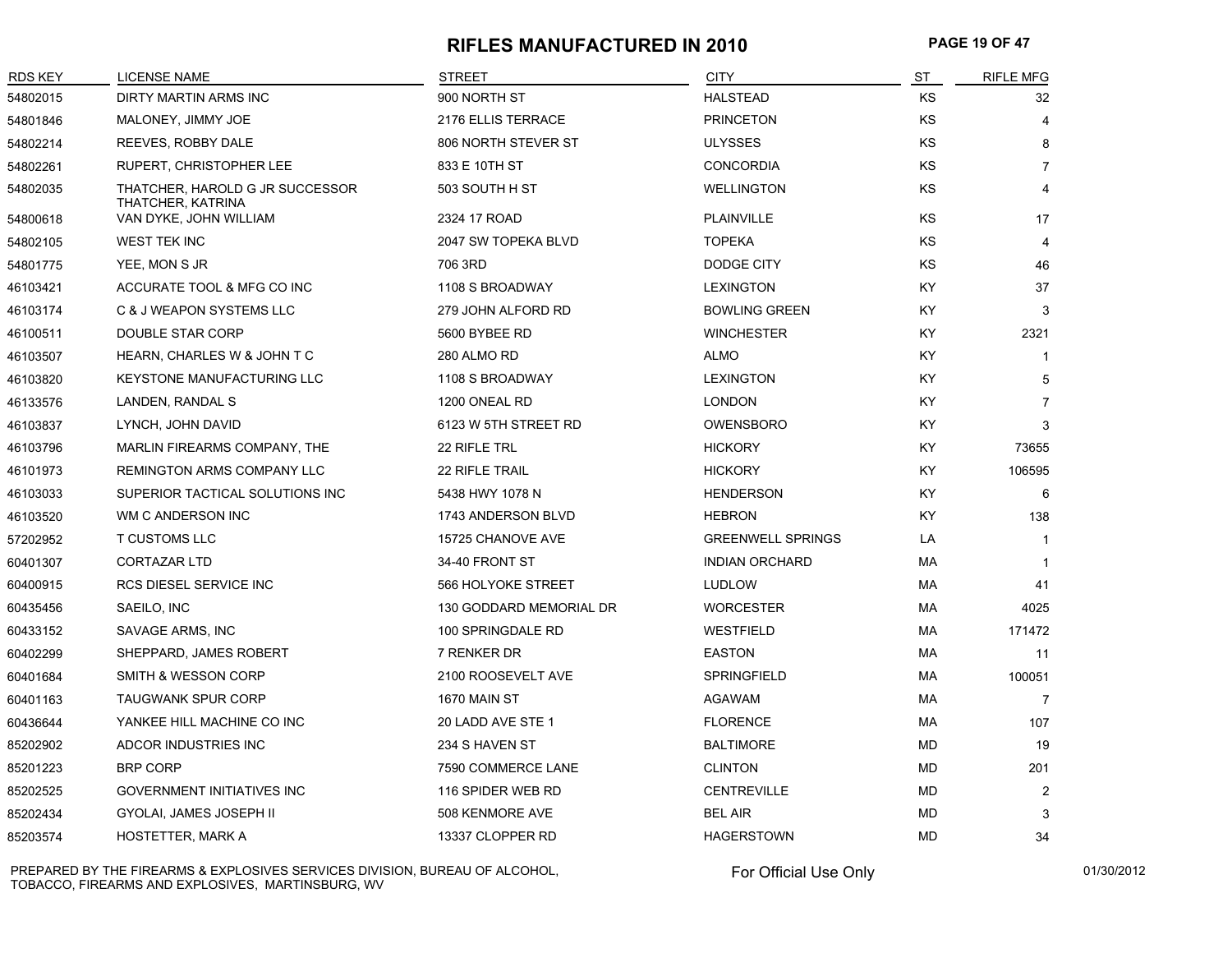# RIFLES MANUFACTURED IN 2010

| RDS KEY | LICENSE NAME | STREET | CITY | ST | RIFLE MFG |
|---|---|---|---|---|---|
| 54802015 | DIRTY MARTIN ARMS INC | 900 NORTH ST | HALSTEAD | KS | 32 |
| 54801846 | MALONEY, JIMMY JOE | 2176 ELLIS TERRACE | PRINCETON | KS | 4 |
| 54802214 | REEVES, ROBBY DALE | 806 NORTH STEVER ST | ULYSSES | KS | 8 |
| 54802261 | RUPERT, CHRISTOPHER LEE | 833 E 10TH ST | CONCORDIA | KS | 7 |
| 54802035 | THATCHER, HAROLD G JR SUCCESSOR THATCHER, KATRINA | 503 SOUTH H ST | WELLINGTON | KS | 4 |
| 54800618 | VAN DYKE, JOHN WILLIAM | 2324 17 ROAD | PLAINVILLE | KS | 17 |
| 54802105 | WEST TEK INC | 2047 SW TOPEKA BLVD | TOPEKA | KS | 4 |
| 54801775 | YEE, MON S JR | 706 3RD | DODGE CITY | KS | 46 |
| 46103421 | ACCURATE TOOL & MFG CO INC | 1108 S BROADWAY | LEXINGTON | KY | 37 |
| 46103174 | C & J WEAPON SYSTEMS LLC | 279 JOHN ALFORD RD | BOWLING GREEN | KY | 3 |
| 46100511 | DOUBLE STAR CORP | 5600 BYBEE RD | WINCHESTER | KY | 2321 |
| 46103507 | HEARN, CHARLES W & JOHN T C | 280 ALMO RD | ALMO | KY | 1 |
| 46103820 | KEYSTONE MANUFACTURING LLC | 1108 S BROADWAY | LEXINGTON | KY | 5 |
| 46133576 | LANDEN, RANDAL S | 1200 ONEAL RD | LONDON | KY | 7 |
| 46103837 | LYNCH, JOHN DAVID | 6123 W 5TH STREET RD | OWENSBORO | KY | 3 |
| 46103796 | MARLIN FIREARMS COMPANY, THE | 22 RIFLE TRL | HICKORY | KY | 73655 |
| 46101973 | REMINGTON ARMS COMPANY LLC | 22 RIFLE TRAIL | HICKORY | KY | 106595 |
| 46103033 | SUPERIOR TACTICAL SOLUTIONS INC | 5438 HWY 1078 N | HENDERSON | KY | 6 |
| 46103520 | WM C ANDERSON INC | 1743 ANDERSON BLVD | HEBRON | KY | 138 |
| 57202952 | T CUSTOMS LLC | 15725 CHANOVE AVE | GREENWELL SPRINGS | LA | 1 |
| 60401307 | CORTAZAR LTD | 34-40 FRONT ST | INDIAN ORCHARD | MA | 1 |
| 60400915 | RCS DIESEL SERVICE INC | 566 HOLYOKE STREET | LUDLOW | MA | 41 |
| 60435456 | SAEILO, INC | 130 GODDARD MEMORIAL DR | WORCESTER | MA | 4025 |
| 60433152 | SAVAGE ARMS, INC | 100 SPRINGDALE RD | WESTFIELD | MA | 171472 |
| 60402299 | SHEPPARD, JAMES ROBERT | 7 RENKER DR | EASTON | MA | 11 |
| 60401684 | SMITH & WESSON CORP | 2100 ROOSEVELT AVE | SPRINGFIELD | MA | 100051 |
| 60401163 | TAUGWANK SPUR CORP | 1670 MAIN ST | AGAWAM | MA | 7 |
| 60436644 | YANKEE HILL MACHINE CO INC | 20 LADD AVE STE 1 | FLORENCE | MA | 107 |
| 85202902 | ADCOR INDUSTRIES INC | 234 S HAVEN ST | BALTIMORE | MD | 19 |
| 85201223 | BRP CORP | 7590 COMMERCE LANE | CLINTON | MD | 201 |
| 85202525 | GOVERNMENT INITIATIVES INC | 116 SPIDER WEB RD | CENTREVILLE | MD | 2 |
| 85202434 | GYOLAI, JAMES JOSEPH II | 508 KENMORE AVE | BEL AIR | MD | 3 |
| 85203574 | HOSTETTER, MARK A | 13337 CLOPPER RD | HAGERSTOWN | MD | 34 |

PREPARED BY THE FIREARMS & EXPLOSIVES SERVICES DIVISION, BUREAU OF ALCOHOL, TOBACCO, FIREARMS AND EXPLOSIVES, MARTINSBURG, WV

For Official Use Only

01/30/2012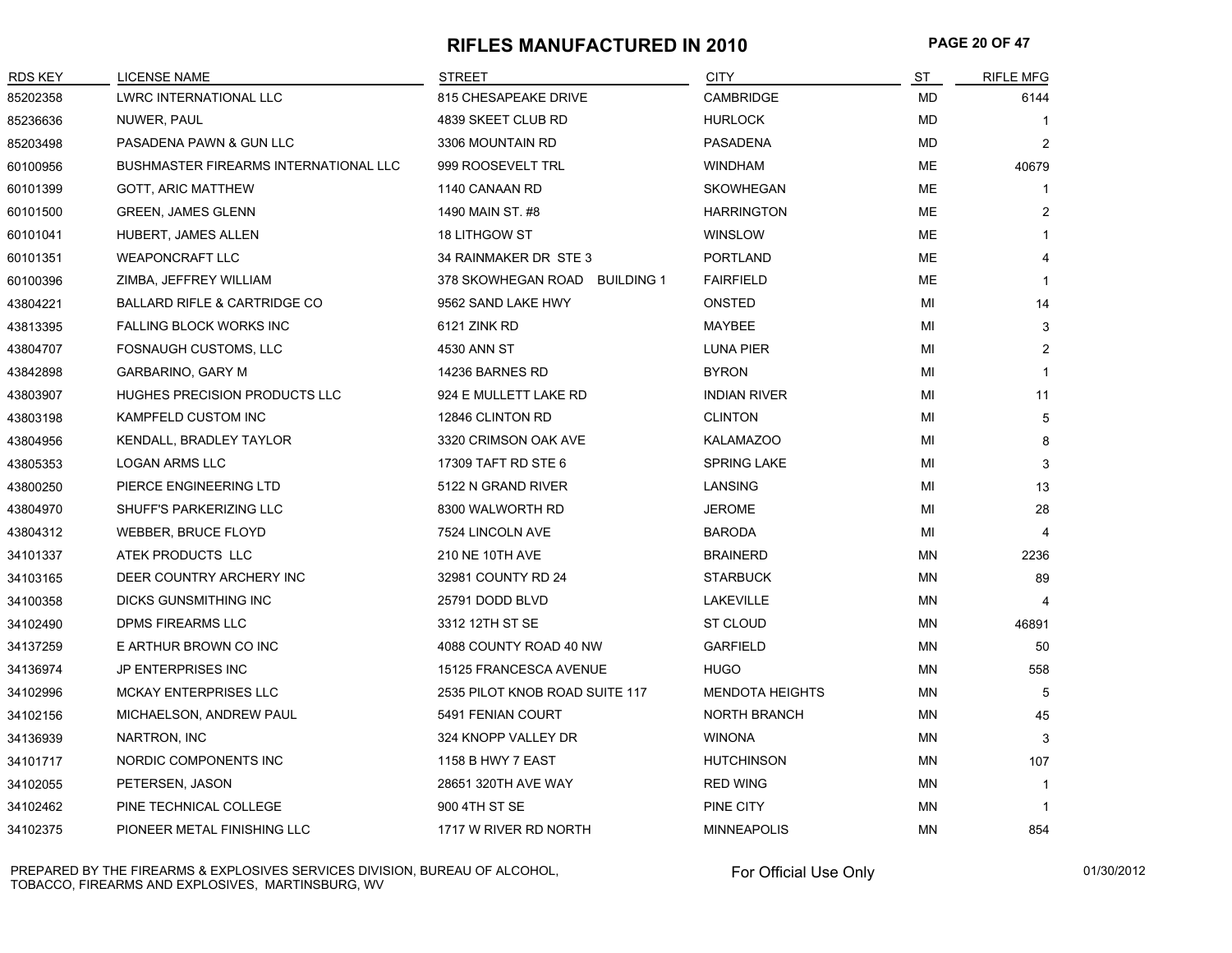# RIFLES MANUFACTURED IN 2010

| RDS KEY | LICENSE NAME | STREET | CITY | ST | RIFLE MFG |
|---|---|---|---|---|---|
| 85202358 | LWRC INTERNATIONAL LLC | 815 CHESAPEAKE DRIVE | CAMBRIDGE | MD | 6144 |
| 85236636 | NUWER, PAUL | 4839 SKEET CLUB RD | HURLOCK | MD | 1 |
| 85203498 | PASADENA PAWN & GUN LLC | 3306 MOUNTAIN RD | PASADENA | MD | 2 |
| 60100956 | BUSHMASTER FIREARMS INTERNATIONAL LLC | 999 ROOSEVELT TRL | WINDHAM | ME | 40679 |
| 60101399 | GOTT, ARIC MATTHEW | 1140 CANAAN RD | SKOWHEGAN | ME | 1 |
| 60101500 | GREEN, JAMES GLENN | 1490 MAIN ST. #8 | HARRINGTON | ME | 2 |
| 60101041 | HUBERT, JAMES ALLEN | 18 LITHGOW ST | WINSLOW | ME | 1 |
| 60101351 | WEAPONCRAFT LLC | 34 RAINMAKER DR STE 3 | PORTLAND | ME | 4 |
| 60100396 | ZIMBA, JEFFREY WILLIAM | 378 SKOWHEGAN ROAD BUILDING 1 | FAIRFIELD | ME | 1 |
| 43804221 | BALLARD RIFLE & CARTRIDGE CO | 9562 SAND LAKE HWY | ONSTED | MI | 14 |
| 43813395 | FALLING BLOCK WORKS INC | 6121 ZINK RD | MAYBEE | MI | 3 |
| 43804707 | FOSNAUGH CUSTOMS, LLC | 4530 ANN ST | LUNA PIER | MI | 2 |
| 43842898 | GARBARINO, GARY M | 14236 BARNES RD | BYRON | MI | 1 |
| 43803907 | HUGHES PRECISION PRODUCTS LLC | 924 E MULLETT LAKE RD | INDIAN RIVER | MI | 11 |
| 43803198 | KAMPFELD CUSTOM INC | 12846 CLINTON RD | CLINTON | MI | 5 |
| 43804956 | KENDALL, BRADLEY TAYLOR | 3320 CRIMSON OAK AVE | KALAMAZOO | MI | 8 |
| 43805353 | LOGAN ARMS LLC | 17309 TAFT RD STE 6 | SPRING LAKE | MI | 3 |
| 43800250 | PIERCE ENGINEERING LTD | 5122 N GRAND RIVER | LANSING | MI | 13 |
| 43804970 | SHUFF'S PARKERIZING LLC | 8300 WALWORTH RD | JEROME | MI | 28 |
| 43804312 | WEBBER, BRUCE FLOYD | 7524 LINCOLN AVE | BARODA | MI | 4 |
| 34101337 | ATEK PRODUCTS LLC | 210 NE 10TH AVE | BRAINERD | MN | 2236 |
| 34103165 | DEER COUNTRY ARCHERY INC | 32981 COUNTY RD 24 | STARBUCK | MN | 89 |
| 34100358 | DICKS GUNSMITHING INC | 25791 DODD BLVD | LAKEVILLE | MN | 4 |
| 34102490 | DPMS FIREARMS LLC | 3312 12TH ST SE | ST CLOUD | MN | 46891 |
| 34137259 | E ARTHUR BROWN CO INC | 4088 COUNTY ROAD 40 NW | GARFIELD | MN | 50 |
| 34136974 | JP ENTERPRISES INC | 15125 FRANCESCA AVENUE | HUGO | MN | 558 |
| 34102996 | MCKAY ENTERPRISES LLC | 2535 PILOT KNOB ROAD SUITE 117 | MENDOTA HEIGHTS | MN | 5 |
| 34102156 | MICHAELSON, ANDREW PAUL | 5491 FENIAN COURT | NORTH BRANCH | MN | 45 |
| 34136939 | NARTRON, INC | 324 KNOPP VALLEY DR | WINONA | MN | 3 |
| 34101717 | NORDIC COMPONENTS INC | 1158 B HWY 7 EAST | HUTCHINSON | MN | 107 |
| 34102055 | PETERSEN, JASON | 28651 320TH AVE WAY | RED WING | MN | 1 |
| 34102462 | PINE TECHNICAL COLLEGE | 900 4TH ST SE | PINE CITY | MN | 1 |
| 34102375 | PIONEER METAL FINISHING LLC | 1717 W RIVER RD NORTH | MINNEAPOLIS | MN | 854 |

PREPARED BY THE FIREARMS & EXPLOSIVES SERVICES DIVISION, BUREAU OF ALCOHOL, TOBACCO, FIREARMS AND EXPLOSIVES, MARTINSBURG, WV

For Official Use Only

01/30/2012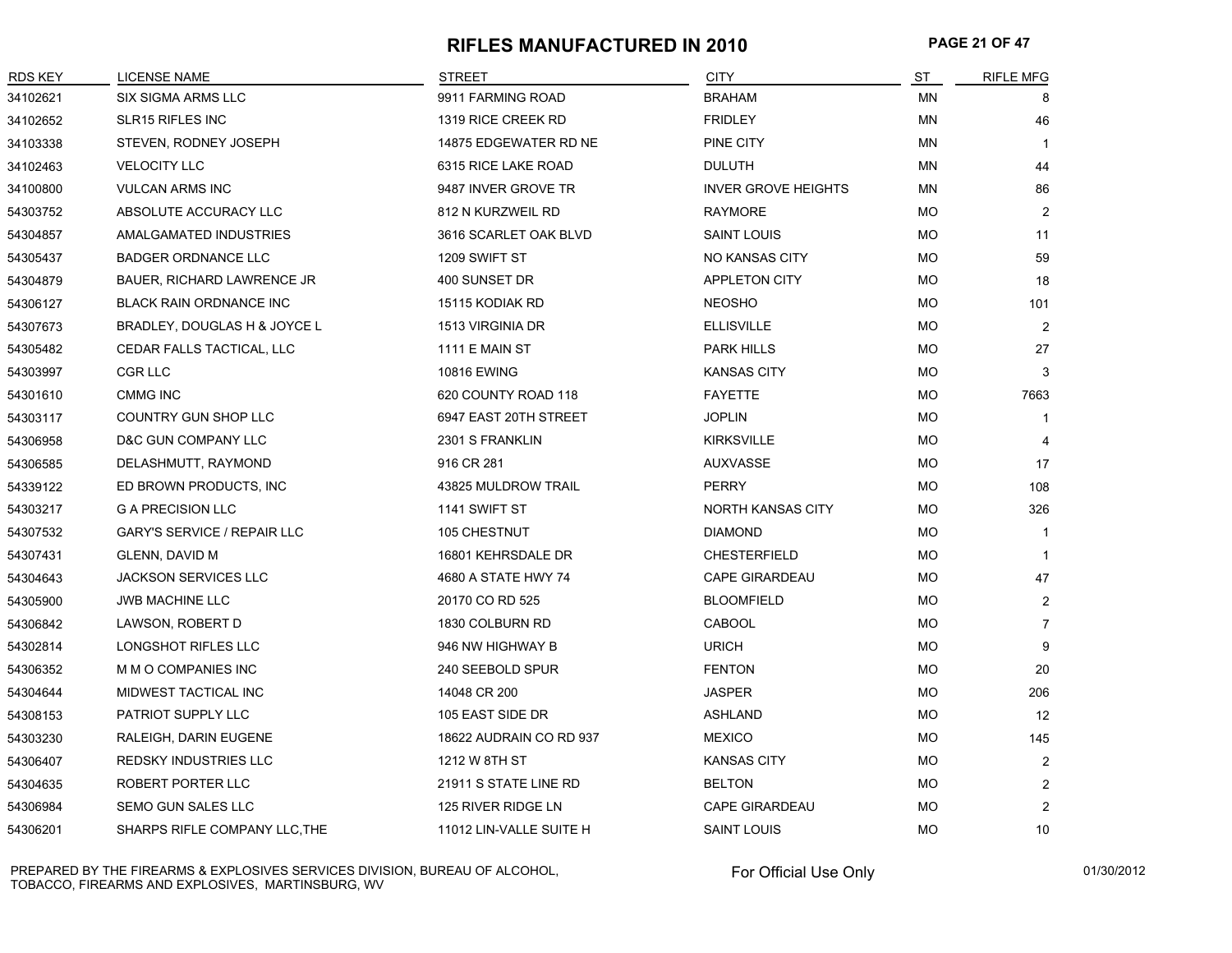# RIFLES MANUFACTURED IN 2010

| RDS KEY | LICENSE NAME | STREET | CITY | ST | RIFLE MFG |
|---|---|---|---|---|---|
| 34102621 | SIX SIGMA ARMS LLC | 9911 FARMING ROAD | BRAHAM | MN | 8 |
| 34102652 | SLR15 RIFLES INC | 1319 RICE CREEK RD | FRIDLEY | MN | 46 |
| 34103338 | STEVEN, RODNEY JOSEPH | 14875 EDGEWATER RD NE | PINE CITY | MN | 1 |
| 34102463 | VELOCITY LLC | 6315 RICE LAKE ROAD | DULUTH | MN | 44 |
| 34100800 | VULCAN ARMS INC | 9487 INVER GROVE TR | INVER GROVE HEIGHTS | MN | 86 |
| 54303752 | ABSOLUTE ACCURACY LLC | 812 N KURZWEIL RD | RAYMORE | MO | 2 |
| 54304857 | AMALGAMATED INDUSTRIES | 3616 SCARLET OAK BLVD | SAINT LOUIS | MO | 11 |
| 54305437 | BADGER ORDNANCE LLC | 1209 SWIFT ST | NO KANSAS CITY | MO | 59 |
| 54304879 | BAUER, RICHARD LAWRENCE JR | 400 SUNSET DR | APPLETON CITY | MO | 18 |
| 54306127 | BLACK RAIN ORDNANCE INC | 15115 KODIAK RD | NEOSHO | MO | 101 |
| 54307673 | BRADLEY, DOUGLAS H & JOYCE L | 1513 VIRGINIA DR | ELLISVILLE | MO | 2 |
| 54305482 | CEDAR FALLS TACTICAL, LLC | 1111 E MAIN ST | PARK HILLS | MO | 27 |
| 54303997 | CGR LLC | 10816 EWING | KANSAS CITY | MO | 3 |
| 54301610 | CMMG INC | 620 COUNTY ROAD 118 | FAYETTE | MO | 7663 |
| 54303117 | COUNTRY GUN SHOP LLC | 6947 EAST 20TH STREET | JOPLIN | MO | 1 |
| 54306958 | D&C GUN COMPANY LLC | 2301 S FRANKLIN | KIRKSVILLE | MO | 4 |
| 54306585 | DELASHMUTT, RAYMOND | 916 CR 281 | AUXVASSE | MO | 17 |
| 54339122 | ED BROWN PRODUCTS, INC | 43825 MULDROW TRAIL | PERRY | MO | 108 |
| 54303217 | G A PRECISION LLC | 1141 SWIFT ST | NORTH KANSAS CITY | MO | 326 |
| 54307532 | GARY'S SERVICE / REPAIR LLC | 105 CHESTNUT | DIAMOND | MO | 1 |
| 54307431 | GLENN, DAVID M | 16801 KEHRSDALE DR | CHESTERFIELD | MO | 1 |
| 54304643 | JACKSON SERVICES LLC | 4680 A STATE HWY 74 | CAPE GIRARDEAU | MO | 47 |
| 54305900 | JWB MACHINE LLC | 20170 CO RD 525 | BLOOMFIELD | MO | 2 |
| 54306842 | LAWSON, ROBERT D | 1830 COLBURN RD | CABOOL | MO | 7 |
| 54302814 | LONGSHOT RIFLES LLC | 946 NW HIGHWAY B | URICH | MO | 9 |
| 54306352 | M M O COMPANIES INC | 240 SEEBOLD SPUR | FENTON | MO | 20 |
| 54304644 | MIDWEST TACTICAL INC | 14048 CR 200 | JASPER | MO | 206 |
| 54308153 | PATRIOT SUPPLY LLC | 105 EAST SIDE DR | ASHLAND | MO | 12 |
| 54303230 | RALEIGH, DARIN EUGENE | 18622 AUDRAIN CO RD 937 | MEXICO | MO | 145 |
| 54306407 | REDSKY INDUSTRIES LLC | 1212 W 8TH ST | KANSAS CITY | MO | 2 |
| 54304635 | ROBERT PORTER LLC | 21911 S STATE LINE RD | BELTON | MO | 2 |
| 54306984 | SEMO GUN SALES LLC | 125 RIVER RIDGE LN | CAPE GIRARDEAU | MO | 2 |
| 54306201 | SHARPS RIFLE COMPANY LLC,THE | 11012 LIN-VALLE SUITE H | SAINT LOUIS | MO | 10 |

PREPARED BY THE FIREARMS & EXPLOSIVES SERVICES DIVISION, BUREAU OF ALCOHOL, TOBACCO, FIREARMS AND EXPLOSIVES, MARTINSBURG, WV

For Official Use Only

01/30/2012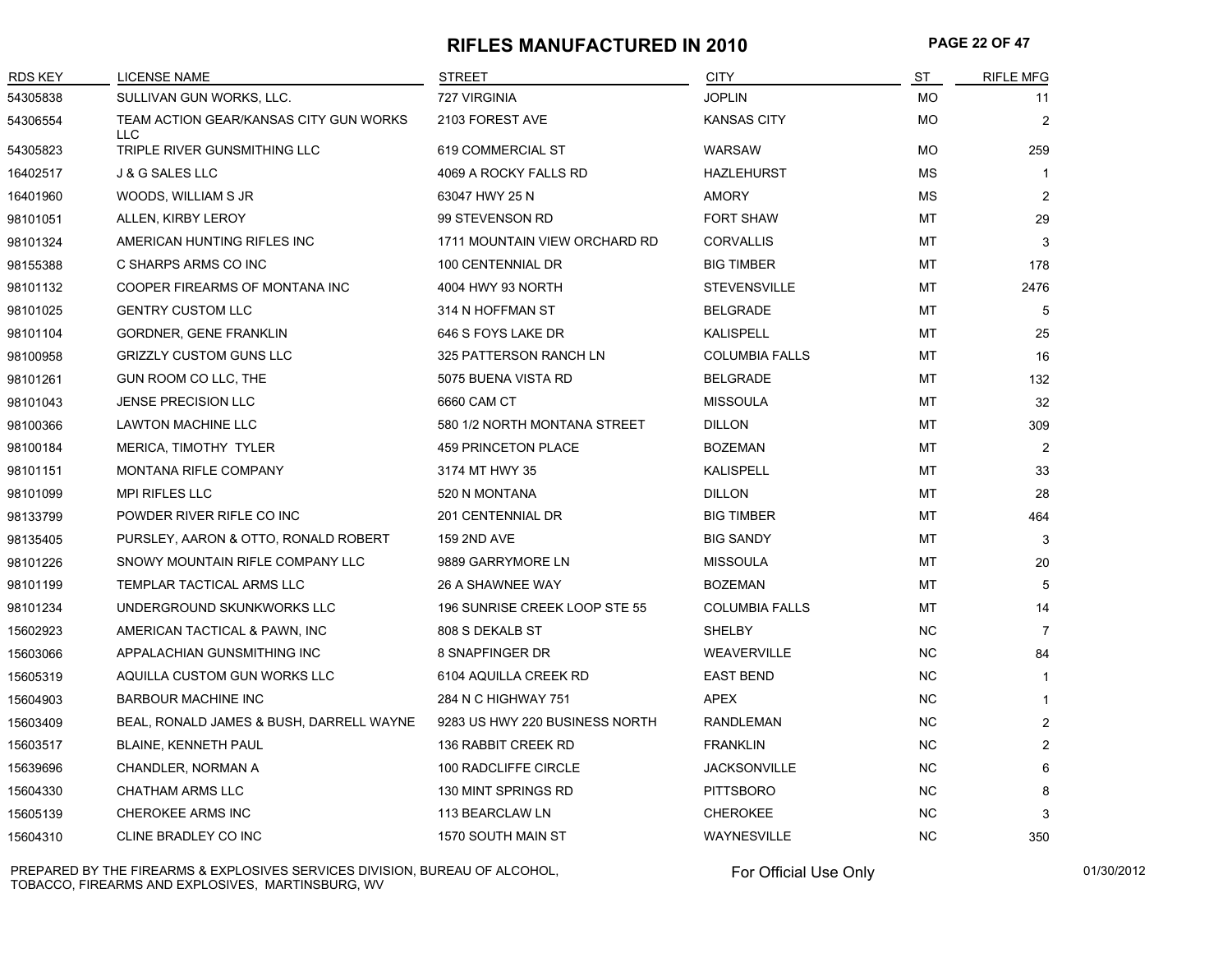# RIFLES MANUFACTURED IN 2010

| RDS KEY | LICENSE NAME | STREET | CITY | ST | RIFLE MFG |
|---|---|---|---|---|---|
| 54305838 | SULLIVAN GUN WORKS, LLC. | 727 VIRGINIA | JOPLIN | MO | 11 |
| 54306554 | TEAM ACTION GEAR/KANSAS CITY GUN WORKS LLC | 2103 FOREST AVE | KANSAS CITY | MO | 2 |
| 54305823 | TRIPLE RIVER GUNSMITHING LLC | 619 COMMERCIAL ST | WARSAW | MO | 259 |
| 16402517 | J & G SALES LLC | 4069 A ROCKY FALLS RD | HAZLEHURST | MS | 1 |
| 16401960 | WOODS, WILLIAM S JR | 63047 HWY 25 N | AMORY | MS | 2 |
| 98101051 | ALLEN, KIRBY LEROY | 99 STEVENSON RD | FORT SHAW | MT | 29 |
| 98101324 | AMERICAN HUNTING RIFLES INC | 1711 MOUNTAIN VIEW ORCHARD RD | CORVALLIS | MT | 3 |
| 98155388 | C SHARPS ARMS CO INC | 100 CENTENNIAL DR | BIG TIMBER | MT | 178 |
| 98101132 | COOPER FIREARMS OF MONTANA INC | 4004 HWY 93 NORTH | STEVENSVILLE | MT | 2476 |
| 98101025 | GENTRY CUSTOM LLC | 314 N HOFFMAN ST | BELGRADE | MT | 5 |
| 98101104 | GORDNER, GENE FRANKLIN | 646 S FOYS LAKE DR | KALISPELL | MT | 25 |
| 98100958 | GRIZZLY CUSTOM GUNS LLC | 325 PATTERSON RANCH LN | COLUMBIA FALLS | MT | 16 |
| 98101261 | GUN ROOM CO LLC, THE | 5075 BUENA VISTA RD | BELGRADE | MT | 132 |
| 98101043 | JENSE PRECISION LLC | 6660 CAM CT | MISSOULA | MT | 32 |
| 98100366 | LAWTON MACHINE LLC | 580 1/2 NORTH MONTANA STREET | DILLON | MT | 309 |
| 98100184 | MERICA, TIMOTHY TYLER | 459 PRINCETON PLACE | BOZEMAN | MT | 2 |
| 98101151 | MONTANA RIFLE COMPANY | 3174 MT HWY 35 | KALISPELL | MT | 33 |
| 98101099 | MPI RIFLES LLC | 520 N MONTANA | DILLON | MT | 28 |
| 98133799 | POWDER RIVER RIFLE CO INC | 201 CENTENNIAL DR | BIG TIMBER | MT | 464 |
| 98135405 | PURSLEY, AARON & OTTO, RONALD ROBERT | 159 2ND AVE | BIG SANDY | MT | 3 |
| 98101226 | SNOWY MOUNTAIN RIFLE COMPANY LLC | 9889 GARRYMORE LN | MISSOULA | MT | 20 |
| 98101199 | TEMPLAR TACTICAL ARMS LLC | 26 A SHAWNEE WAY | BOZEMAN | MT | 5 |
| 98101234 | UNDERGROUND SKUNKWORKS LLC | 196 SUNRISE CREEK LOOP STE 55 | COLUMBIA FALLS | MT | 14 |
| 15602923 | AMERICAN TACTICAL & PAWN, INC | 808 S DEKALB ST | SHELBY | NC | 7 |
| 15603066 | APPALACHIAN GUNSMITHING INC | 8 SNAPFINGER DR | WEAVERVILLE | NC | 84 |
| 15605319 | AQUILLA CUSTOM GUN WORKS LLC | 6104 AQUILLA CREEK RD | EAST BEND | NC | 1 |
| 15604903 | BARBOUR MACHINE INC | 284 N C HIGHWAY 751 | APEX | NC | 1 |
| 15603409 | BEAL, RONALD JAMES & BUSH, DARRELL WAYNE | 9283 US HWY 220 BUSINESS NORTH | RANDLEMAN | NC | 2 |
| 15603517 | BLAINE, KENNETH PAUL | 136 RABBIT CREEK RD | FRANKLIN | NC | 2 |
| 15639696 | CHANDLER, NORMAN A | 100 RADCLIFFE CIRCLE | JACKSONVILLE | NC | 6 |
| 15604330 | CHATHAM ARMS LLC | 130 MINT SPRINGS RD | PITTSBORO | NC | 8 |
| 15605139 | CHEROKEE ARMS INC | 113 BEARCLAW LN | CHEROKEE | NC | 3 |
| 15604310 | CLINE BRADLEY CO INC | 1570 SOUTH MAIN ST | WAYNESVILLE | NC | 350 |

PREPARED BY THE FIREARMS & EXPLOSIVES SERVICES DIVISION, BUREAU OF ALCOHOL, TOBACCO, FIREARMS AND EXPLOSIVES, MARTINSBURG, WV

For Official Use Only

01/30/2012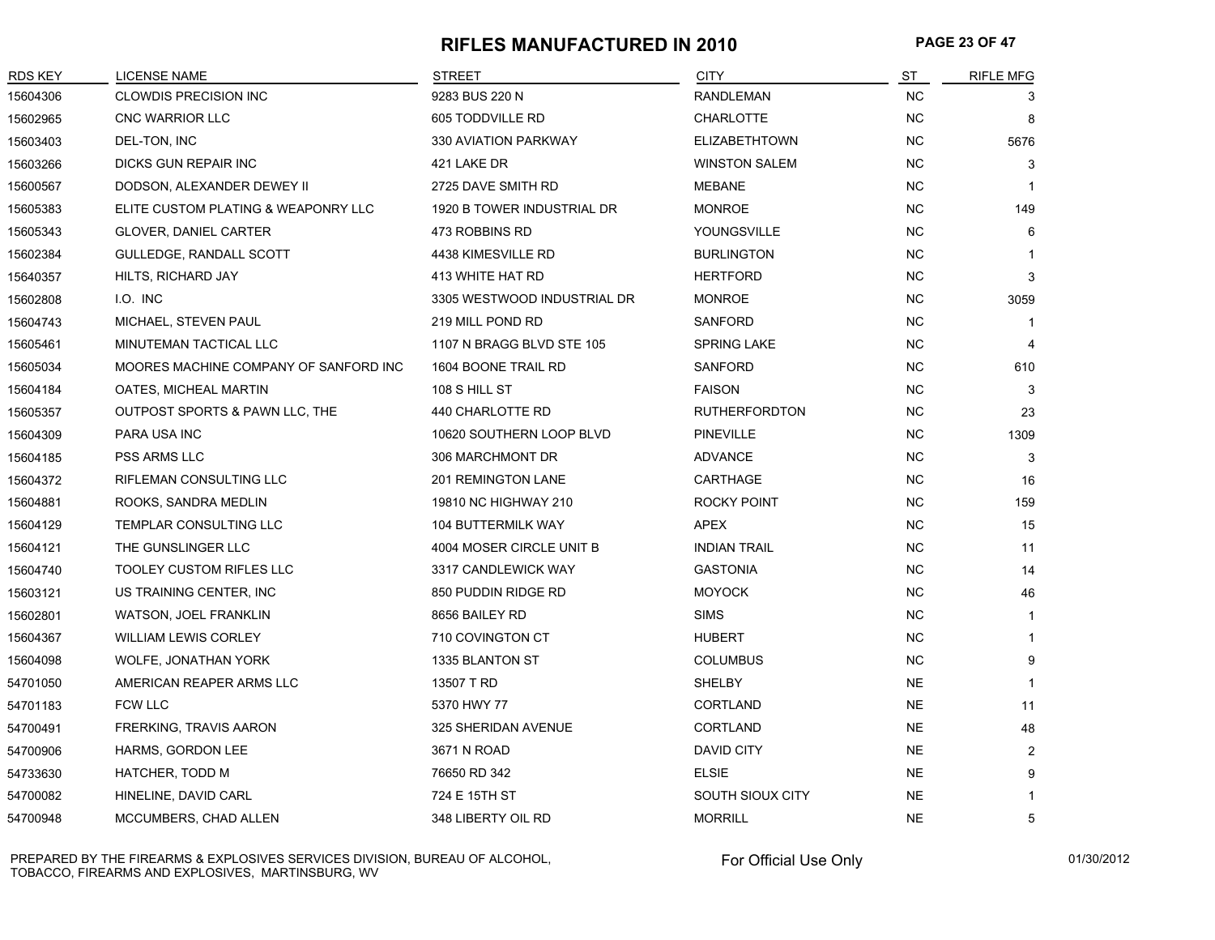# RIFLES MANUFACTURED IN 2010

| RDS KEY | LICENSE NAME | STREET | CITY | ST | RIFLE MFG |
|---|---|---|---|---|---|
| 15604306 | CLOWDIS PRECISION INC | 9283 BUS 220 N | RANDLEMAN | NC | 3 |
| 15602965 | CNC WARRIOR LLC | 605 TODDVILLE RD | CHARLOTTE | NC | 8 |
| 15603403 | DEL-TON, INC | 330 AVIATION PARKWAY | ELIZABETHTOWN | NC | 5676 |
| 15603266 | DICKS GUN REPAIR INC | 421 LAKE DR | WINSTON SALEM | NC | 3 |
| 15600567 | DODSON, ALEXANDER DEWEY II | 2725 DAVE SMITH RD | MEBANE | NC | 1 |
| 15605383 | ELITE CUSTOM PLATING & WEAPONRY LLC | 1920 B TOWER INDUSTRIAL DR | MONROE | NC | 149 |
| 15605343 | GLOVER, DANIEL CARTER | 473 ROBBINS RD | YOUNGSVILLE | NC | 6 |
| 15602384 | GULLEDGE, RANDALL SCOTT | 4438 KIMESVILLE RD | BURLINGTON | NC | 1 |
| 15640357 | HILTS, RICHARD JAY | 413 WHITE HAT RD | HERTFORD | NC | 3 |
| 15602808 | I.O. INC | 3305 WESTWOOD INDUSTRIAL DR | MONROE | NC | 3059 |
| 15604743 | MICHAEL, STEVEN PAUL | 219 MILL POND RD | SANFORD | NC | 1 |
| 15605461 | MINUTEMAN TACTICAL LLC | 1107 N BRAGG BLVD STE 105 | SPRING LAKE | NC | 4 |
| 15605034 | MOORES MACHINE COMPANY OF SANFORD INC | 1604 BOONE TRAIL RD | SANFORD | NC | 610 |
| 15604184 | OATES, MICHEAL MARTIN | 108 S HILL ST | FAISON | NC | 3 |
| 15605357 | OUTPOST SPORTS & PAWN LLC, THE | 440 CHARLOTTE RD | RUTHERFORDTON | NC | 23 |
| 15604309 | PARA USA INC | 10620 SOUTHERN LOOP BLVD | PINEVILLE | NC | 1309 |
| 15604185 | PSS ARMS LLC | 306 MARCHMONT DR | ADVANCE | NC | 3 |
| 15604372 | RIFLEMAN CONSULTING LLC | 201 REMINGTON LANE | CARTHAGE | NC | 16 |
| 15604881 | ROOKS, SANDRA MEDLIN | 19810 NC HIGHWAY 210 | ROCKY POINT | NC | 159 |
| 15604129 | TEMPLAR CONSULTING LLC | 104 BUTTERMILK WAY | APEX | NC | 15 |
| 15604121 | THE GUNSLINGER LLC | 4004 MOSER CIRCLE UNIT B | INDIAN TRAIL | NC | 11 |
| 15604740 | TOOLEY CUSTOM RIFLES LLC | 3317 CANDLEWICK WAY | GASTONIA | NC | 14 |
| 15603121 | US TRAINING CENTER, INC | 850 PUDDIN RIDGE RD | MOYOCK | NC | 46 |
| 15602801 | WATSON, JOEL FRANKLIN | 8656 BAILEY RD | SIMS | NC | 1 |
| 15604367 | WILLIAM LEWIS CORLEY | 710 COVINGTON CT | HUBERT | NC | 1 |
| 15604098 | WOLFE, JONATHAN YORK | 1335 BLANTON ST | COLUMBUS | NC | 9 |
| 54701050 | AMERICAN REAPER ARMS LLC | 13507 T RD | SHELBY | NE | 1 |
| 54701183 | FCW LLC | 5370 HWY 77 | CORTLAND | NE | 11 |
| 54700491 | FRERKING, TRAVIS AARON | 325 SHERIDAN AVENUE | CORTLAND | NE | 48 |
| 54700906 | HARMS, GORDON LEE | 3671 N ROAD | DAVID CITY | NE | 2 |
| 54733630 | HATCHER, TODD M | 76650 RD 342 | ELSIE | NE | 9 |
| 54700082 | HINELINE, DAVID CARL | 724 E 15TH ST | SOUTH SIOUX CITY | NE | 1 |
| 54700948 | MCCUMBERS, CHAD ALLEN | 348 LIBERTY OIL RD | MORRILL | NE | 5 |

PREPARED BY THE FIREARMS & EXPLOSIVES SERVICES DIVISION, BUREAU OF ALCOHOL, TOBACCO, FIREARMS AND EXPLOSIVES, MARTINSBURG, WV

For Official Use Only

01/30/2012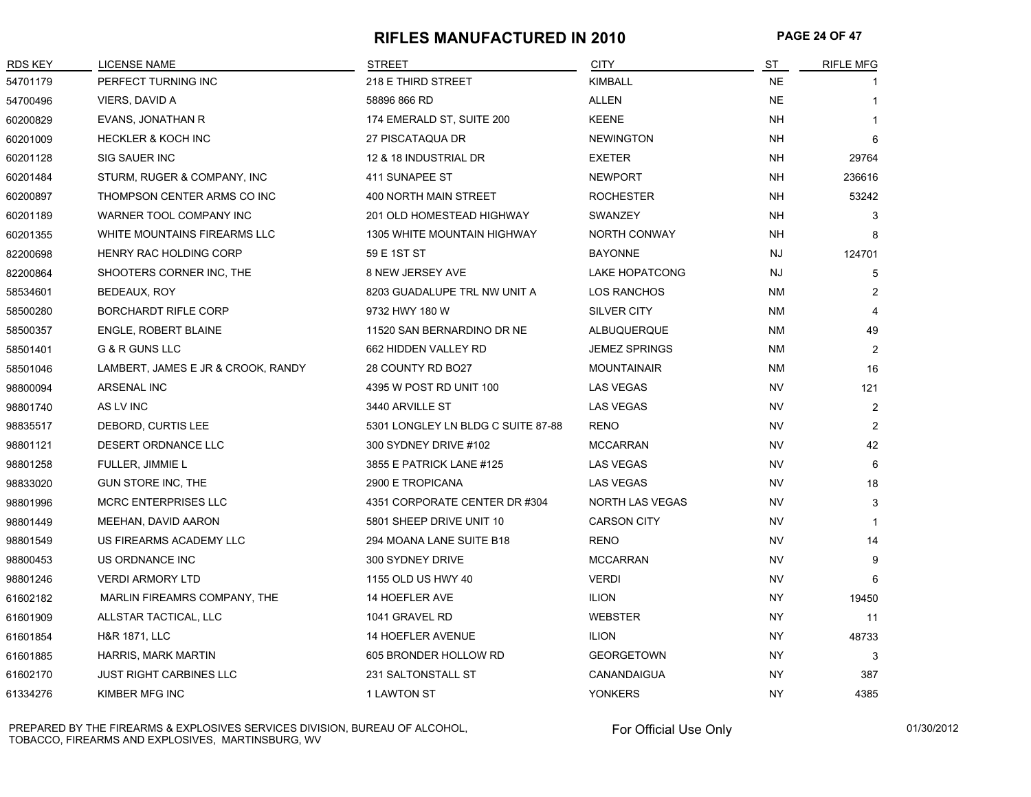# RIFLES MANUFACTURED IN 2010

| RDS KEY | LICENSE NAME | STREET | CITY | ST | RIFLE MFG |
|---|---|---|---|---|---|
| 54701179 | PERFECT TURNING INC | 218 E THIRD STREET | KIMBALL | NE | 1 |
| 54700496 | VIERS, DAVID A | 58896 866 RD | ALLEN | NE | 1 |
| 60200829 | EVANS, JONATHAN R | 174 EMERALD ST, SUITE 200 | KEENE | NH | 1 |
| 60201009 | HECKLER & KOCH INC | 27 PISCATAQUA DR | NEWINGTON | NH | 6 |
| 60201128 | SIG SAUER INC | 12 & 18 INDUSTRIAL DR | EXETER | NH | 29764 |
| 60201484 | STURM, RUGER & COMPANY, INC | 411 SUNAPEE ST | NEWPORT | NH | 236616 |
| 60200897 | THOMPSON CENTER ARMS CO INC | 400 NORTH MAIN STREET | ROCHESTER | NH | 53242 |
| 60201189 | WARNER TOOL COMPANY INC | 201 OLD HOMESTEAD HIGHWAY | SWANZEY | NH | 3 |
| 60201355 | WHITE MOUNTAINS FIREARMS LLC | 1305 WHITE MOUNTAIN HIGHWAY | NORTH CONWAY | NH | 8 |
| 82200698 | HENRY RAC HOLDING CORP | 59 E 1ST ST | BAYONNE | NJ | 124701 |
| 82200864 | SHOOTERS CORNER INC, THE | 8 NEW JERSEY AVE | LAKE HOPATCONG | NJ | 5 |
| 58534601 | BEDEAUX, ROY | 8203 GUADALUPE TRL NW UNIT A | LOS RANCHOS | NM | 2 |
| 58500280 | BORCHARDT RIFLE CORP | 9732 HWY 180 W | SILVER CITY | NM | 4 |
| 58500357 | ENGLE, ROBERT BLAINE | 11520 SAN BERNARDINO DR NE | ALBUQUERQUE | NM | 49 |
| 58501401 | G & R GUNS LLC | 662 HIDDEN VALLEY RD | JEMEZ SPRINGS | NM | 2 |
| 58501046 | LAMBERT, JAMES E JR & CROOK, RANDY | 28 COUNTY RD BO27 | MOUNTAINAIR | NM | 16 |
| 98800094 | ARSENAL INC | 4395 W POST RD UNIT 100 | LAS VEGAS | NV | 121 |
| 98801740 | AS LV INC | 3440 ARVILLE ST | LAS VEGAS | NV | 2 |
| 98835517 | DEBORD, CURTIS LEE | 5301 LONGLEY LN BLDG C SUITE 87-88 | RENO | NV | 2 |
| 98801121 | DESERT ORDNANCE LLC | 300 SYDNEY DRIVE #102 | MCCARRAN | NV | 42 |
| 98801258 | FULLER, JIMMIE L | 3855 E PATRICK LANE #125 | LAS VEGAS | NV | 6 |
| 98833020 | GUN STORE INC, THE | 2900 E TROPICANA | LAS VEGAS | NV | 18 |
| 98801996 | MCRC ENTERPRISES LLC | 4351 CORPORATE CENTER DR #304 | NORTH LAS VEGAS | NV | 3 |
| 98801449 | MEEHAN, DAVID AARON | 5801 SHEEP DRIVE UNIT 10 | CARSON CITY | NV | 1 |
| 98801549 | US FIREARMS ACADEMY LLC | 294 MOANA LANE SUITE B18 | RENO | NV | 14 |
| 98800453 | US ORDNANCE INC | 300 SYDNEY DRIVE | MCCARRAN | NV | 9 |
| 98801246 | VERDI ARMORY LTD | 1155 OLD US HWY 40 | VERDI | NV | 6 |
| 61602182 | MARLIN FIEAMRS COMPANY, THE | 14 HOEFLER AVE | ILION | NY | 19450 |
| 61601909 | ALLSTAR TACTICAL, LLC | 1041 GRAVEL RD | WEBSTER | NY | 11 |
| 61601854 | H&R 1871, LLC | 14 HOEFLER AVENUE | ILION | NY | 48733 |
| 61601885 | HARRIS, MARK MARTIN | 605 BRONDER HOLLOW RD | GEORGETOWN | NY | 3 |
| 61602170 | JUST RIGHT CARBINES LLC | 231 SALTONSTALL ST | CANANDAIGUA | NY | 387 |
| 61334276 | KIMBER MFG INC | 1 LAWTON ST | YONKERS | NY | 4385 |

PREPARED BY THE FIREARMS & EXPLOSIVES SERVICES DIVISION, BUREAU OF ALCOHOL, TOBACCO, FIREARMS AND EXPLOSIVES, MARTINSBURG, WV

For Official Use Only

01/30/2012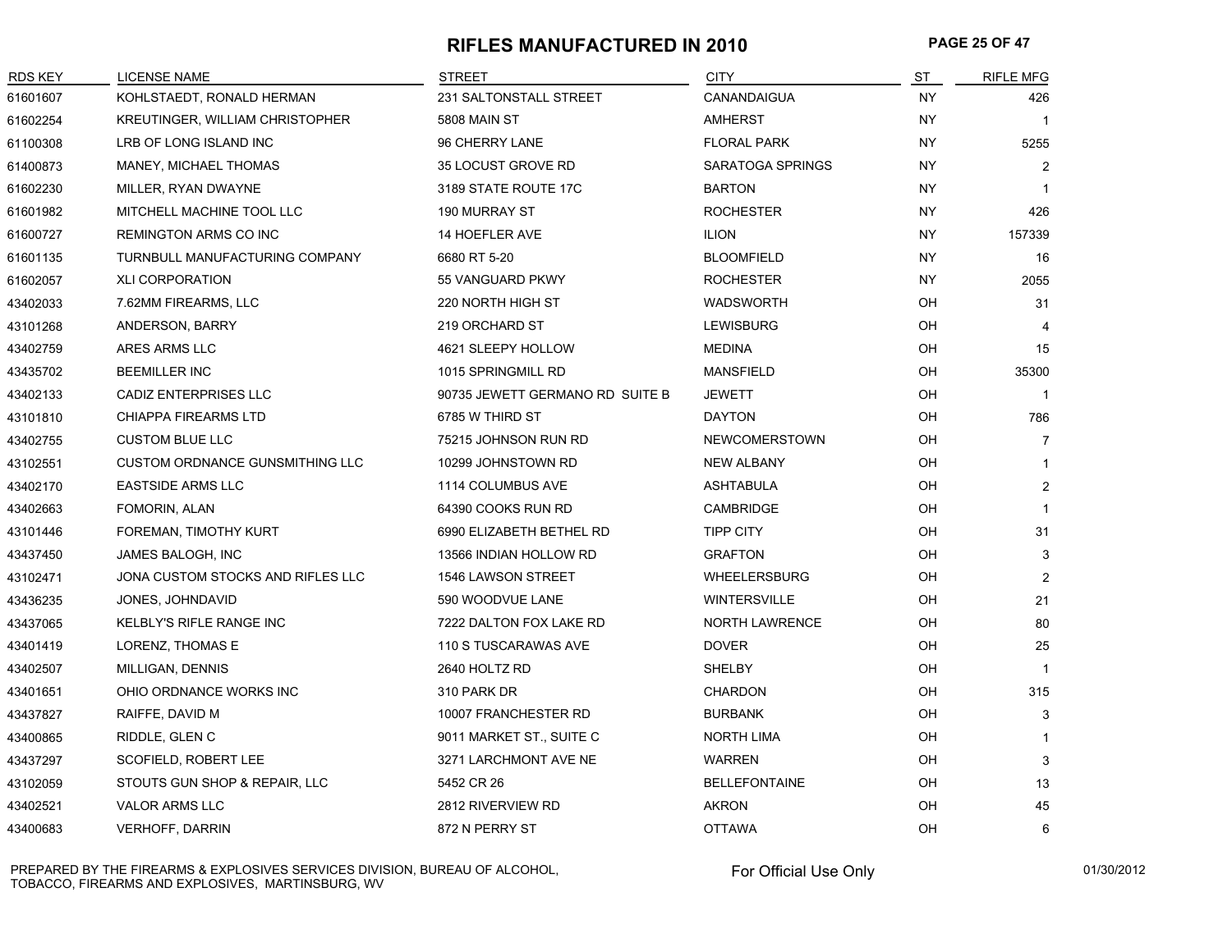# RIFLES MANUFACTURED IN 2010

| RDS KEY | LICENSE NAME | STREET | CITY | ST | RIFLE MFG |
|---|---|---|---|---|---|
| 61601607 | KOHLSTAEDT, RONALD HERMAN | 231 SALTONSTALL STREET | CANANDAIGUA | NY | 426 |
| 61602254 | KREUTINGER, WILLIAM CHRISTOPHER | 5808 MAIN ST | AMHERST | NY | 1 |
| 61100308 | LRB OF LONG ISLAND INC | 96 CHERRY LANE | FLORAL PARK | NY | 5255 |
| 61400873 | MANEY, MICHAEL THOMAS | 35 LOCUST GROVE RD | SARATOGA SPRINGS | NY | 2 |
| 61602230 | MILLER, RYAN DWAYNE | 3189 STATE ROUTE 17C | BARTON | NY | 1 |
| 61601982 | MITCHELL MACHINE TOOL LLC | 190 MURRAY ST | ROCHESTER | NY | 426 |
| 61600727 | REMINGTON ARMS CO INC | 14 HOEFLER AVE | ILION | NY | 157339 |
| 61601135 | TURNBULL MANUFACTURING COMPANY | 6680 RT 5-20 | BLOOMFIELD | NY | 16 |
| 61602057 | XLI CORPORATION | 55 VANGUARD PKWY | ROCHESTER | NY | 2055 |
| 43402033 | 7.62MM FIREARMS, LLC | 220 NORTH HIGH ST | WADSWORTH | OH | 31 |
| 43101268 | ANDERSON, BARRY | 219 ORCHARD ST | LEWISBURG | OH | 4 |
| 43402759 | ARES ARMS LLC | 4621 SLEEPY HOLLOW | MEDINA | OH | 15 |
| 43435702 | BEEMILLER INC | 1015 SPRINGMILL RD | MANSFIELD | OH | 35300 |
| 43402133 | CADIZ ENTERPRISES LLC | 90735 JEWETT GERMANO RD SUITE B | JEWETT | OH | 1 |
| 43101810 | CHIAPPA FIREARMS LTD | 6785 W THIRD ST | DAYTON | OH | 786 |
| 43402755 | CUSTOM BLUE LLC | 75215 JOHNSON RUN RD | NEWCOMERSTOWN | OH | 7 |
| 43102551 | CUSTOM ORDNANCE GUNSMITHING LLC | 10299 JOHNSTOWN RD | NEW ALBANY | OH | 1 |
| 43402170 | EASTSIDE ARMS LLC | 1114 COLUMBUS AVE | ASHTABULA | OH | 2 |
| 43402663 | FOMORIN, ALAN | 64390 COOKS RUN RD | CAMBRIDGE | OH | 1 |
| 43101446 | FOREMAN, TIMOTHY KURT | 6990 ELIZABETH BETHEL RD | TIPP CITY | OH | 31 |
| 43437450 | JAMES BALOGH, INC | 13566 INDIAN HOLLOW RD | GRAFTON | OH | 3 |
| 43102471 | JONA CUSTOM STOCKS AND RIFLES LLC | 1546 LAWSON STREET | WHEELERSBURG | OH | 2 |
| 43436235 | JONES, JOHNDAVID | 590 WOODVUE LANE | WINTERSVILLE | OH | 21 |
| 43437065 | KELBLY'S RIFLE RANGE INC | 7222 DALTON FOX LAKE RD | NORTH LAWRENCE | OH | 80 |
| 43401419 | LORENZ, THOMAS E | 110 S TUSCARAWAS AVE | DOVER | OH | 25 |
| 43402507 | MILLIGAN, DENNIS | 2640 HOLTZ RD | SHELBY | OH | 1 |
| 43401651 | OHIO ORDNANCE WORKS INC | 310 PARK DR | CHARDON | OH | 315 |
| 43437827 | RAIFFE, DAVID M | 10007 FRANCHESTER RD | BURBANK | OH | 3 |
| 43400865 | RIDDLE, GLEN C | 9011 MARKET ST., SUITE C | NORTH LIMA | OH | 1 |
| 43437297 | SCOFIELD, ROBERT LEE | 3271 LARCHMONT AVE NE | WARREN | OH | 3 |
| 43102059 | STOUTS GUN SHOP & REPAIR, LLC | 5452 CR 26 | BELLEFONTAINE | OH | 13 |
| 43402521 | VALOR ARMS LLC | 2812 RIVERVIEW RD | AKRON | OH | 45 |
| 43400683 | VERHOFF, DARRIN | 872 N PERRY ST | OTTAWA | OH | 6 |

PREPARED BY THE FIREARMS & EXPLOSIVES SERVICES DIVISION, BUREAU OF ALCOHOL, TOBACCO, FIREARMS AND EXPLOSIVES, MARTINSBURG, WV

For Official Use Only

01/30/2012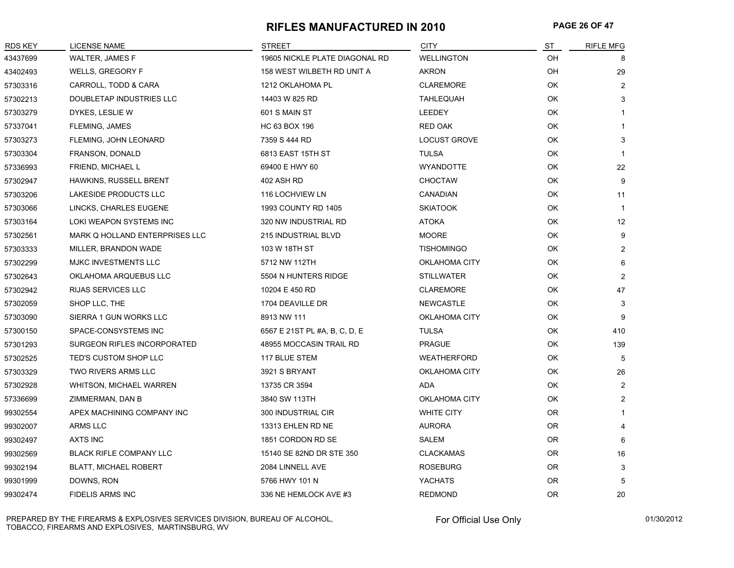# RIFLES MANUFACTURED IN 2010

| RDS KEY | LICENSE NAME | STREET | CITY | ST | RIFLE MFG |
|---|---|---|---|---|---|
| 43437699 | WALTER, JAMES F | 19605 NICKLE PLATE DIAGONAL RD | WELLINGTON | OH | 8 |
| 43402493 | WELLS, GREGORY F | 158 WEST WILBETH RD UNIT A | AKRON | OH | 29 |
| 57303316 | CARROLL, TODD & CARA | 1212 OKLAHOMA PL | CLAREMORE | OK | 2 |
| 57302213 | DOUBLETAP INDUSTRIES LLC | 14403 W 825 RD | TAHLEQUAH | OK | 3 |
| 57303279 | DYKES, LESLIE W | 601 S MAIN ST | LEEDEY | OK | 1 |
| 57337041 | FLEMING, JAMES | HC 63 BOX 196 | RED OAK | OK | 1 |
| 57303273 | FLEMING, JOHN LEONARD | 7359 S 444 RD | LOCUST GROVE | OK | 3 |
| 57303304 | FRANSON, DONALD | 6813 EAST 15TH ST | TULSA | OK | 1 |
| 57336993 | FRIEND, MICHAEL L | 69400 E HWY 60 | WYANDOTTE | OK | 22 |
| 57302947 | HAWKINS, RUSSELL BRENT | 402 ASH RD | CHOCTAW | OK | 9 |
| 57303206 | LAKESIDE PRODUCTS LLC | 116 LOCHVIEW LN | CANADIAN | OK | 11 |
| 57303066 | LINCKS, CHARLES EUGENE | 1993 COUNTY RD 1405 | SKIATOOK | OK | 1 |
| 57303164 | LOKI WEAPON SYSTEMS INC | 320 NW INDUSTRIAL RD | ATOKA | OK | 12 |
| 57302561 | MARK Q HOLLAND ENTERPRISES LLC | 215 INDUSTRIAL BLVD | MOORE | OK | 9 |
| 57303333 | MILLER, BRANDON WADE | 103 W 18TH ST | TISHOMINGO | OK | 2 |
| 57302299 | MJKC INVESTMENTS LLC | 5712 NW 112TH | OKLAHOMA CITY | OK | 6 |
| 57302643 | OKLAHOMA ARQUEBUS LLC | 5504 N HUNTERS RIDGE | STILLWATER | OK | 2 |
| 57302942 | RIJAS SERVICES LLC | 10204 E 450 RD | CLAREMORE | OK | 47 |
| 57302059 | SHOP LLC, THE | 1704 DEAVILLE DR | NEWCASTLE | OK | 3 |
| 57303090 | SIERRA 1 GUN WORKS LLC | 8913 NW 111 | OKLAHOMA CITY | OK | 9 |
| 57300150 | SPACE-CONSYSTEMS INC | 6567 E 21ST PL #A, B, C, D, E | TULSA | OK | 410 |
| 57301293 | SURGEON RIFLES INCORPORATED | 48955 MOCCASIN TRAIL RD | PRAGUE | OK | 139 |
| 57302525 | TED'S CUSTOM SHOP LLC | 117 BLUE STEM | WEATHERFORD | OK | 5 |
| 57303329 | TWO RIVERS ARMS LLC | 3921 S BRYANT | OKLAHOMA CITY | OK | 26 |
| 57302928 | WHITSON, MICHAEL WARREN | 13735 CR 3594 | ADA | OK | 2 |
| 57336699 | ZIMMERMAN, DAN B | 3840 SW 113TH | OKLAHOMA CITY | OK | 2 |
| 99302554 | APEX MACHINING COMPANY INC | 300 INDUSTRIAL CIR | WHITE CITY | OR | 1 |
| 99302007 | ARMS LLC | 13313 EHLEN RD NE | AURORA | OR | 4 |
| 99302497 | AXTS INC | 1851 CORDON RD SE | SALEM | OR | 6 |
| 99302569 | BLACK RIFLE COMPANY LLC | 15140 SE 82ND DR STE 350 | CLACKAMAS | OR | 16 |
| 99302194 | BLATT, MICHAEL ROBERT | 2084 LINNELL AVE | ROSEBURG | OR | 3 |
| 99301999 | DOWNS, RON | 5766 HWY 101 N | YACHATS | OR | 5 |
| 99302474 | FIDELIS ARMS INC | 336 NE HEMLOCK AVE #3 | REDMOND | OR | 20 |

PREPARED BY THE FIREARMS & EXPLOSIVES SERVICES DIVISION, BUREAU OF ALCOHOL, TOBACCO, FIREARMS AND EXPLOSIVES, MARTINSBURG, WV

For Official Use Only

01/30/2012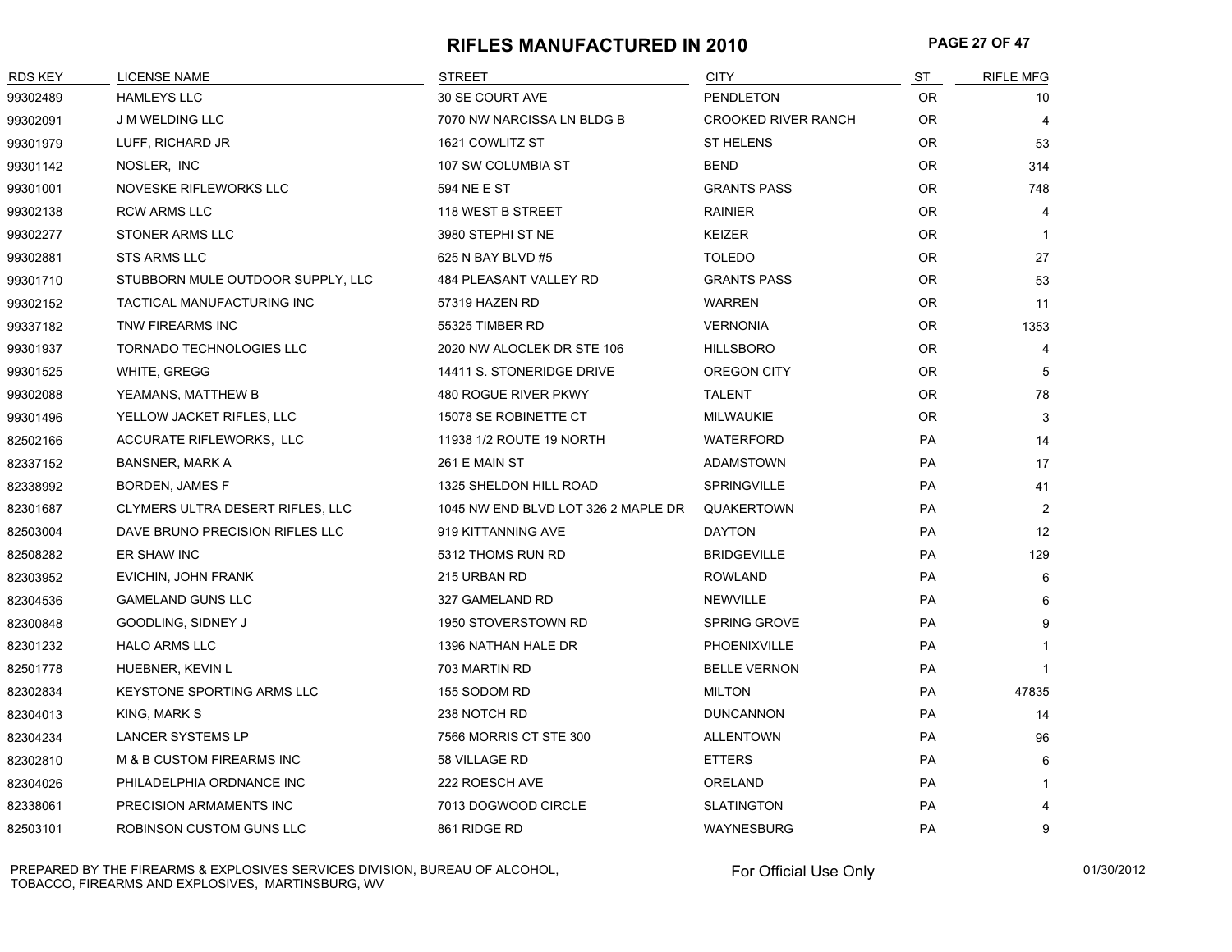# RIFLES MANUFACTURED IN 2010

| RDS KEY | LICENSE NAME | STREET | CITY | ST | RIFLE MFG |
|---|---|---|---|---|---|
| 99302489 | HAMLEYS LLC | 30 SE COURT AVE | PENDLETON | OR | 10 |
| 99302091 | J M WELDING LLC | 7070 NW NARCISSA LN BLDG B | CROOKED RIVER RANCH | OR | 4 |
| 99301979 | LUFF, RICHARD JR | 1621 COWLITZ ST | ST HELENS | OR | 53 |
| 99301142 | NOSLER, INC | 107 SW COLUMBIA ST | BEND | OR | 314 |
| 99301001 | NOVESKE RIFLEWORKS LLC | 594 NE E ST | GRANTS PASS | OR | 748 |
| 99302138 | RCW ARMS LLC | 118 WEST B STREET | RAINIER | OR | 4 |
| 99302277 | STONER ARMS LLC | 3980 STEPHI ST NE | KEIZER | OR | 1 |
| 99302881 | STS ARMS LLC | 625 N BAY BLVD #5 | TOLEDO | OR | 27 |
| 99301710 | STUBBORN MULE OUTDOOR SUPPLY, LLC | 484 PLEASANT VALLEY RD | GRANTS PASS | OR | 53 |
| 99302152 | TACTICAL MANUFACTURING INC | 57319 HAZEN RD | WARREN | OR | 11 |
| 99337182 | TNW FIREARMS INC | 55325 TIMBER RD | VERNONIA | OR | 1353 |
| 99301937 | TORNADO TECHNOLOGIES LLC | 2020 NW ALOCLEK DR STE 106 | HILLSBORO | OR | 4 |
| 99301525 | WHITE, GREGG | 14411 S. STONERIDGE DRIVE | OREGON CITY | OR | 5 |
| 99302088 | YEAMANS, MATTHEW B | 480 ROGUE RIVER PKWY | TALENT | OR | 78 |
| 99301496 | YELLOW JACKET RIFLES, LLC | 15078 SE ROBINETTE CT | MILWAUKIE | OR | 3 |
| 82502166 | ACCURATE RIFLEWORKS, LLC | 11938 1/2 ROUTE 19 NORTH | WATERFORD | PA | 14 |
| 82337152 | BANSNER, MARK A | 261 E MAIN ST | ADAMSTOWN | PA | 17 |
| 82338992 | BORDEN, JAMES F | 1325 SHELDON HILL ROAD | SPRINGVILLE | PA | 41 |
| 82301687 | CLYMERS ULTRA DESERT RIFLES, LLC | 1045 NW END BLVD LOT 326 2 MAPLE DR | QUAKERTOWN | PA | 2 |
| 82503004 | DAVE BRUNO PRECISION RIFLES LLC | 919 KITTANNING AVE | DAYTON | PA | 12 |
| 82508282 | ER SHAW INC | 5312 THOMS RUN RD | BRIDGEVILLE | PA | 129 |
| 82303952 | EVICHIN, JOHN FRANK | 215 URBAN RD | ROWLAND | PA | 6 |
| 82304536 | GAMELAND GUNS LLC | 327 GAMELAND RD | NEWVILLE | PA | 6 |
| 82300848 | GOODLING, SIDNEY J | 1950 STOVERSTOWN RD | SPRING GROVE | PA | 9 |
| 82301232 | HALO ARMS LLC | 1396 NATHAN HALE DR | PHOENIXVILLE | PA | 1 |
| 82501778 | HUEBNER, KEVIN L | 703 MARTIN RD | BELLE VERNON | PA | 1 |
| 82302834 | KEYSTONE SPORTING ARMS LLC | 155 SODOM RD | MILTON | PA | 47835 |
| 82304013 | KING, MARK S | 238 NOTCH RD | DUNCANNON | PA | 14 |
| 82304234 | LANCER SYSTEMS LP | 7566 MORRIS CT STE 300 | ALLENTOWN | PA | 96 |
| 82302810 | M & B CUSTOM FIREARMS INC | 58 VILLAGE RD | ETTERS | PA | 6 |
| 82304026 | PHILADELPHIA ORDNANCE INC | 222 ROESCH AVE | ORELAND | PA | 1 |
| 82338061 | PRECISION ARMAMENTS INC | 7013 DOGWOOD CIRCLE | SLATINGTON | PA | 4 |
| 82503101 | ROBINSON CUSTOM GUNS LLC | 861 RIDGE RD | WAYNESBURG | PA | 9 |

PREPARED BY THE FIREARMS & EXPLOSIVES SERVICES DIVISION, BUREAU OF ALCOHOL, TOBACCO, FIREARMS AND EXPLOSIVES, MARTINSBURG, WV

For Official Use Only

01/30/2012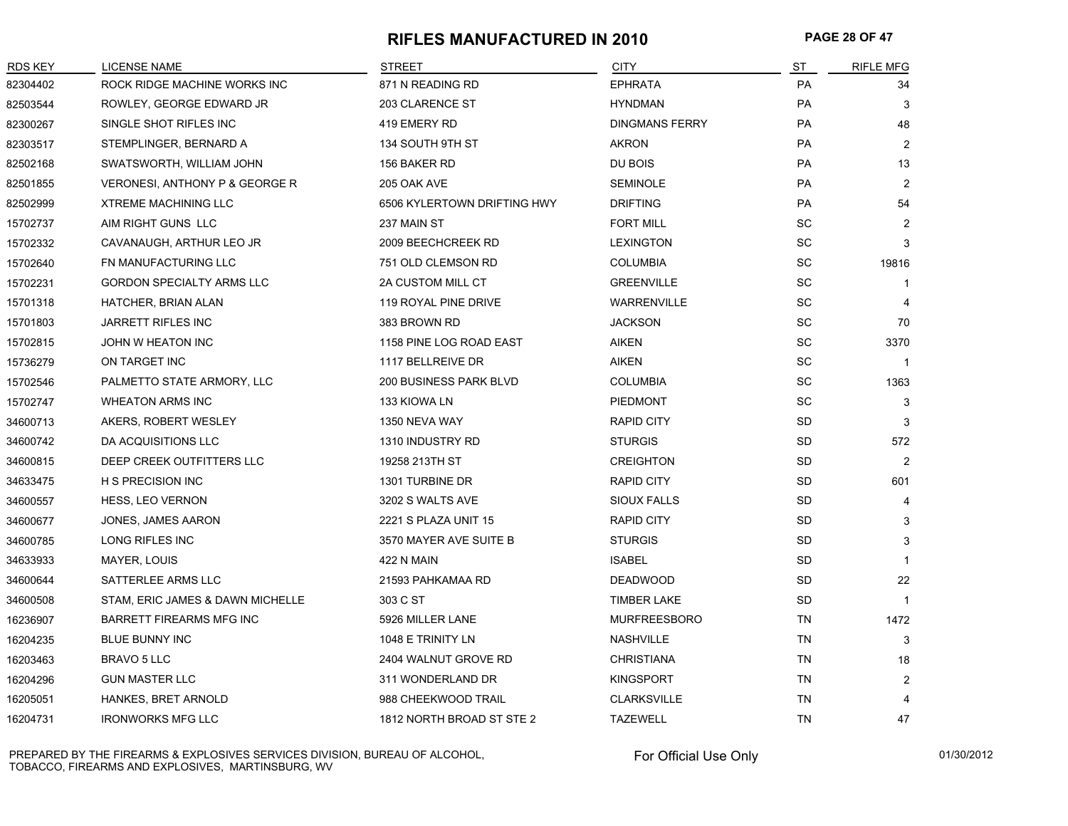# RIFLES MANUFACTURED IN 2010

| RDS KEY | LICENSE NAME | STREET | CITY | ST | RIFLE MFG |
|---|---|---|---|---|---|
| 82304402 | ROCK RIDGE MACHINE WORKS INC | 871 N READING RD | EPHRATA | PA | 34 |
| 82503544 | ROWLEY, GEORGE EDWARD JR | 203 CLARENCE ST | HYNDMAN | PA | 3 |
| 82300267 | SINGLE SHOT RIFLES INC | 419 EMERY RD | DINGMANS FERRY | PA | 48 |
| 82303517 | STEMPLINGER, BERNARD A | 134 SOUTH 9TH ST | AKRON | PA | 2 |
| 82502168 | SWATSWORTH, WILLIAM JOHN | 156 BAKER RD | DU BOIS | PA | 13 |
| 82501855 | VERONESI, ANTHONY P & GEORGE R | 205 OAK AVE | SEMINOLE | PA | 2 |
| 82502999 | XTREME MACHINING LLC | 6506 KYLERTOWN DRIFTING HWY | DRIFTING | PA | 54 |
| 15702737 | AIM RIGHT GUNS LLC | 237 MAIN ST | FORT MILL | SC | 2 |
| 15702332 | CAVANAUGH, ARTHUR LEO JR | 2009 BEECHCREEK RD | LEXINGTON | SC | 3 |
| 15702640 | FN MANUFACTURING LLC | 751 OLD CLEMSON RD | COLUMBIA | SC | 19816 |
| 15702231 | GORDON SPECIALTY ARMS LLC | 2A CUSTOM MILL CT | GREENVILLE | SC | 1 |
| 15701318 | HATCHER, BRIAN ALAN | 119 ROYAL PINE DRIVE | WARRENVILLE | SC | 4 |
| 15701803 | JARRETT RIFLES INC | 383 BROWN RD | JACKSON | SC | 70 |
| 15702815 | JOHN W HEATON INC | 1158 PINE LOG ROAD EAST | AIKEN | SC | 3370 |
| 15736279 | ON TARGET INC | 1117 BELLREIVE DR | AIKEN | SC | 1 |
| 15702546 | PALMETTO STATE ARMORY, LLC | 200 BUSINESS PARK BLVD | COLUMBIA | SC | 1363 |
| 15702747 | WHEATON ARMS INC | 133 KIOWA LN | PIEDMONT | SC | 3 |
| 34600713 | AKERS, ROBERT WESLEY | 1350 NEVA WAY | RAPID CITY | SD | 3 |
| 34600742 | DA ACQUISITIONS LLC | 1310 INDUSTRY RD | STURGIS | SD | 572 |
| 34600815 | DEEP CREEK OUTFITTERS LLC | 19258 213TH ST | CREIGHTON | SD | 2 |
| 34633475 | H S PRECISION INC | 1301 TURBINE DR | RAPID CITY | SD | 601 |
| 34600557 | HESS, LEO VERNON | 3202 S WALTS AVE | SIOUX FALLS | SD | 4 |
| 34600677 | JONES, JAMES AARON | 2221 S PLAZA UNIT 15 | RAPID CITY | SD | 3 |
| 34600785 | LONG RIFLES INC | 3570 MAYER AVE SUITE B | STURGIS | SD | 3 |
| 34633933 | MAYER, LOUIS | 422 N MAIN | ISABEL | SD | 1 |
| 34600644 | SATTERLEE ARMS LLC | 21593 PAHKAMAA RD | DEADWOOD | SD | 22 |
| 34600508 | STAM, ERIC JAMES & DAWN MICHELLE | 303 C ST | TIMBER LAKE | SD | 1 |
| 16236907 | BARRETT FIREARMS MFG INC | 5926 MILLER LANE | MURFREESBORO | TN | 1472 |
| 16204235 | BLUE BUNNY INC | 1048 E TRINITY LN | NASHVILLE | TN | 3 |
| 16203463 | BRAVO 5 LLC | 2404 WALNUT GROVE RD | CHRISTIANA | TN | 18 |
| 16204296 | GUN MASTER LLC | 311 WONDERLAND DR | KINGSPORT | TN | 2 |
| 16205051 | HANKES, BRET ARNOLD | 988 CHEEKWOOD TRAIL | CLARKSVILLE | TN | 4 |
| 16204731 | IRONWORKS MFG LLC | 1812 NORTH BROAD ST STE 2 | TAZEWELL | TN | 47 |

PREPARED BY THE FIREARMS & EXPLOSIVES SERVICES DIVISION, BUREAU OF ALCOHOL, TOBACCO, FIREARMS AND EXPLOSIVES, MARTINSBURG, WV

For Official Use Only

01/30/2012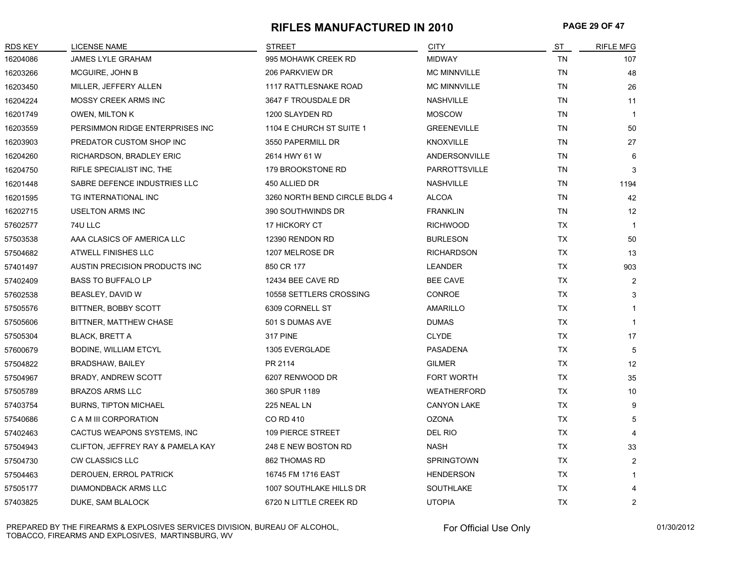# RIFLES MANUFACTURED IN 2010

| RDS KEY | LICENSE NAME | STREET | CITY | ST | RIFLE MFG |
|---|---|---|---|---|---|
| 16204086 | JAMES LYLE GRAHAM | 995 MOHAWK CREEK RD | MIDWAY | TN | 107 |
| 16203266 | MCGUIRE, JOHN B | 206 PARKVIEW DR | MC MINNVILLE | TN | 48 |
| 16203450 | MILLER, JEFFERY ALLEN | 1117 RATTLESNAKE ROAD | MC MINNVILLE | TN | 26 |
| 16204224 | MOSSY CREEK ARMS INC | 3647 F TROUSDALE DR | NASHVILLE | TN | 11 |
| 16201749 | OWEN, MILTON K | 1200 SLAYDEN RD | MOSCOW | TN | 1 |
| 16203559 | PERSIMMON RIDGE ENTERPRISES INC | 1104 E CHURCH ST SUITE 1 | GREENEVILLE | TN | 50 |
| 16203903 | PREDATOR CUSTOM SHOP INC | 3550 PAPERMILL DR | KNOXVILLE | TN | 27 |
| 16204260 | RICHARDSON, BRADLEY ERIC | 2614 HWY 61 W | ANDERSONVILLE | TN | 6 |
| 16204750 | RIFLE SPECIALIST INC, THE | 179 BROOKSTONE RD | PARROTTSVILLE | TN | 3 |
| 16201448 | SABRE DEFENCE INDUSTRIES LLC | 450 ALLIED DR | NASHVILLE | TN | 1194 |
| 16201595 | TG INTERNATIONAL INC | 3260 NORTH BEND CIRCLE BLDG 4 | ALCOA | TN | 42 |
| 16202715 | USELTON ARMS INC | 390 SOUTHWINDS DR | FRANKLIN | TN | 12 |
| 57602577 | 74U LLC | 17 HICKORY CT | RICHWOOD | TX | 1 |
| 57503538 | AAA CLASICS OF AMERICA LLC | 12390 RENDON RD | BURLESON | TX | 50 |
| 57504682 | ATWELL FINISHES LLC | 1207 MELROSE DR | RICHARDSON | TX | 13 |
| 57401497 | AUSTIN PRECISION PRODUCTS INC | 850 CR 177 | LEANDER | TX | 903 |
| 57402409 | BASS TO BUFFALO LP | 12434 BEE CAVE RD | BEE CAVE | TX | 2 |
| 57602538 | BEASLEY, DAVID W | 10558 SETTLERS CROSSING | CONROE | TX | 3 |
| 57505576 | BITTNER, BOBBY SCOTT | 6309 CORNELL ST | AMARILLO | TX | 1 |
| 57505606 | BITTNER, MATTHEW CHASE | 501 S DUMAS AVE | DUMAS | TX | 1 |
| 57505304 | BLACK, BRETT A | 317 PINE | CLYDE | TX | 17 |
| 57600679 | BODINE, WILLIAM ETCYL | 1305 EVERGLADE | PASADENA | TX | 5 |
| 57504822 | BRADSHAW, BAILEY | PR 2114 | GILMER | TX | 12 |
| 57504967 | BRADY, ANDREW SCOTT | 6207 RENWOOD DR | FORT WORTH | TX | 35 |
| 57505789 | BRAZOS ARMS LLC | 360 SPUR 1189 | WEATHERFORD | TX | 10 |
| 57403754 | BURNS, TIPTON MICHAEL | 225 NEAL LN | CANYON LAKE | TX | 9 |
| 57540686 | C A M III CORPORATION | CO RD 410 | OZONA | TX | 5 |
| 57402463 | CACTUS WEAPONS SYSTEMS, INC | 109 PIERCE STREET | DEL RIO | TX | 4 |
| 57504943 | CLIFTON, JEFFREY RAY & PAMELA KAY | 248 E NEW BOSTON RD | NASH | TX | 33 |
| 57504730 | CW CLASSICS LLC | 862 THOMAS RD | SPRINGTOWN | TX | 2 |
| 57504463 | DEROUEN, ERROL PATRICK | 16745 FM 1716 EAST | HENDERSON | TX | 1 |
| 57505177 | DIAMONDBACK ARMS LLC | 1007 SOUTHLAKE HILLS DR | SOUTHLAKE | TX | 4 |
| 57403825 | DUKE, SAM BLALOCK | 6720 N LITTLE CREEK RD | UTOPIA | TX | 2 |

PREPARED BY THE FIREARMS & EXPLOSIVES SERVICES DIVISION, BUREAU OF ALCOHOL, TOBACCO, FIREARMS AND EXPLOSIVES, MARTINSBURG, WV

For Official Use Only

01/30/2012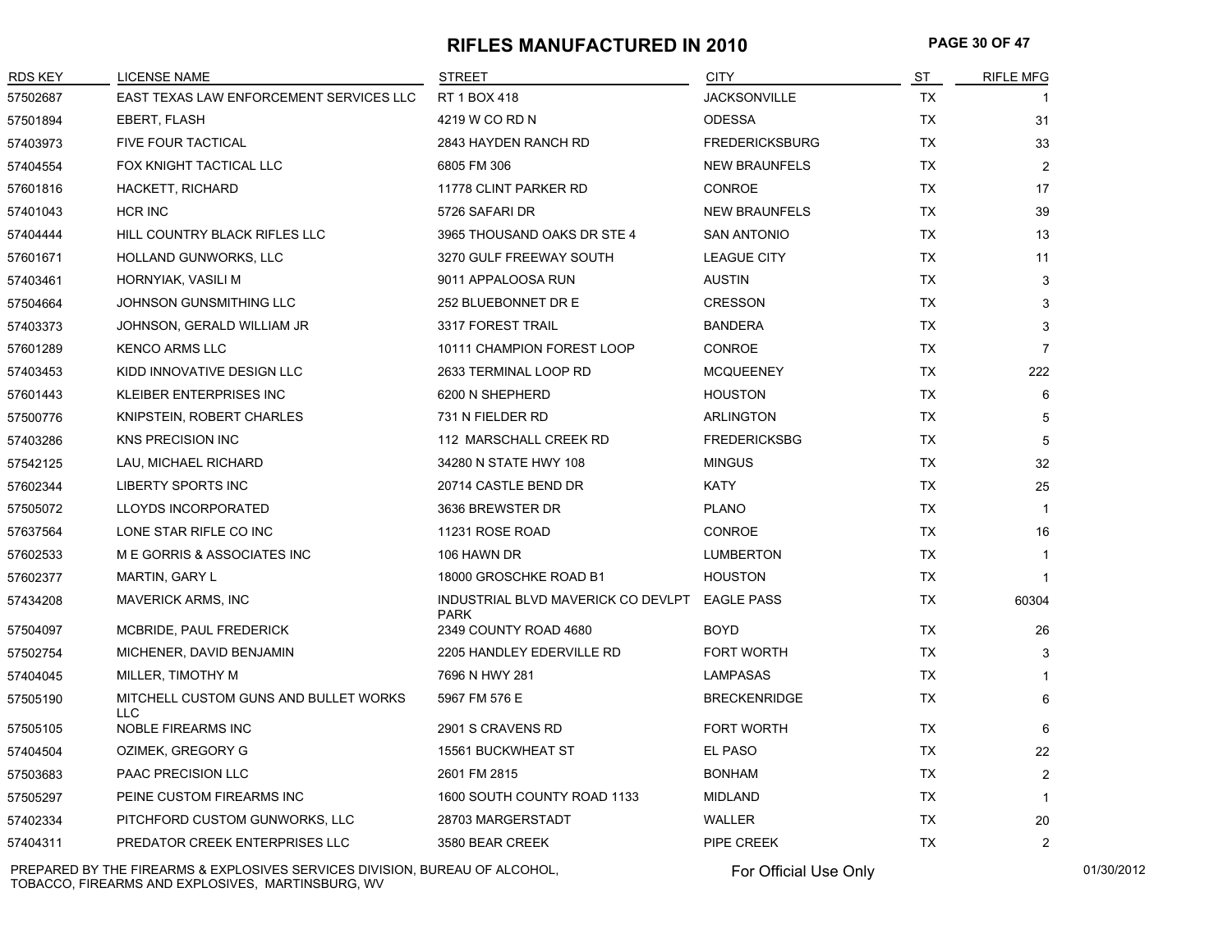# RIFLES MANUFACTURED IN 2010

| RDS KEY | LICENSE NAME | STREET | CITY | ST | RIFLE MFG |
|---|---|---|---|---|---|
| 57502687 | EAST TEXAS LAW ENFORCEMENT SERVICES LLC | RT 1 BOX 418 | JACKSONVILLE | TX | 1 |
| 57501894 | EBERT, FLASH | 4219 W CO RD N | ODESSA | TX | 31 |
| 57403973 | FIVE FOUR TACTICAL | 2843 HAYDEN RANCH RD | FREDERICKSBURG | TX | 33 |
| 57404554 | FOX KNIGHT TACTICAL LLC | 6805 FM 306 | NEW BRAUNFELS | TX | 2 |
| 57601816 | HACKETT, RICHARD | 11778 CLINT PARKER RD | CONROE | TX | 17 |
| 57401043 | HCR INC | 5726 SAFARI DR | NEW BRAUNFELS | TX | 39 |
| 57404444 | HILL COUNTRY BLACK RIFLES LLC | 3965 THOUSAND OAKS DR STE 4 | SAN ANTONIO | TX | 13 |
| 57601671 | HOLLAND GUNWORKS, LLC | 3270 GULF FREEWAY SOUTH | LEAGUE CITY | TX | 11 |
| 57403461 | HORNYIAK, VASILI M | 9011 APPALOOSA RUN | AUSTIN | TX | 3 |
| 57504664 | JOHNSON GUNSMITHING LLC | 252 BLUEBONNET DR E | CRESSON | TX | 3 |
| 57403373 | JOHNSON, GERALD WILLIAM JR | 3317 FOREST TRAIL | BANDERA | TX | 3 |
| 57601289 | KENCO ARMS LLC | 10111 CHAMPION FOREST LOOP | CONROE | TX | 7 |
| 57403453 | KIDD INNOVATIVE DESIGN LLC | 2633 TERMINAL LOOP RD | MCQUEENEY | TX | 222 |
| 57601443 | KLEIBER ENTERPRISES INC | 6200 N SHEPHERD | HOUSTON | TX | 6 |
| 57500776 | KNIPSTEIN, ROBERT CHARLES | 731 N FIELDER RD | ARLINGTON | TX | 5 |
| 57403286 | KNS PRECISION INC | 112 MARSCHALL CREEK RD | FREDERICKSBG | TX | 5 |
| 57542125 | LAU, MICHAEL RICHARD | 34280 N STATE HWY 108 | MINGUS | TX | 32 |
| 57602344 | LIBERTY SPORTS INC | 20714 CASTLE BEND DR | KATY | TX | 25 |
| 57505072 | LLOYDS INCORPORATED | 3636 BREWSTER DR | PLANO | TX | 1 |
| 57637564 | LONE STAR RIFLE CO INC | 11231 ROSE ROAD | CONROE | TX | 16 |
| 57602533 | M E GORRIS & ASSOCIATES INC | 106 HAWN DR | LUMBERTON | TX | 1 |
| 57602377 | MARTIN, GARY L | 18000 GROSCHKE ROAD B1 | HOUSTON | TX | 1 |
| 57434208 | MAVERICK ARMS, INC | INDUSTRIAL BLVD MAVERICK CO DEVLPT PARK | EAGLE PASS | TX | 60304 |
| 57504097 | MCBRIDE, PAUL FREDERICK | 2349 COUNTY ROAD 4680 | BOYD | TX | 26 |
| 57502754 | MICHENER, DAVID BENJAMIN | 2205 HANDLEY EDERVILLE RD | FORT WORTH | TX | 3 |
| 57404045 | MILLER, TIMOTHY M | 7696 N HWY 281 | LAMPASAS | TX | 1 |
| 57505190 | MITCHELL CUSTOM GUNS AND BULLET WORKS LLC | 5967 FM 576 E | BRECKENRIDGE | TX | 6 |
| 57505105 | NOBLE FIREARMS INC | 2901 S CRAVENS RD | FORT WORTH | TX | 6 |
| 57404504 | OZIMEK, GREGORY G | 15561 BUCKWHEAT ST | EL PASO | TX | 22 |
| 57503683 | PAAC PRECISION LLC | 2601 FM 2815 | BONHAM | TX | 2 |
| 57505297 | PEINE CUSTOM FIREARMS INC | 1600 SOUTH COUNTY ROAD 1133 | MIDLAND | TX | 1 |
| 57402334 | PITCHFORD CUSTOM GUNWORKS, LLC | 28703 MARGERSTADT | WALLER | TX | 20 |
| 57404311 | PREDATOR CREEK ENTERPRISES LLC | 3580 BEAR CREEK | PIPE CREEK | TX | 2 |

PREPARED BY THE FIREARMS & EXPLOSIVES SERVICES DIVISION, BUREAU OF ALCOHOL, TOBACCO, FIREARMS AND EXPLOSIVES, MARTINSBURG, WV

For Official Use Only

01/30/2012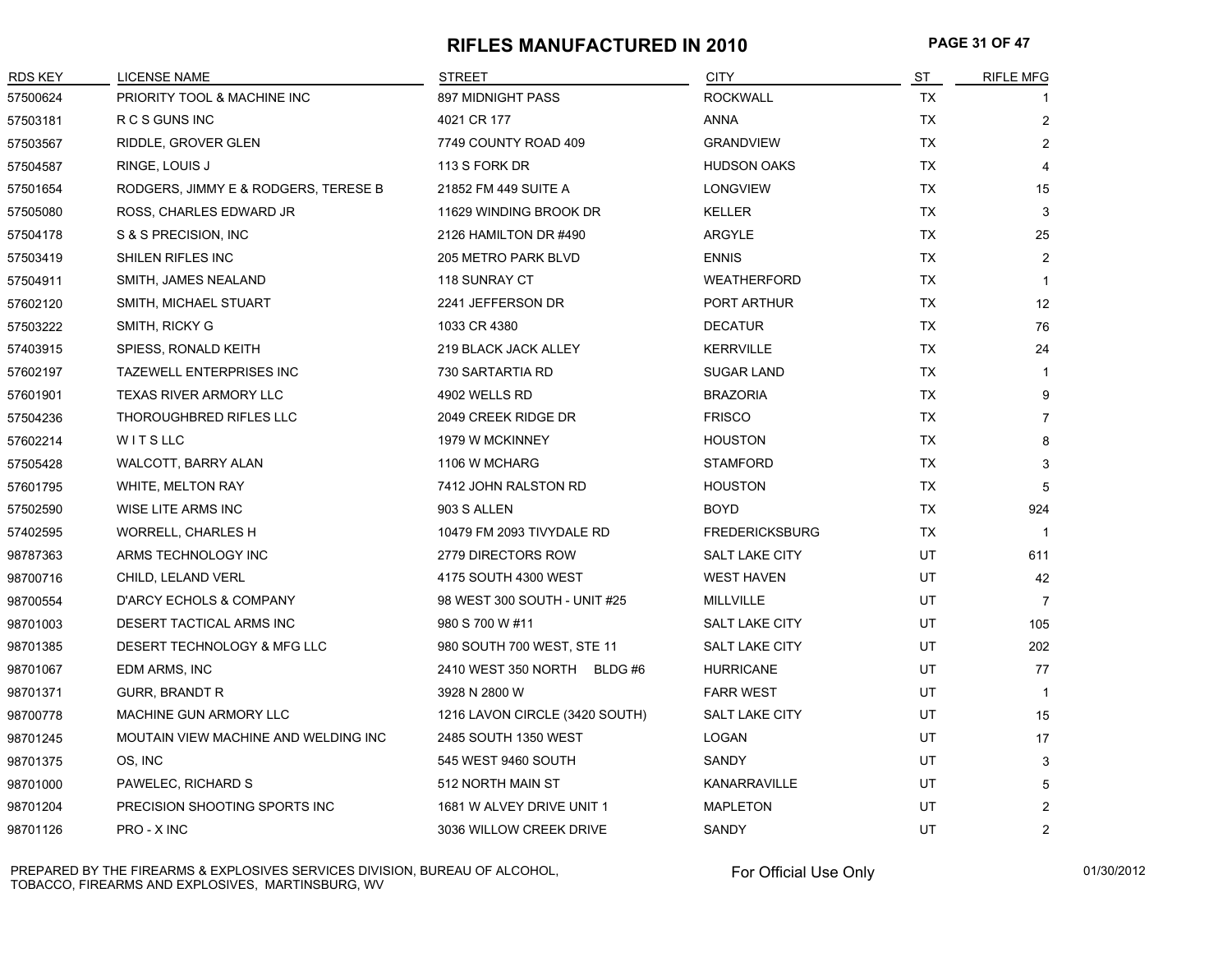# RIFLES MANUFACTURED IN 2010

| RDS KEY | LICENSE NAME | STREET | CITY | ST | RIFLE MFG |
|---|---|---|---|---|---|
| 57500624 | PRIORITY TOOL & MACHINE INC | 897 MIDNIGHT PASS | ROCKWALL | TX | 1 |
| 57503181 | R C S GUNS INC | 4021 CR 177 | ANNA | TX | 2 |
| 57503567 | RIDDLE, GROVER GLEN | 7749 COUNTY ROAD 409 | GRANDVIEW | TX | 2 |
| 57504587 | RINGE, LOUIS J | 113 S FORK DR | HUDSON OAKS | TX | 4 |
| 57501654 | RODGERS, JIMMY E & RODGERS, TERESE B | 21852 FM 449 SUITE A | LONGVIEW | TX | 15 |
| 57505080 | ROSS, CHARLES EDWARD JR | 11629 WINDING BROOK DR | KELLER | TX | 3 |
| 57504178 | S & S PRECISION, INC | 2126 HAMILTON DR #490 | ARGYLE | TX | 25 |
| 57503419 | SHILEN RIFLES INC | 205 METRO PARK BLVD | ENNIS | TX | 2 |
| 57504911 | SMITH, JAMES NEALAND | 118 SUNRAY CT | WEATHERFORD | TX | 1 |
| 57602120 | SMITH, MICHAEL STUART | 2241 JEFFERSON DR | PORT ARTHUR | TX | 12 |
| 57503222 | SMITH, RICKY G | 1033 CR 4380 | DECATUR | TX | 76 |
| 57403915 | SPIESS, RONALD KEITH | 219 BLACK JACK ALLEY | KERRVILLE | TX | 24 |
| 57602197 | TAZEWELL ENTERPRISES INC | 730 SARTARTIA RD | SUGAR LAND | TX | 1 |
| 57601901 | TEXAS RIVER ARMORY LLC | 4902 WELLS RD | BRAZORIA | TX | 9 |
| 57504236 | THOROUGHBRED RIFLES LLC | 2049 CREEK RIDGE DR | FRISCO | TX | 7 |
| 57602214 | W I T S LLC | 1979 W MCKINNEY | HOUSTON | TX | 8 |
| 57505428 | WALCOTT, BARRY ALAN | 1106 W MCHARG | STAMFORD | TX | 3 |
| 57601795 | WHITE, MELTON RAY | 7412 JOHN RALSTON RD | HOUSTON | TX | 5 |
| 57502590 | WISE LITE ARMS INC | 903 S ALLEN | BOYD | TX | 924 |
| 57402595 | WORRELL, CHARLES H | 10479 FM 2093 TIVYDALE RD | FREDERICKSBURG | TX | 1 |
| 98787363 | ARMS TECHNOLOGY INC | 2779 DIRECTORS ROW | SALT LAKE CITY | UT | 611 |
| 98700716 | CHILD, LELAND VERL | 4175 SOUTH 4300 WEST | WEST HAVEN | UT | 42 |
| 98700554 | D'ARCY ECHOLS & COMPANY | 98 WEST 300 SOUTH - UNIT #25 | MILLVILLE | UT | 7 |
| 98701003 | DESERT TACTICAL ARMS INC | 980 S 700 W #11 | SALT LAKE CITY | UT | 105 |
| 98701385 | DESERT TECHNOLOGY & MFG LLC | 980 SOUTH 700 WEST, STE 11 | SALT LAKE CITY | UT | 202 |
| 98701067 | EDM ARMS, INC | 2410 WEST 350 NORTH BLDG #6 | HURRICANE | UT | 77 |
| 98701371 | GURR, BRANDT R | 3928 N 2800 W | FARR WEST | UT | 1 |
| 98700778 | MACHINE GUN ARMORY LLC | 1216 LAVON CIRCLE (3420 SOUTH) | SALT LAKE CITY | UT | 15 |
| 98701245 | MOUTAIN VIEW MACHINE AND WELDING INC | 2485 SOUTH 1350 WEST | LOGAN | UT | 17 |
| 98701375 | OS, INC | 545 WEST 9460 SOUTH | SANDY | UT | 3 |
| 98701000 | PAWELEC, RICHARD S | 512 NORTH MAIN ST | KANARRAVILLE | UT | 5 |
| 98701204 | PRECISION SHOOTING SPORTS INC | 1681 W ALVEY DRIVE UNIT 1 | MAPLETON | UT | 2 |
| 98701126 | PRO - X INC | 3036 WILLOW CREEK DRIVE | SANDY | UT | 2 |

PREPARED BY THE FIREARMS & EXPLOSIVES SERVICES DIVISION, BUREAU OF ALCOHOL, TOBACCO, FIREARMS AND EXPLOSIVES, MARTINSBURG, WV

For Official Use Only

01/30/2012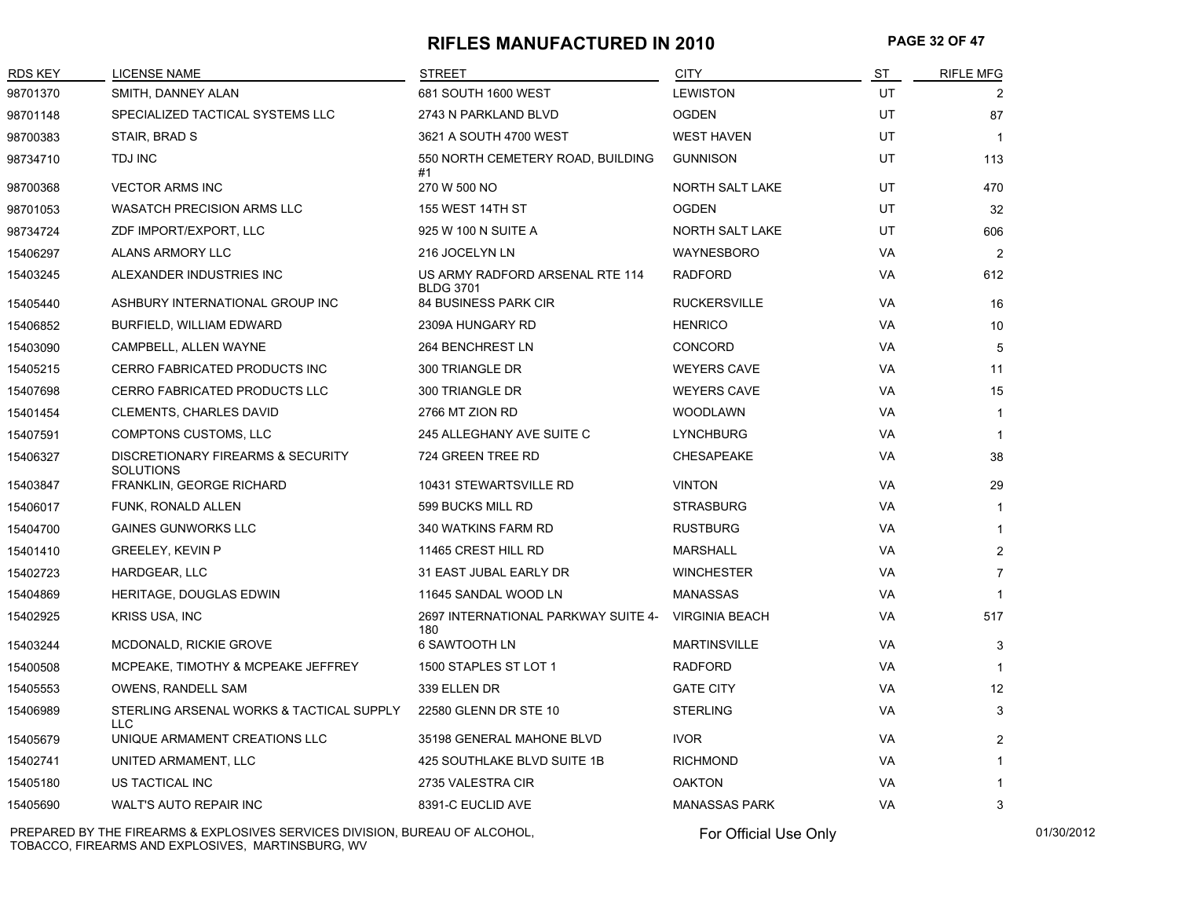# RIFLES MANUFACTURED IN 2010

| RDS KEY | LICENSE NAME | STREET | CITY | ST | RIFLE MFG |
|---|---|---|---|---|---|
| 98701370 | SMITH, DANNEY ALAN | 681 SOUTH 1600 WEST | LEWISTON | UT | 2 |
| 98701148 | SPECIALIZED TACTICAL SYSTEMS LLC | 2743 N PARKLAND BLVD | OGDEN | UT | 87 |
| 98700383 | STAIR, BRAD S | 3621 A SOUTH 4700 WEST | WEST HAVEN | UT | 1 |
| 98734710 | TDJ INC | 550 NORTH CEMETERY ROAD, BUILDING #1 | GUNNISON | UT | 113 |
| 98700368 | VECTOR ARMS INC | 270 W 500 NO | NORTH SALT LAKE | UT | 470 |
| 98701053 | WASATCH PRECISION ARMS LLC | 155 WEST 14TH ST | OGDEN | UT | 32 |
| 98734724 | ZDF IMPORT/EXPORT, LLC | 925 W 100 N SUITE A | NORTH SALT LAKE | UT | 606 |
| 15406297 | ALANS ARMORY LLC | 216 JOCELYN LN | WAYNESBORO | VA | 2 |
| 15403245 | ALEXANDER INDUSTRIES INC | US ARMY RADFORD ARSENAL RTE 114 BLDG 3701 | RADFORD | VA | 612 |
| 15405440 | ASHBURY INTERNATIONAL GROUP INC | 84 BUSINESS PARK CIR | RUCKERSVILLE | VA | 16 |
| 15406852 | BURFIELD, WILLIAM EDWARD | 2309A HUNGARY RD | HENRICO | VA | 10 |
| 15403090 | CAMPBELL, ALLEN WAYNE | 264 BENCHREST LN | CONCORD | VA | 5 |
| 15405215 | CERRO FABRICATED PRODUCTS INC | 300 TRIANGLE DR | WEYERS CAVE | VA | 11 |
| 15407698 | CERRO FABRICATED PRODUCTS LLC | 300 TRIANGLE DR | WEYERS CAVE | VA | 15 |
| 15401454 | CLEMENTS, CHARLES DAVID | 2766 MT ZION RD | WOODLAWN | VA | 1 |
| 15407591 | COMPTONS CUSTOMS, LLC | 245 ALLEGHANY AVE SUITE C | LYNCHBURG | VA | 1 |
| 15406327 | DISCRETIONARY FIREARMS & SECURITY SOLUTIONS | 724 GREEN TREE RD | CHESAPEAKE | VA | 38 |
| 15403847 | FRANKLIN, GEORGE RICHARD | 10431 STEWARTSVILLE RD | VINTON | VA | 29 |
| 15406017 | FUNK, RONALD ALLEN | 599 BUCKS MILL RD | STRASBURG | VA | 1 |
| 15404700 | GAINES GUNWORKS LLC | 340 WATKINS FARM RD | RUSTBURG | VA | 1 |
| 15401410 | GREELEY, KEVIN P | 11465 CREST HILL RD | MARSHALL | VA | 2 |
| 15402723 | HARDGEAR, LLC | 31 EAST JUBAL EARLY DR | WINCHESTER | VA | 7 |
| 15404869 | HERITAGE, DOUGLAS EDWIN | 11645 SANDAL WOOD LN | MANASSAS | VA | 1 |
| 15402925 | KRISS USA, INC | 2697 INTERNATIONAL PARKWAY SUITE 4-180 | VIRGINIA BEACH | VA | 517 |
| 15403244 | MCDONALD, RICKIE GROVE | 6 SAWTOOTH LN | MARTINSVILLE | VA | 3 |
| 15400508 | MCPEAKE, TIMOTHY & MCPEAKE JEFFREY | 1500 STAPLES ST LOT 1 | RADFORD | VA | 1 |
| 15405553 | OWENS, RANDELL SAM | 339 ELLEN DR | GATE CITY | VA | 12 |
| 15406989 | STERLING ARSENAL WORKS & TACTICAL SUPPLY LLC | 22580 GLENN DR STE 10 | STERLING | VA | 3 |
| 15405679 | UNIQUE ARMAMENT CREATIONS LLC | 35198 GENERAL MAHONE BLVD | IVOR | VA | 2 |
| 15402741 | UNITED ARMAMENT, LLC | 425 SOUTHLAKE BLVD SUITE 1B | RICHMOND | VA | 1 |
| 15405180 | US TACTICAL INC | 2735 VALESTRA CIR | OAKTON | VA | 1 |
| 15405690 | WALT'S AUTO REPAIR INC | 8391-C EUCLID AVE | MANASSAS PARK | VA | 3 |

PREPARED BY THE FIREARMS & EXPLOSIVES SERVICES DIVISION, BUREAU OF ALCOHOL, TOBACCO, FIREARMS AND EXPLOSIVES, MARTINSBURG, WV

For Official Use Only

01/30/2012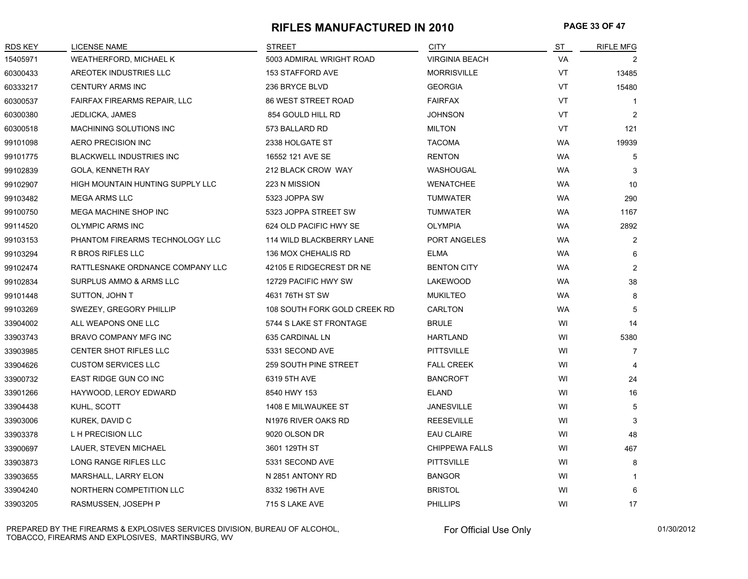# RIFLES MANUFACTURED IN 2010

| RDS KEY | LICENSE NAME | STREET | CITY | ST | RIFLE MFG |
|---|---|---|---|---|---|
| 15405971 | WEATHERFORD, MICHAEL K | 5003 ADMIRAL WRIGHT ROAD | VIRGINIA BEACH | VA | 2 |
| 60300433 | AREOTEK INDUSTRIES LLC | 153 STAFFORD AVE | MORRISVILLE | VT | 13485 |
| 60333217 | CENTURY ARMS INC | 236 BRYCE BLVD | GEORGIA | VT | 15480 |
| 60300537 | FAIRFAX FIREARMS REPAIR, LLC | 86 WEST STREET ROAD | FAIRFAX | VT | 1 |
| 60300380 | JEDLICKA, JAMES | 854 GOULD HILL RD | JOHNSON | VT | 2 |
| 60300518 | MACHINING SOLUTIONS INC | 573 BALLARD RD | MILTON | VT | 121 |
| 99101098 | AERO PRECISION INC | 2338 HOLGATE ST | TACOMA | WA | 19939 |
| 99101775 | BLACKWELL INDUSTRIES INC | 16552 121 AVE SE | RENTON | WA | 5 |
| 99102839 | GOLA, KENNETH RAY | 212 BLACK CROW WAY | WASHOUGAL | WA | 3 |
| 99102907 | HIGH MOUNTAIN HUNTING SUPPLY LLC | 223 N MISSION | WENATCHEE | WA | 10 |
| 99103482 | MEGA ARMS LLC | 5323 JOPPA SW | TUMWATER | WA | 290 |
| 99100750 | MEGA MACHINE SHOP INC | 5323 JOPPA STREET SW | TUMWATER | WA | 1167 |
| 99114520 | OLYMPIC ARMS INC | 624 OLD PACIFIC HWY SE | OLYMPIA | WA | 2892 |
| 99103153 | PHANTOM FIREARMS TECHNOLOGY LLC | 114 WILD BLACKBERRY LANE | PORT ANGELES | WA | 2 |
| 99103294 | R BROS RIFLES LLC | 136 MOX CHEHALIS RD | ELMA | WA | 6 |
| 99102474 | RATTLESNAKE ORDNANCE COMPANY LLC | 42105 E RIDGECREST DR NE | BENTON CITY | WA | 2 |
| 99102834 | SURPLUS AMMO & ARMS LLC | 12729 PACIFIC HWY SW | LAKEWOOD | WA | 38 |
| 99101448 | SUTTON, JOHN T | 4631 76TH ST SW | MUKILTEO | WA | 8 |
| 99103269 | SWEZEY, GREGORY PHILLIP | 108 SOUTH FORK GOLD CREEK RD | CARLTON | WA | 5 |
| 33904002 | ALL WEAPONS ONE LLC | 5744 S LAKE ST FRONTAGE | BRULE | WI | 14 |
| 33903743 | BRAVO COMPANY MFG INC | 635 CARDINAL LN | HARTLAND | WI | 5380 |
| 33903985 | CENTER SHOT RIFLES LLC | 5331 SECOND AVE | PITTSVILLE | WI | 7 |
| 33904626 | CUSTOM SERVICES LLC | 259 SOUTH PINE STREET | FALL CREEK | WI | 4 |
| 33900732 | EAST RIDGE GUN CO INC | 6319 5TH AVE | BANCROFT | WI | 24 |
| 33901266 | HAYWOOD, LEROY EDWARD | 8540 HWY 153 | ELAND | WI | 16 |
| 33904438 | KUHL, SCOTT | 1408 E MILWAUKEE ST | JANESVILLE | WI | 5 |
| 33903006 | KUREK, DAVID C | N1976 RIVER OAKS RD | REESEVILLE | WI | 3 |
| 33903378 | L H PRECISION LLC | 9020 OLSON DR | EAU CLAIRE | WI | 48 |
| 33900697 | LAUER, STEVEN MICHAEL | 3601 129TH ST | CHIPPEWA FALLS | WI | 467 |
| 33903873 | LONG RANGE RIFLES LLC | 5331 SECOND AVE | PITTSVILLE | WI | 8 |
| 33903655 | MARSHALL, LARRY ELON | N 2851 ANTONY RD | BANGOR | WI | 1 |
| 33904240 | NORTHERN COMPETITION LLC | 8332 196TH AVE | BRISTOL | WI | 6 |
| 33903205 | RASMUSSEN, JOSEPH P | 715 S LAKE AVE | PHILLIPS | WI | 17 |

PREPARED BY THE FIREARMS & EXPLOSIVES SERVICES DIVISION, BUREAU OF ALCOHOL, TOBACCO, FIREARMS AND EXPLOSIVES, MARTINSBURG, WV

For Official Use Only

01/30/2012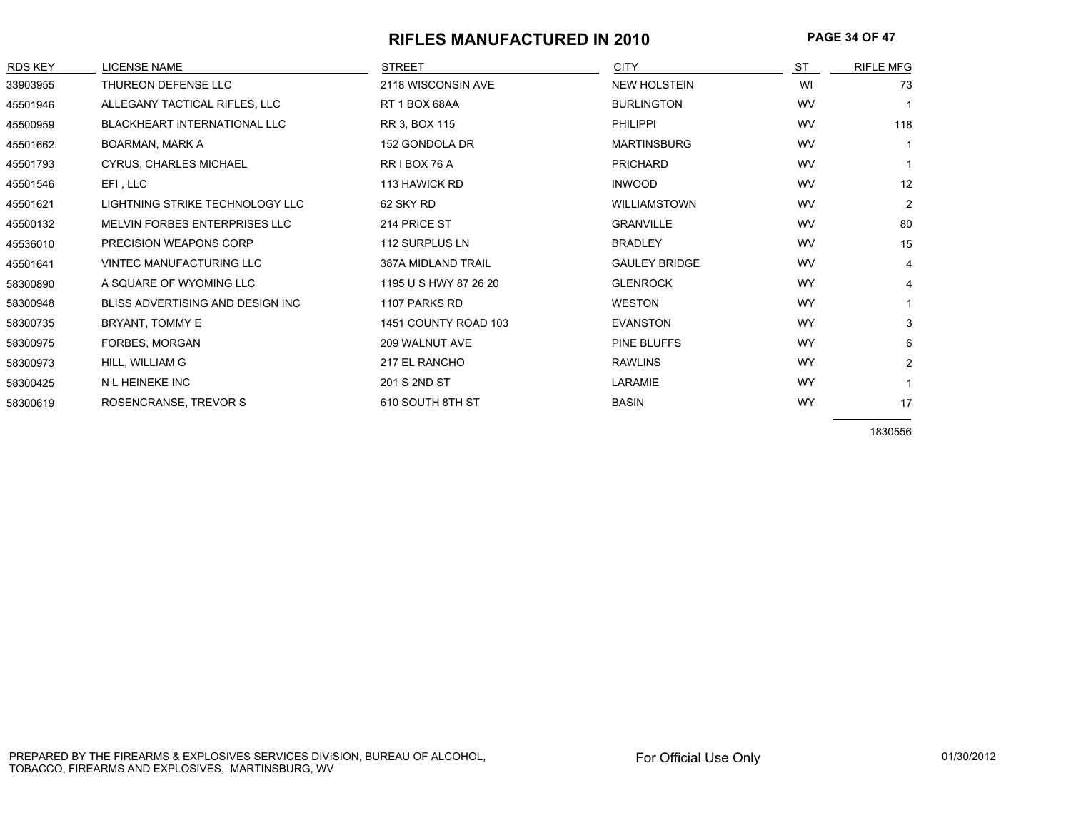# RIFLES MANUFACTURED IN 2010

| RDS KEY | LICENSE NAME | STREET | CITY | ST | RIFLE MFG |
|---|---|---|---|---|---|
| 33903955 | THUREON DEFENSE LLC | 2118 WISCONSIN AVE | NEW HOLSTEIN | WI | 73 |
| 45501946 | ALLEGANY TACTICAL RIFLES, LLC | RT 1 BOX 68AA | BURLINGTON | WV | 1 |
| 45500959 | BLACKHEART INTERNATIONAL LLC | RR 3, BOX 115 | PHILIPPI | WV | 118 |
| 45501662 | BOARMAN, MARK A | 152 GONDOLA DR | MARTINSBURG | WV | 1 |
| 45501793 | CYRUS, CHARLES MICHAEL | RR I BOX 76 A | PRICHARD | WV | 1 |
| 45501546 | EFI , LLC | 113 HAWICK RD | INWOOD | WV | 12 |
| 45501621 | LIGHTNING STRIKE TECHNOLOGY LLC | 62 SKY RD | WILLIAMSTOWN | WV | 2 |
| 45500132 | MELVIN FORBES ENTERPRISES LLC | 214 PRICE ST | GRANVILLE | WV | 80 |
| 45536010 | PRECISION WEAPONS CORP | 112 SURPLUS LN | BRADLEY | WV | 15 |
| 45501641 | VINTEC MANUFACTURING LLC | 387A MIDLAND TRAIL | GAULEY BRIDGE | WV | 4 |
| 58300890 | A SQUARE OF WYOMING LLC | 1195 U S HWY 87 26 20 | GLENROCK | WY | 4 |
| 58300948 | BLISS ADVERTISING AND DESIGN INC | 1107 PARKS RD | WESTON | WY | 1 |
| 58300735 | BRYANT, TOMMY E | 1451 COUNTY ROAD 103 | EVANSTON | WY | 3 |
| 58300975 | FORBES, MORGAN | 209 WALNUT AVE | PINE BLUFFS | WY | 6 |
| 58300973 | HILL, WILLIAM G | 217 EL RANCHO | RAWLINS | WY | 2 |
| 58300425 | N L HEINEKE INC | 201 S 2ND ST | LARAMIE | WY | 1 |
| 58300619 | ROSENCRANSE, TREVOR S | 610 SOUTH 8TH ST | BASIN | WY | 17 |
| | | | | | 1830556 |

PREPARED BY THE FIREARMS & EXPLOSIVES SERVICES DIVISION, BUREAU OF ALCOHOL, TOBACCO, FIREARMS AND EXPLOSIVES, MARTINSBURG, WV

For Official Use Only

01/30/2012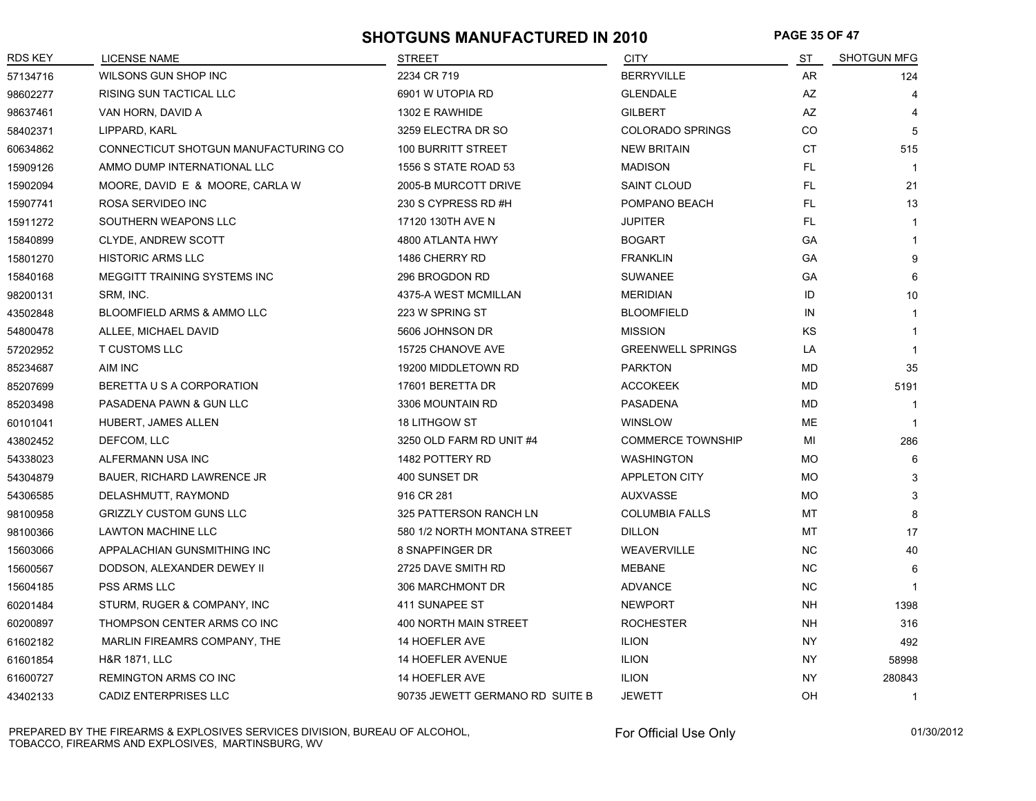# SHOTGUNS MANUFACTURED IN 2010

| RDS KEY | LICENSE NAME | STREET | CITY | ST | SHOTGUN MFG |
|---|---|---|---|---|---|
| 57134716 | WILSONS GUN SHOP INC | 2234 CR 719 | BERRYVILLE | AR | 124 |
| 98602277 | RISING SUN TACTICAL LLC | 6901 W UTOPIA RD | GLENDALE | AZ | 4 |
| 98637461 | VAN HORN, DAVID A | 1302 E RAWHIDE | GILBERT | AZ | 4 |
| 58402371 | LIPPARD, KARL | 3259 ELECTRA DR SO | COLORADO SPRINGS | CO | 5 |
| 60634862 | CONNECTICUT SHOTGUN MANUFACTURING CO | 100 BURRITT STREET | NEW BRITAIN | CT | 515 |
| 15909126 | AMMO DUMP INTERNATIONAL LLC | 1556 S STATE ROAD 53 | MADISON | FL | 1 |
| 15902094 | MOORE, DAVID E & MOORE, CARLA W | 2005-B MURCOTT DRIVE | SAINT CLOUD | FL | 21 |
| 15907741 | ROSA SERVIDEO INC | 230 S CYPRESS RD #H | POMPANO BEACH | FL | 13 |
| 15911272 | SOUTHERN WEAPONS LLC | 17120 130TH AVE N | JUPITER | FL | 1 |
| 15840899 | CLYDE, ANDREW SCOTT | 4800 ATLANTA HWY | BOGART | GA | 1 |
| 15801270 | HISTORIC ARMS LLC | 1486 CHERRY RD | FRANKLIN | GA | 9 |
| 15840168 | MEGGITT TRAINING SYSTEMS INC | 296 BROGDON RD | SUWANEE | GA | 6 |
| 98200131 | SRM, INC. | 4375-A WEST MCMILLAN | MERIDIAN | ID | 10 |
| 43502848 | BLOOMFIELD ARMS & AMMO LLC | 223 W SPRING ST | BLOOMFIELD | IN | 1 |
| 54800478 | ALLEE, MICHAEL DAVID | 5606 JOHNSON DR | MISSION | KS | 1 |
| 57202952 | T CUSTOMS LLC | 15725 CHANOVE AVE | GREENWELL SPRINGS | LA | 1 |
| 85234687 | AIM INC | 19200 MIDDLETOWN RD | PARKTON | MD | 35 |
| 85207699 | BERETTA U S A CORPORATION | 17601 BERETTA DR | ACCOKEEK | MD | 5191 |
| 85203498 | PASADENA PAWN & GUN LLC | 3306 MOUNTAIN RD | PASADENA | MD | 1 |
| 60101041 | HUBERT, JAMES ALLEN | 18 LITHGOW ST | WINSLOW | ME | 1 |
| 43802452 | DEFCOM, LLC | 3250 OLD FARM RD UNIT #4 | COMMERCE TOWNSHIP | MI | 286 |
| 54338023 | ALFERMANN USA INC | 1482 POTTERY RD | WASHINGTON | MO | 6 |
| 54304879 | BAUER, RICHARD LAWRENCE JR | 400 SUNSET DR | APPLETON CITY | MO | 3 |
| 54306585 | DELASHMUTT, RAYMOND | 916 CR 281 | AUXVASSE | MO | 3 |
| 98100958 | GRIZZLY CUSTOM GUNS LLC | 325 PATTERSON RANCH LN | COLUMBIA FALLS | MT | 8 |
| 98100366 | LAWTON MACHINE LLC | 580 1/2 NORTH MONTANA STREET | DILLON | MT | 17 |
| 15603066 | APPALACHIAN GUNSMITHING INC | 8 SNAPFINGER DR | WEAVERVILLE | NC | 40 |
| 15600567 | DODSON, ALEXANDER DEWEY II | 2725 DAVE SMITH RD | MEBANE | NC | 6 |
| 15604185 | PSS ARMS LLC | 306 MARCHMONT DR | ADVANCE | NC | 1 |
| 60201484 | STURM, RUGER & COMPANY, INC | 411 SUNAPEE ST | NEWPORT | NH | 1398 |
| 60200897 | THOMPSON CENTER ARMS CO INC | 400 NORTH MAIN STREET | ROCHESTER | NH | 316 |
| 61602182 | MARLIN FIREAMRS COMPANY, THE | 14 HOEFLER AVE | ILION | NY | 492 |
| 61601854 | H&R 1871, LLC | 14 HOEFLER AVENUE | ILION | NY | 58998 |
| 61600727 | REMINGTON ARMS CO INC | 14 HOEFLER AVE | ILION | NY | 280843 |
| 43402133 | CADIZ ENTERPRISES LLC | 90735 JEWETT GERMANO RD SUITE B | JEWETT | OH | 1 |

PREPARED BY THE FIREARMS & EXPLOSIVES SERVICES DIVISION, BUREAU OF ALCOHOL, TOBACCO, FIREARMS AND EXPLOSIVES, MARTINSBURG, WV

For Official Use Only

01/30/2012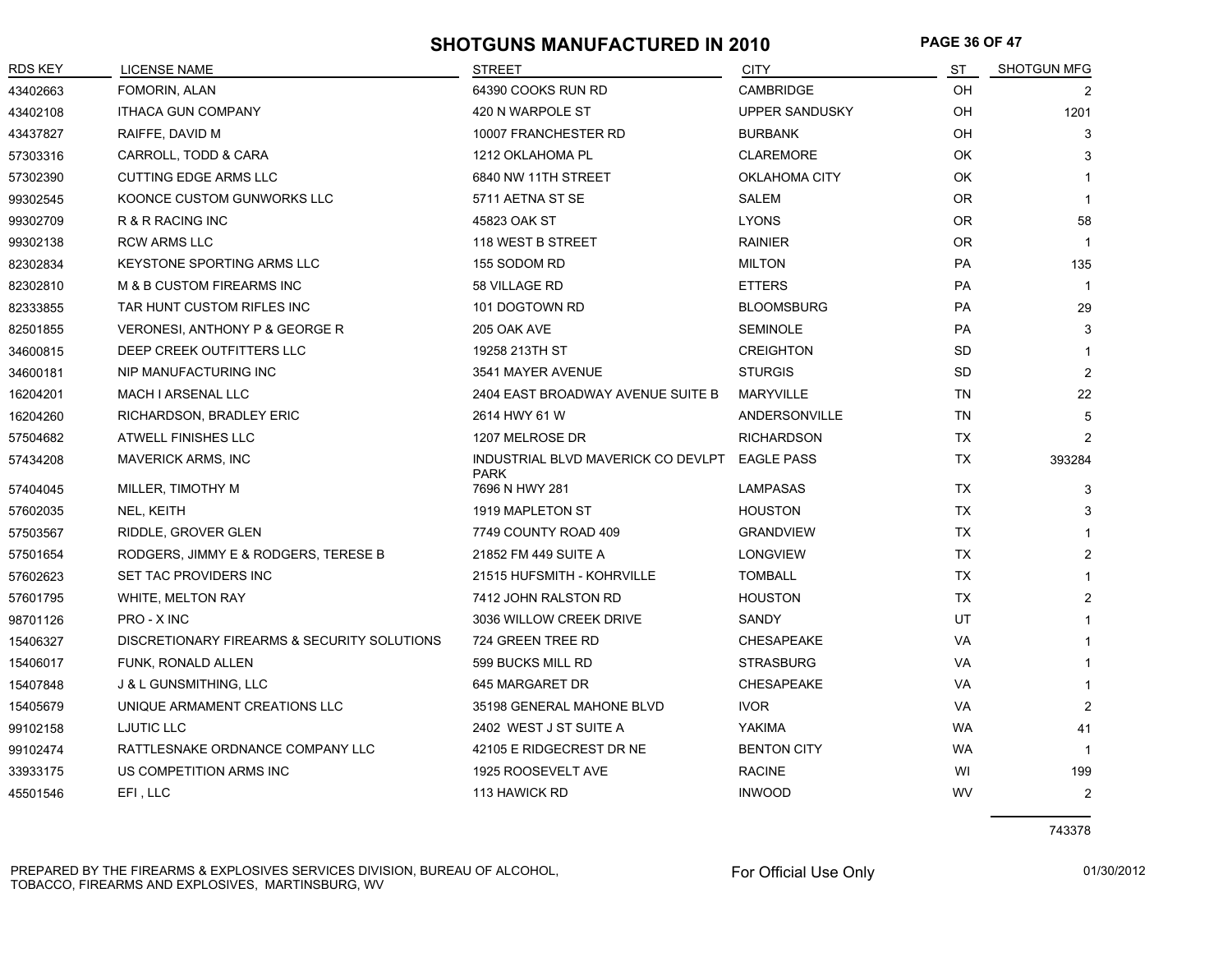# SHOTGUNS MANUFACTURED IN 2010

| RDS KEY | LICENSE NAME | STREET | CITY | ST | SHOTGUN MFG |
|---|---|---|---|---|---|
| 43402663 | FOMORIN, ALAN | 64390 COOKS RUN RD | CAMBRIDGE | OH | 2 |
| 43402108 | ITHACA GUN COMPANY | 420 N WARPOLE ST | UPPER SANDUSKY | OH | 1201 |
| 43437827 | RAIFFE, DAVID M | 10007 FRANCHESTER RD | BURBANK | OH | 3 |
| 57303316 | CARROLL, TODD & CARA | 1212 OKLAHOMA PL | CLAREMORE | OK | 3 |
| 57302390 | CUTTING EDGE ARMS LLC | 6840 NW 11TH STREET | OKLAHOMA CITY | OK | 1 |
| 99302545 | KOONCE CUSTOM GUNWORKS LLC | 5711 AETNA ST SE | SALEM | OR | 1 |
| 99302709 | R & R RACING INC | 45823 OAK ST | LYONS | OR | 58 |
| 99302138 | RCW ARMS LLC | 118 WEST B STREET | RAINIER | OR | 1 |
| 82302834 | KEYSTONE SPORTING ARMS LLC | 155 SODOM RD | MILTON | PA | 135 |
| 82302810 | M & B CUSTOM FIREARMS INC | 58 VILLAGE RD | ETTERS | PA | 1 |
| 82333855 | TAR HUNT CUSTOM RIFLES INC | 101 DOGTOWN RD | BLOOMSBURG | PA | 29 |
| 82501855 | VERONESI, ANTHONY P & GEORGE R | 205 OAK AVE | SEMINOLE | PA | 3 |
| 34600815 | DEEP CREEK OUTFITTERS LLC | 19258 213TH ST | CREIGHTON | SD | 1 |
| 34600181 | NIP MANUFACTURING INC | 3541 MAYER AVENUE | STURGIS | SD | 2 |
| 16204201 | MACH I ARSENAL LLC | 2404 EAST BROADWAY AVENUE SUITE B | MARYVILLE | TN | 22 |
| 16204260 | RICHARDSON, BRADLEY ERIC | 2614 HWY 61 W | ANDERSONVILLE | TN | 5 |
| 57504682 | ATWELL FINISHES LLC | 1207 MELROSE DR | RICHARDSON | TX | 2 |
| 57434208 | MAVERICK ARMS, INC | INDUSTRIAL BLVD MAVERICK CO DEVLPT PARK | EAGLE PASS | TX | 393284 |
| 57404045 | MILLER, TIMOTHY M | 7696 N HWY 281 | LAMPASAS | TX | 3 |
| 57602035 | NEL, KEITH | 1919 MAPLETON ST | HOUSTON | TX | 3 |
| 57503567 | RIDDLE, GROVER GLEN | 7749 COUNTY ROAD 409 | GRANDVIEW | TX | 1 |
| 57501654 | RODGERS, JIMMY E & RODGERS, TERESE B | 21852 FM 449 SUITE A | LONGVIEW | TX | 2 |
| 57602623 | SET TAC PROVIDERS INC | 21515 HUFSMITH - KOHRVILLE | TOMBALL | TX | 1 |
| 57601795 | WHITE, MELTON RAY | 7412 JOHN RALSTON RD | HOUSTON | TX | 2 |
| 98701126 | PRO - X INC | 3036 WILLOW CREEK DRIVE | SANDY | UT | 1 |
| 15406327 | DISCRETIONARY FIREARMS & SECURITY SOLUTIONS | 724 GREEN TREE RD | CHESAPEAKE | VA | 1 |
| 15406017 | FUNK, RONALD ALLEN | 599 BUCKS MILL RD | STRASBURG | VA | 1 |
| 15407848 | J & L GUNSMITHING, LLC | 645 MARGARET DR | CHESAPEAKE | VA | 1 |
| 15405679 | UNIQUE ARMAMENT CREATIONS LLC | 35198 GENERAL MAHONE BLVD | IVOR | VA | 2 |
| 99102158 | LJUTIC LLC | 2402 WEST J ST SUITE A | YAKIMA | WA | 41 |
| 99102474 | RATTLESNAKE ORDNANCE COMPANY LLC | 42105 E RIDGECREST DR NE | BENTON CITY | WA | 1 |
| 33933175 | US COMPETITION ARMS INC | 1925 ROOSEVELT AVE | RACINE | WI | 199 |
| 45501546 | EFI , LLC | 113 HAWICK RD | INWOOD | WV | 2 |
| | | | | | 743378 |

PREPARED BY THE FIREARMS & EXPLOSIVES SERVICES DIVISION, BUREAU OF ALCOHOL, TOBACCO, FIREARMS AND EXPLOSIVES, MARTINSBURG, WV

For Official Use Only

01/30/2012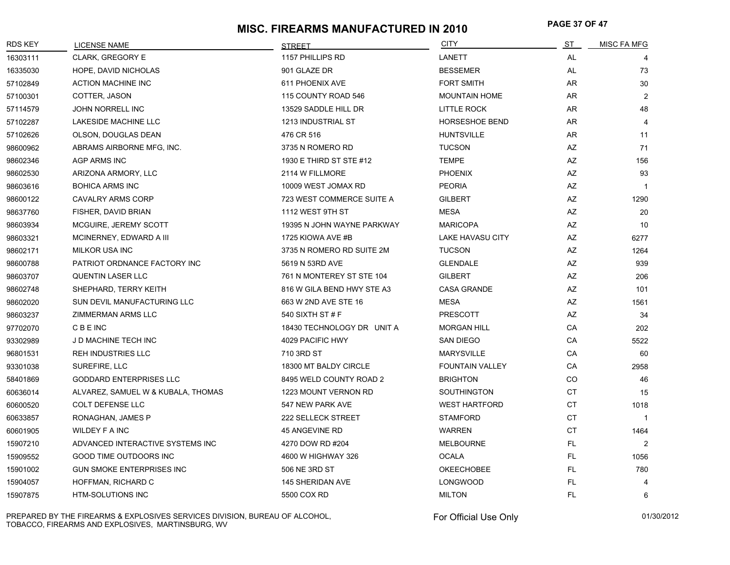# MISC. FIREARMS MANUFACTURED IN 2010

| RDS KEY | LICENSE NAME | STREET | CITY | ST | MISC FA MFG |
|---|---|---|---|---|---|
| 16303111 | CLARK, GREGORY E | 1157 PHILLIPS RD | LANETT | AL | 4 |
| 16335030 | HOPE, DAVID NICHOLAS | 901 GLAZE DR | BESSEMER | AL | 73 |
| 57102849 | ACTION MACHINE INC | 611 PHOENIX AVE | FORT SMITH | AR | 30 |
| 57100301 | COTTER, JASON | 115 COUNTY ROAD 546 | MOUNTAIN HOME | AR | 2 |
| 57114579 | JOHN NORRELL INC | 13529 SADDLE HILL DR | LITTLE ROCK | AR | 48 |
| 57102287 | LAKESIDE MACHINE LLC | 1213 INDUSTRIAL ST | HORSESHOE BEND | AR | 4 |
| 57102626 | OLSON, DOUGLAS DEAN | 476 CR 516 | HUNTSVILLE | AR | 11 |
| 98600962 | ABRAMS AIRBORNE MFG, INC. | 3735 N ROMERO RD | TUCSON | AZ | 71 |
| 98602346 | AGP ARMS INC | 1930 E THIRD ST STE #12 | TEMPE | AZ | 156 |
| 98602530 | ARIZONA ARMORY, LLC | 2114 W FILLMORE | PHOENIX | AZ | 93 |
| 98603616 | BOHICA ARMS INC | 10009 WEST JOMAX RD | PEORIA | AZ | 1 |
| 98600122 | CAVALRY ARMS CORP | 723 WEST COMMERCE SUITE A | GILBERT | AZ | 1290 |
| 98637760 | FISHER, DAVID BRIAN | 1112 WEST 9TH ST | MESA | AZ | 20 |
| 98603934 | MCGUIRE, JEREMY SCOTT | 19395 N JOHN WAYNE PARKWAY | MARICOPA | AZ | 10 |
| 98603321 | MCINERNEY, EDWARD A III | 1725 KIOWA AVE #B | LAKE HAVASU CITY | AZ | 6277 |
| 98602171 | MILKOR USA INC | 3735 N ROMERO RD SUITE 2M | TUCSON | AZ | 1264 |
| 98600788 | PATRIOT ORDNANCE FACTORY INC | 5619 N 53RD AVE | GLENDALE | AZ | 939 |
| 98603707 | QUENTIN LASER LLC | 761 N MONTEREY ST STE 104 | GILBERT | AZ | 206 |
| 98602748 | SHEPHARD, TERRY KEITH | 816 W GILA BEND HWY STE A3 | CASA GRANDE | AZ | 101 |
| 98602020 | SUN DEVIL MANUFACTURING LLC | 663 W 2ND AVE STE 16 | MESA | AZ | 1561 |
| 98603237 | ZIMMERMAN ARMS LLC | 540 SIXTH ST # F | PRESCOTT | AZ | 34 |
| 97702070 | C B E INC | 18430 TECHNOLOGY DR UNIT A | MORGAN HILL | CA | 202 |
| 93302989 | J D MACHINE TECH INC | 4029 PACIFIC HWY | SAN DIEGO | CA | 5522 |
| 96801531 | REH INDUSTRIES LLC | 710 3RD ST | MARYSVILLE | CA | 60 |
| 93301038 | SUREFIRE, LLC | 18300 MT BALDY CIRCLE | FOUNTAIN VALLEY | CA | 2958 |
| 58401869 | GODDARD ENTERPRISES LLC | 8495 WELD COUNTY ROAD 2 | BRIGHTON | CO | 46 |
| 60636014 | ALVAREZ, SAMUEL W & KUBALA, THOMAS | 1223 MOUNT VERNON RD | SOUTHINGTON | CT | 15 |
| 60600520 | COLT DEFENSE LLC | 547 NEW PARK AVE | WEST HARTFORD | CT | 1018 |
| 60633857 | RONAGHAN, JAMES P | 222 SELLECK STREET | STAMFORD | CT | 1 |
| 60601905 | WILDEY F A INC | 45 ANGEVINE RD | WARREN | CT | 1464 |
| 15907210 | ADVANCED INTERACTIVE SYSTEMS INC | 4270 DOW RD #204 | MELBOURNE | FL | 2 |
| 15909552 | GOOD TIME OUTDOORS INC | 4600 W HIGHWAY 326 | OCALA | FL | 1056 |
| 15901002 | GUN SMOKE ENTERPRISES INC | 506 NE 3RD ST | OKEECHOBEE | FL | 780 |
| 15904057 | HOFFMAN, RICHARD C | 145 SHERIDAN AVE | LONGWOOD | FL | 4 |
| 15907875 | HTM-SOLUTIONS INC | 5500 COX RD | MILTON | FL | 6 |

PREPARED BY THE FIREARMS & EXPLOSIVES SERVICES DIVISION, BUREAU OF ALCOHOL, TOBACCO, FIREARMS AND EXPLOSIVES, MARTINSBURG, WV

For Official Use Only

01/30/2012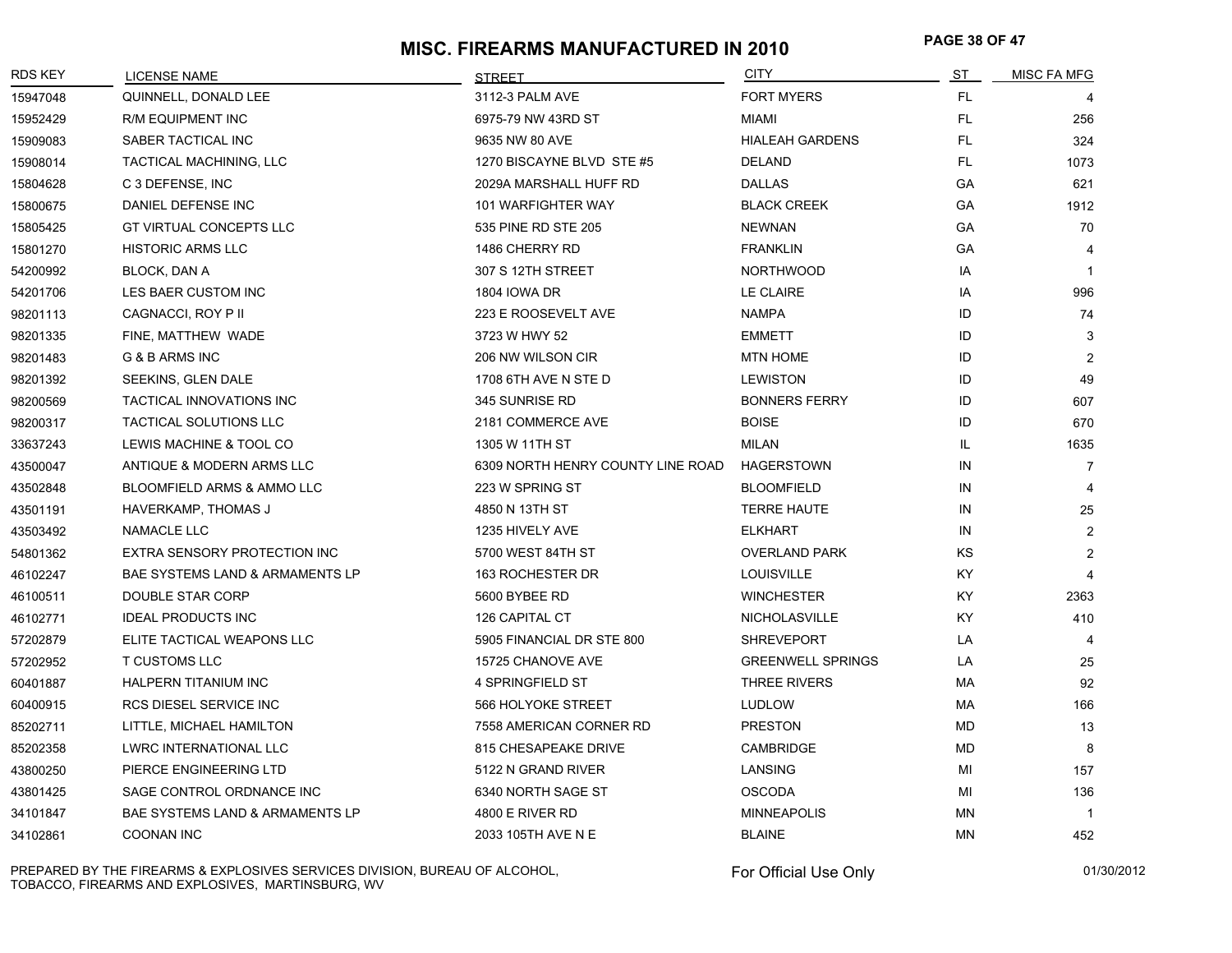# MISC. FIREARMS MANUFACTURED IN 2010

| RDS KEY | LICENSE NAME | STREET | CITY | ST | MISC FA MFG |
|---|---|---|---|---|---|
| 15947048 | QUINNELL, DONALD LEE | 3112-3 PALM AVE | FORT MYERS | FL | 4 |
| 15952429 | R/M EQUIPMENT INC | 6975-79 NW 43RD ST | MIAMI | FL | 256 |
| 15909083 | SABER TACTICAL INC | 9635 NW 80 AVE | HIALEAH GARDENS | FL | 324 |
| 15908014 | TACTICAL MACHINING, LLC | 1270 BISCAYNE BLVD STE #5 | DELAND | FL | 1073 |
| 15804628 | C 3 DEFENSE, INC | 2029A MARSHALL HUFF RD | DALLAS | GA | 621 |
| 15800675 | DANIEL DEFENSE INC | 101 WARFIGHTER WAY | BLACK CREEK | GA | 1912 |
| 15805425 | GT VIRTUAL CONCEPTS LLC | 535 PINE RD STE 205 | NEWNAN | GA | 70 |
| 15801270 | HISTORIC ARMS LLC | 1486 CHERRY RD | FRANKLIN | GA | 4 |
| 54200992 | BLOCK, DAN A | 307 S 12TH STREET | NORTHWOOD | IA | 1 |
| 54201706 | LES BAER CUSTOM INC | 1804 IOWA DR | LE CLAIRE | IA | 996 |
| 98201113 | CAGNACCI, ROY P II | 223 E ROOSEVELT AVE | NAMPA | ID | 74 |
| 98201335 | FINE, MATTHEW WADE | 3723 W HWY 52 | EMMETT | ID | 3 |
| 98201483 | G & B ARMS INC | 206 NW WILSON CIR | MTN HOME | ID | 2 |
| 98201392 | SEEKINS, GLEN DALE | 1708 6TH AVE N STE D | LEWISTON | ID | 49 |
| 98200569 | TACTICAL INNOVATIONS INC | 345 SUNRISE RD | BONNERS FERRY | ID | 607 |
| 98200317 | TACTICAL SOLUTIONS LLC | 2181 COMMERCE AVE | BOISE | ID | 670 |
| 33637243 | LEWIS MACHINE & TOOL CO | 1305 W 11TH ST | MILAN | IL | 1635 |
| 43500047 | ANTIQUE & MODERN ARMS LLC | 6309 NORTH HENRY COUNTY LINE ROAD | HAGERSTOWN | IN | 7 |
| 43502848 | BLOOMFIELD ARMS & AMMO LLC | 223 W SPRING ST | BLOOMFIELD | IN | 4 |
| 43501191 | HAVERKAMP, THOMAS J | 4850 N 13TH ST | TERRE HAUTE | IN | 25 |
| 43503492 | NAMACLE LLC | 1235 HIVELY AVE | ELKHART | IN | 2 |
| 54801362 | EXTRA SENSORY PROTECTION INC | 5700 WEST 84TH ST | OVERLAND PARK | KS | 2 |
| 46102247 | BAE SYSTEMS LAND & ARMAMENTS LP | 163 ROCHESTER DR | LOUISVILLE | KY | 4 |
| 46100511 | DOUBLE STAR CORP | 5600 BYBEE RD | WINCHESTER | KY | 2363 |
| 46102771 | IDEAL PRODUCTS INC | 126 CAPITAL CT | NICHOLASVILLE | KY | 410 |
| 57202879 | ELITE TACTICAL WEAPONS LLC | 5905 FINANCIAL DR STE 800 | SHREVEPORT | LA | 4 |
| 57202952 | T CUSTOMS LLC | 15725 CHANOVE AVE | GREENWELL SPRINGS | LA | 25 |
| 60401887 | HALPERN TITANIUM INC | 4 SPRINGFIELD ST | THREE RIVERS | MA | 92 |
| 60400915 | RCS DIESEL SERVICE INC | 566 HOLYOKE STREET | LUDLOW | MA | 166 |
| 85202711 | LITTLE, MICHAEL HAMILTON | 7558 AMERICAN CORNER RD | PRESTON | MD | 13 |
| 85202358 | LWRC INTERNATIONAL LLC | 815 CHESAPEAKE DRIVE | CAMBRIDGE | MD | 8 |
| 43800250 | PIERCE ENGINEERING LTD | 5122 N GRAND RIVER | LANSING | MI | 157 |
| 43801425 | SAGE CONTROL ORDNANCE INC | 6340 NORTH SAGE ST | OSCODA | MI | 136 |
| 34101847 | BAE SYSTEMS LAND & ARMAMENTS LP | 4800 E RIVER RD | MINNEAPOLIS | MN | 1 |
| 34102861 | COONAN INC | 2033 105TH AVE N E | BLAINE | MN | 452 |

PREPARED BY THE FIREARMS & EXPLOSIVES SERVICES DIVISION, BUREAU OF ALCOHOL, TOBACCO, FIREARMS AND EXPLOSIVES, MARTINSBURG, WV

For Official Use Only

01/30/2012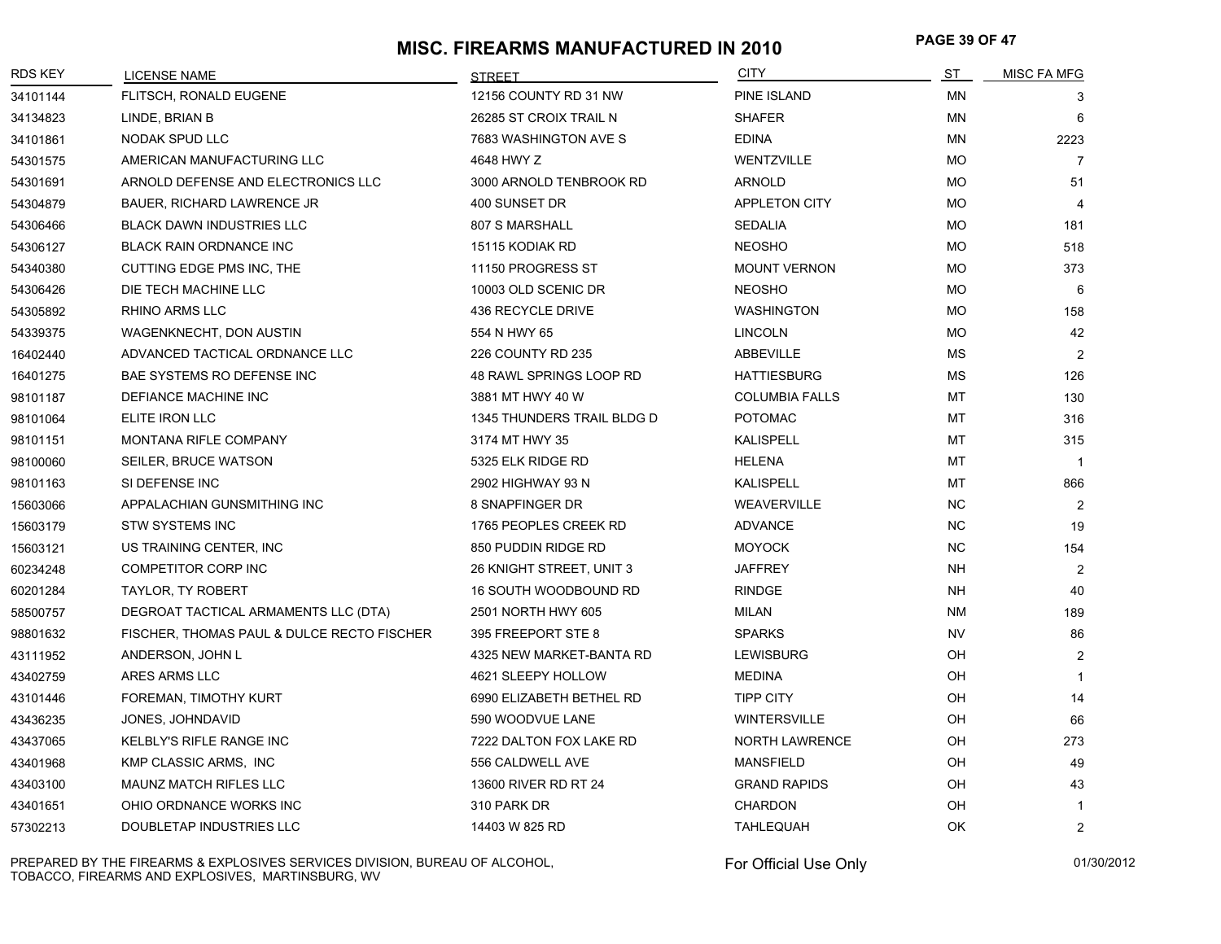# MISC. FIREARMS MANUFACTURED IN 2010

| RDS KEY | LICENSE NAME | STREET | CITY | ST | MISC FA MFG |
|---|---|---|---|---|---|
| 34101144 | FLITSCH, RONALD EUGENE | 12156 COUNTY RD 31 NW | PINE ISLAND | MN | 3 |
| 34134823 | LINDE, BRIAN B | 26285 ST CROIX TRAIL N | SHAFER | MN | 6 |
| 34101861 | NODAK SPUD LLC | 7683 WASHINGTON AVE S | EDINA | MN | 2223 |
| 54301575 | AMERICAN MANUFACTURING LLC | 4648 HWY Z | WENTZVILLE | MO | 7 |
| 54301691 | ARNOLD DEFENSE AND ELECTRONICS LLC | 3000 ARNOLD TENBROOK RD | ARNOLD | MO | 51 |
| 54304879 | BAUER, RICHARD LAWRENCE JR | 400 SUNSET DR | APPLETON CITY | MO | 4 |
| 54306466 | BLACK DAWN INDUSTRIES LLC | 807 S MARSHALL | SEDALIA | MO | 181 |
| 54306127 | BLACK RAIN ORDNANCE INC | 15115 KODIAK RD | NEOSHO | MO | 518 |
| 54340380 | CUTTING EDGE PMS INC, THE | 11150 PROGRESS ST | MOUNT VERNON | MO | 373 |
| 54306426 | DIE TECH MACHINE LLC | 10003 OLD SCENIC DR | NEOSHO | MO | 6 |
| 54305892 | RHINO ARMS LLC | 436 RECYCLE DRIVE | WASHINGTON | MO | 158 |
| 54339375 | WAGENKNECHT, DON AUSTIN | 554 N HWY 65 | LINCOLN | MO | 42 |
| 16402440 | ADVANCED TACTICAL ORDNANCE LLC | 226 COUNTY RD 235 | ABBEVILLE | MS | 2 |
| 16401275 | BAE SYSTEMS RO DEFENSE INC | 48 RAWL SPRINGS LOOP RD | HATTIESBURG | MS | 126 |
| 98101187 | DEFIANCE MACHINE INC | 3881 MT HWY 40 W | COLUMBIA FALLS | MT | 130 |
| 98101064 | ELITE IRON LLC | 1345 THUNDERS TRAIL BLDG D | POTOMAC | MT | 316 |
| 98101151 | MONTANA RIFLE COMPANY | 3174 MT HWY 35 | KALISPELL | MT | 315 |
| 98100060 | SEILER, BRUCE WATSON | 5325 ELK RIDGE RD | HELENA | MT | 1 |
| 98101163 | SI DEFENSE INC | 2902 HIGHWAY 93 N | KALISPELL | MT | 866 |
| 15603066 | APPALACHIAN GUNSMITHING INC | 8 SNAPFINGER DR | WEAVERVILLE | NC | 2 |
| 15603179 | STW SYSTEMS INC | 1765 PEOPLES CREEK RD | ADVANCE | NC | 19 |
| 15603121 | US TRAINING CENTER, INC | 850 PUDDIN RIDGE RD | MOYOCK | NC | 154 |
| 60234248 | COMPETITOR CORP INC | 26 KNIGHT STREET, UNIT 3 | JAFFREY | NH | 2 |
| 60201284 | TAYLOR, TY ROBERT | 16 SOUTH WOODBOUND RD | RINDGE | NH | 40 |
| 58500757 | DEGROAT TACTICAL ARMAMENTS LLC (DTA) | 2501 NORTH HWY 605 | MILAN | NM | 189 |
| 98801632 | FISCHER, THOMAS PAUL & DULCE RECTO FISCHER | 395 FREEPORT STE 8 | SPARKS | NV | 86 |
| 43111952 | ANDERSON, JOHN L | 4325 NEW MARKET-BANTA RD | LEWISBURG | OH | 2 |
| 43402759 | ARES ARMS LLC | 4621 SLEEPY HOLLOW | MEDINA | OH | 1 |
| 43101446 | FOREMAN, TIMOTHY KURT | 6990 ELIZABETH BETHEL RD | TIPP CITY | OH | 14 |
| 43436235 | JONES, JOHNDAVID | 590 WOODVUE LANE | WINTERSVILLE | OH | 66 |
| 43437065 | KELBLY'S RIFLE RANGE INC | 7222 DALTON FOX LAKE RD | NORTH LAWRENCE | OH | 273 |
| 43401968 | KMP CLASSIC ARMS, INC | 556 CALDWELL AVE | MANSFIELD | OH | 49 |
| 43403100 | MAUNZ MATCH RIFLES LLC | 13600 RIVER RD RT 24 | GRAND RAPIDS | OH | 43 |
| 43401651 | OHIO ORDNANCE WORKS INC | 310 PARK DR | CHARDON | OH | 1 |
| 57302213 | DOUBLETAP INDUSTRIES LLC | 14403 W 825 RD | TAHLEQUAH | OK | 2 |

PREPARED BY THE FIREARMS & EXPLOSIVES SERVICES DIVISION, BUREAU OF ALCOHOL, TOBACCO, FIREARMS AND EXPLOSIVES, MARTINSBURG, WV

For Official Use Only

01/30/2012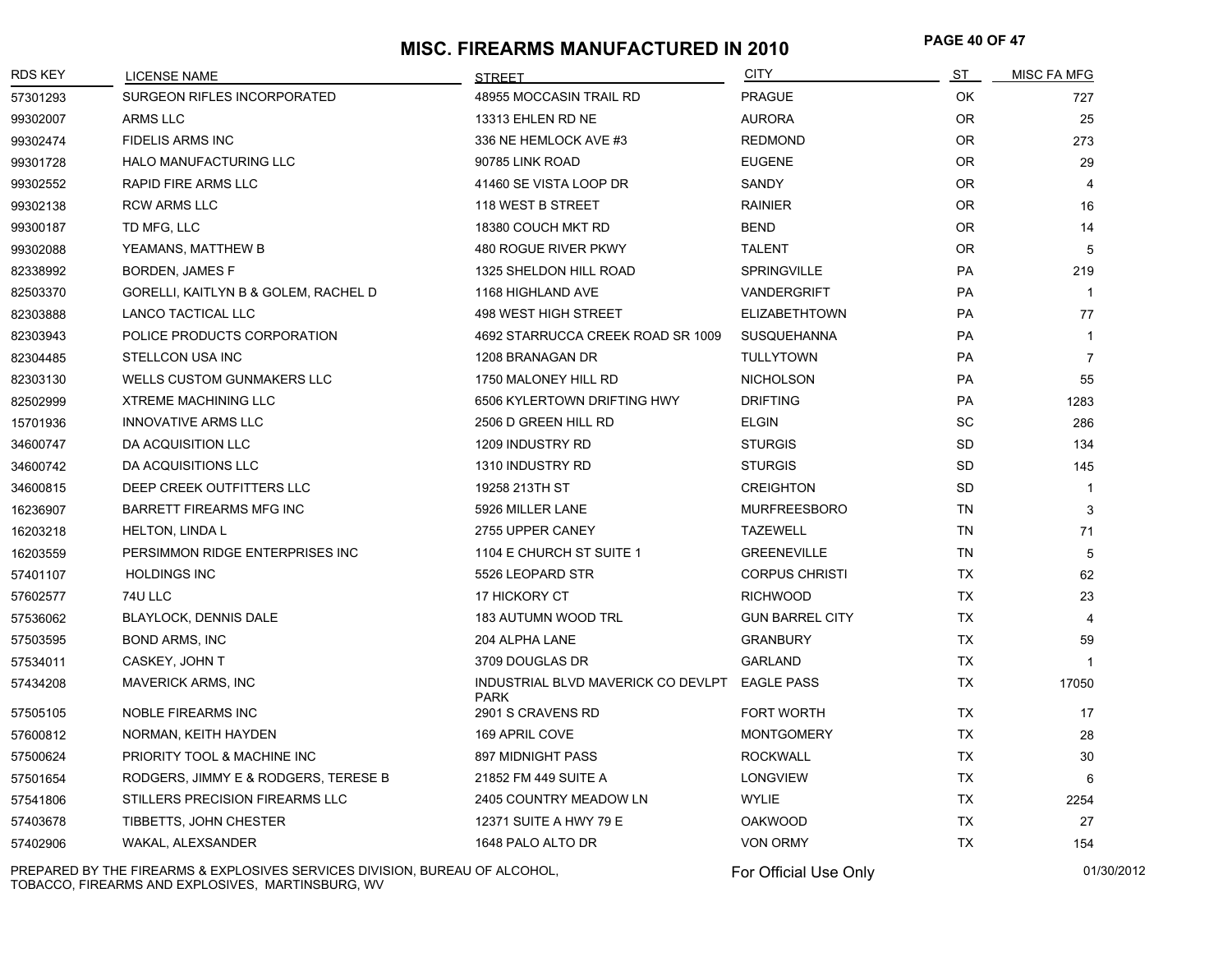# MISC. FIREARMS MANUFACTURED IN 2010

| RDS KEY | LICENSE NAME | STREET | CITY | ST | MISC FA MFG |
|---|---|---|---|---|---|
| 57301293 | SURGEON RIFLES INCORPORATED | 48955 MOCCASIN TRAIL RD | PRAGUE | OK | 727 |
| 99302007 | ARMS LLC | 13313 EHLEN RD NE | AURORA | OR | 25 |
| 99302474 | FIDELIS ARMS INC | 336 NE HEMLOCK AVE #3 | REDMOND | OR | 273 |
| 99301728 | HALO MANUFACTURING LLC | 90785 LINK ROAD | EUGENE | OR | 29 |
| 99302552 | RAPID FIRE ARMS LLC | 41460 SE VISTA LOOP DR | SANDY | OR | 4 |
| 99302138 | RCW ARMS LLC | 118 WEST B STREET | RAINIER | OR | 16 |
| 99300187 | TD MFG, LLC | 18380 COUCH MKT RD | BEND | OR | 14 |
| 99302088 | YEAMANS, MATTHEW B | 480 ROGUE RIVER PKWY | TALENT | OR | 5 |
| 82338992 | BORDEN, JAMES F | 1325 SHELDON HILL ROAD | SPRINGVILLE | PA | 219 |
| 82503370 | GORELLI, KAITLYN B & GOLEM, RACHEL D | 1168 HIGHLAND AVE | VANDERGRIFT | PA | 1 |
| 82303888 | LANCO TACTICAL LLC | 498 WEST HIGH STREET | ELIZABETHTOWN | PA | 77 |
| 82303943 | POLICE PRODUCTS CORPORATION | 4692 STARRUCCA CREEK ROAD SR 1009 | SUSQUEHANNA | PA | 1 |
| 82304485 | STELLCON USA INC | 1208 BRANAGAN DR | TULLYTOWN | PA | 7 |
| 82303130 | WELLS CUSTOM GUNMAKERS LLC | 1750 MALONEY HILL RD | NICHOLSON | PA | 55 |
| 82502999 | XTREME MACHINING LLC | 6506 KYLERTOWN DRIFTING HWY | DRIFTING | PA | 1283 |
| 15701936 | INNOVATIVE ARMS LLC | 2506 D GREEN HILL RD | ELGIN | SC | 286 |
| 34600747 | DA ACQUISITION LLC | 1209 INDUSTRY RD | STURGIS | SD | 134 |
| 34600742 | DA ACQUISITIONS LLC | 1310 INDUSTRY RD | STURGIS | SD | 145 |
| 34600815 | DEEP CREEK OUTFITTERS LLC | 19258 213TH ST | CREIGHTON | SD | 1 |
| 16236907 | BARRETT FIREARMS MFG INC | 5926 MILLER LANE | MURFREESBORO | TN | 3 |
| 16203218 | HELTON, LINDA L | 2755 UPPER CANEY | TAZEWELL | TN | 71 |
| 16203559 | PERSIMMON RIDGE ENTERPRISES INC | 1104 E CHURCH ST SUITE 1 | GREENEVILLE | TN | 5 |
| 57401107 | HOLDINGS INC | 5526 LEOPARD STR | CORPUS CHRISTI | TX | 62 |
| 57602577 | 74U LLC | 17 HICKORY CT | RICHWOOD | TX | 23 |
| 57536062 | BLAYLOCK, DENNIS DALE | 183 AUTUMN WOOD TRL | GUN BARREL CITY | TX | 4 |
| 57503595 | BOND ARMS, INC | 204 ALPHA LANE | GRANBURY | TX | 59 |
| 57534011 | CASKEY, JOHN T | 3709 DOUGLAS DR | GARLAND | TX | 1 |
| 57434208 | MAVERICK ARMS, INC | INDUSTRIAL BLVD MAVERICK CO DEVLPT PARK | EAGLE PASS | TX | 17050 |
| 57505105 | NOBLE FIREARMS INC | 2901 S CRAVENS RD | FORT WORTH | TX | 17 |
| 57600812 | NORMAN, KEITH HAYDEN | 169 APRIL COVE | MONTGOMERY | TX | 28 |
| 57500624 | PRIORITY TOOL & MACHINE INC | 897 MIDNIGHT PASS | ROCKWALL | TX | 30 |
| 57501654 | RODGERS, JIMMY E & RODGERS, TERESE B | 21852 FM 449 SUITE A | LONGVIEW | TX | 6 |
| 57541806 | STILLERS PRECISION FIREARMS LLC | 2405 COUNTRY MEADOW LN | WYLIE | TX | 2254 |
| 57403678 | TIBBETTS, JOHN CHESTER | 12371 SUITE A HWY 79 E | OAKWOOD | TX | 27 |
| 57402906 | WAKAL, ALEXSANDER | 1648 PALO ALTO DR | VON ORMY | TX | 154 |

PREPARED BY THE FIREARMS & EXPLOSIVES SERVICES DIVISION, BUREAU OF ALCOHOL, TOBACCO, FIREARMS AND EXPLOSIVES, MARTINSBURG, WV

For Official Use Only

01/30/2012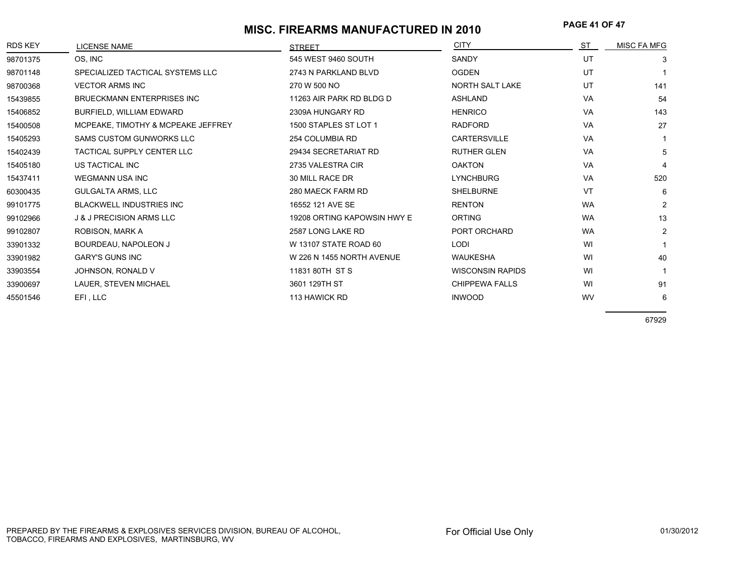# MISC. FIREARMS MANUFACTURED IN 2010

| RDS KEY | LICENSE NAME | STREET | CITY | ST | MISC FA MFG |
|---|---|---|---|---|---|
| 98701375 | OS, INC | 545 WEST 9460 SOUTH | SANDY | UT | 3 |
| 98701148 | SPECIALIZED TACTICAL SYSTEMS LLC | 2743 N PARKLAND BLVD | OGDEN | UT | 1 |
| 98700368 | VECTOR ARMS INC | 270 W 500 NO | NORTH SALT LAKE | UT | 141 |
| 15439855 | BRUECKMANN ENTERPRISES INC | 11263 AIR PARK RD BLDG D | ASHLAND | VA | 54 |
| 15406852 | BURFIELD, WILLIAM EDWARD | 2309A HUNGARY RD | HENRICO | VA | 143 |
| 15400508 | MCPEAKE, TIMOTHY & MCPEAKE JEFFREY | 1500 STAPLES ST LOT 1 | RADFORD | VA | 27 |
| 15405293 | SAMS CUSTOM GUNWORKS LLC | 254 COLUMBIA RD | CARTERSVILLE | VA | 1 |
| 15402439 | TACTICAL SUPPLY CENTER LLC | 29434 SECRETARIAT RD | RUTHER GLEN | VA | 5 |
| 15405180 | US TACTICAL INC | 2735 VALESTRA CIR | OAKTON | VA | 4 |
| 15437411 | WEGMANN USA INC | 30 MILL RACE DR | LYNCHBURG | VA | 520 |
| 60300435 | GULGALTA ARMS, LLC | 280 MAECK FARM RD | SHELBURNE | VT | 6 |
| 99101775 | BLACKWELL INDUSTRIES INC | 16552 121 AVE SE | RENTON | WA | 2 |
| 99102966 | J & J PRECISION ARMS LLC | 19208 ORTING KAPOWSIN HWY E | ORTING | WA | 13 |
| 99102807 | ROBISON, MARK A | 2587 LONG LAKE RD | PORT ORCHARD | WA | 2 |
| 33901332 | BOURDEAU, NAPOLEON J | W 13107 STATE ROAD 60 | LODI | WI | 1 |
| 33901982 | GARY'S GUNS INC | W 226 N 1455 NORTH AVENUE | WAUKESHA | WI | 40 |
| 33903554 | JOHNSON, RONALD V | 11831 80TH ST S | WISCONSIN RAPIDS | WI | 1 |
| 33900697 | LAUER, STEVEN MICHAEL | 3601 129TH ST | CHIPPEWA FALLS | WI | 91 |
| 45501546 | EFI , LLC | 113 HAWICK RD | INWOOD | WV | 6 |
| | | | | | 67929 |

PREPARED BY THE FIREARMS & EXPLOSIVES SERVICES DIVISION, BUREAU OF ALCOHOL, TOBACCO, FIREARMS AND EXPLOSIVES, MARTINSBURG, WV

For Official Use Only

01/30/2012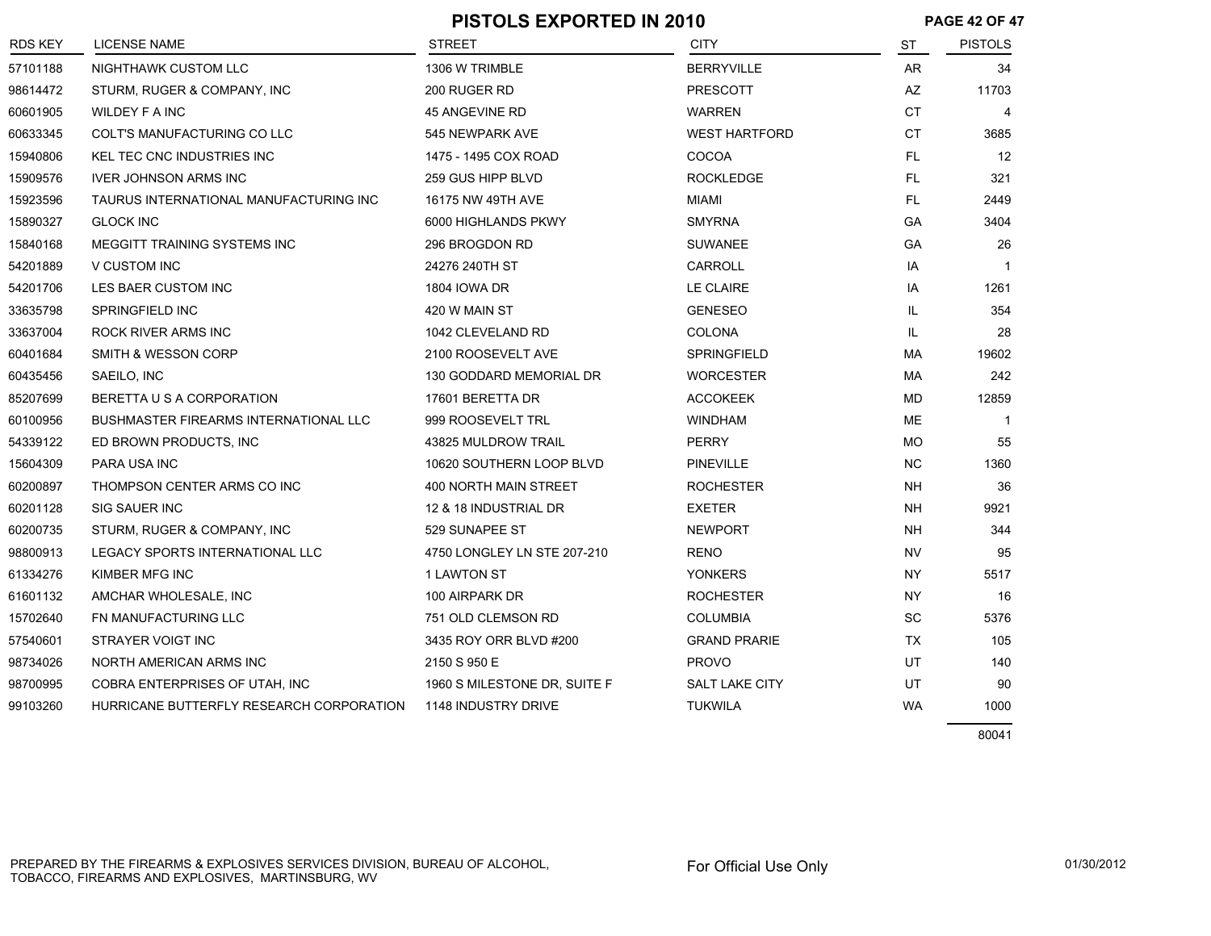# PISTOLS EXPORTED IN 2010

| RDS KEY | LICENSE NAME | STREET | CITY | ST | PISTOLS |
|---|---|---|---|---|---|
| 57101188 | NIGHTHAWK CUSTOM LLC | 1306 W TRIMBLE | BERRYVILLE | AR | 34 |
| 98614472 | STURM, RUGER & COMPANY, INC | 200 RUGER RD | PRESCOTT | AZ | 11703 |
| 60601905 | WILDEY F A INC | 45 ANGEVINE RD | WARREN | CT | 4 |
| 60633345 | COLT'S MANUFACTURING CO LLC | 545 NEWPARK AVE | WEST HARTFORD | CT | 3685 |
| 15940806 | KEL TEC CNC INDUSTRIES INC | 1475 - 1495 COX ROAD | COCOA | FL | 12 |
| 15909576 | IVER JOHNSON ARMS INC | 259 GUS HIPP BLVD | ROCKLEDGE | FL | 321 |
| 15923596 | TAURUS INTERNATIONAL MANUFACTURING INC | 16175 NW 49TH AVE | MIAMI | FL | 2449 |
| 15890327 | GLOCK INC | 6000 HIGHLANDS PKWY | SMYRNA | GA | 3404 |
| 15840168 | MEGGITT TRAINING SYSTEMS INC | 296 BROGDON RD | SUWANEE | GA | 26 |
| 54201889 | V CUSTOM INC | 24276 240TH ST | CARROLL | IA | 1 |
| 54201706 | LES BAER CUSTOM INC | 1804 IOWA DR | LE CLAIRE | IA | 1261 |
| 33635798 | SPRINGFIELD INC | 420 W MAIN ST | GENESEO | IL | 354 |
| 33637004 | ROCK RIVER ARMS INC | 1042 CLEVELAND RD | COLONA | IL | 28 |
| 60401684 | SMITH & WESSON CORP | 2100 ROOSEVELT AVE | SPRINGFIELD | MA | 19602 |
| 60435456 | SAEILO, INC | 130 GODDARD MEMORIAL DR | WORCESTER | MA | 242 |
| 85207699 | BERETTA U S A CORPORATION | 17601 BERETTA DR | ACCOKEEK | MD | 12859 |
| 60100956 | BUSHMASTER FIREARMS INTERNATIONAL LLC | 999 ROOSEVELT TRL | WINDHAM | ME | 1 |
| 54339122 | ED BROWN PRODUCTS, INC | 43825 MULDROW TRAIL | PERRY | MO | 55 |
| 15604309 | PARA USA INC | 10620 SOUTHERN LOOP BLVD | PINEVILLE | NC | 1360 |
| 60200897 | THOMPSON CENTER ARMS CO INC | 400 NORTH MAIN STREET | ROCHESTER | NH | 36 |
| 60201128 | SIG SAUER INC | 12 & 18 INDUSTRIAL DR | EXETER | NH | 9921 |
| 60200735 | STURM, RUGER & COMPANY, INC | 529 SUNAPEE ST | NEWPORT | NH | 344 |
| 98800913 | LEGACY SPORTS INTERNATIONAL LLC | 4750 LONGLEY LN STE 207-210 | RENO | NV | 95 |
| 61334276 | KIMBER MFG INC | 1 LAWTON ST | YONKERS | NY | 5517 |
| 61601132 | AMCHAR WHOLESALE, INC | 100 AIRPARK DR | ROCHESTER | NY | 16 |
| 15702640 | FN MANUFACTURING LLC | 751 OLD CLEMSON RD | COLUMBIA | SC | 5376 |
| 57540601 | STRAYER VOIGT INC | 3435 ROY ORR BLVD #200 | GRAND PRARIE | TX | 105 |
| 98734026 | NORTH AMERICAN ARMS INC | 2150 S 950 E | PROVO | UT | 140 |
| 98700995 | COBRA ENTERPRISES OF UTAH, INC | 1960 S MILESTONE DR, SUITE F | SALT LAKE CITY | UT | 90 |
| 99103260 | HURRICANE BUTTERFLY RESEARCH CORPORATION | 1148 INDUSTRY DRIVE | TUKWILA | WA | 1000 |
| | | | | | 80041 |

PREPARED BY THE FIREARMS & EXPLOSIVES SERVICES DIVISION, BUREAU OF ALCOHOL, TOBACCO, FIREARMS AND EXPLOSIVES, MARTINSBURG, WV

For Official Use Only

01/30/2012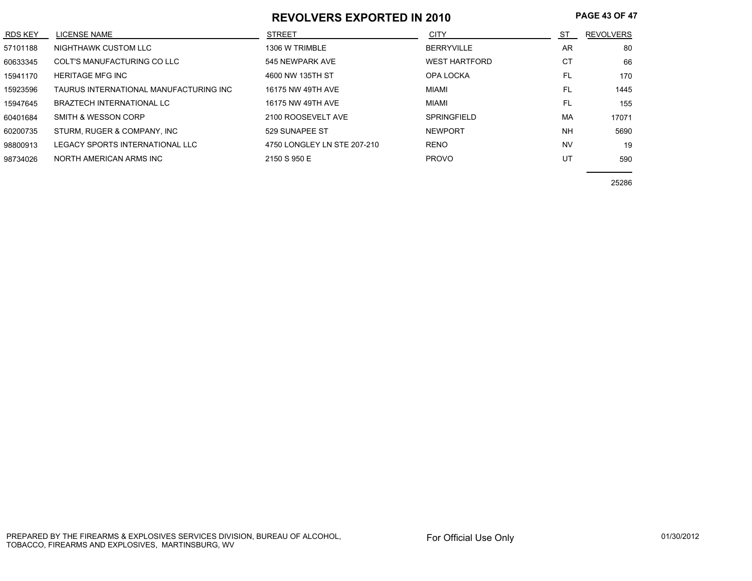# REVOLVERS EXPORTED IN 2010

| RDS KEY | LICENSE NAME | STREET | CITY | ST | REVOLVERS |
|---|---|---|---|---|---|
| 57101188 | NIGHTHAWK CUSTOM LLC | 1306 W TRIMBLE | BERRYVILLE | AR | 80 |
| 60633345 | COLT'S MANUFACTURING CO LLC | 545 NEWPARK AVE | WEST HARTFORD | CT | 66 |
| 15941170 | HERITAGE MFG INC | 4600 NW 135TH ST | OPA LOCKA | FL | 170 |
| 15923596 | TAURUS INTERNATIONAL MANUFACTURING INC | 16175 NW 49TH AVE | MIAMI | FL | 1445 |
| 15947645 | BRAZTECH INTERNATIONAL LC | 16175 NW 49TH AVE | MIAMI | FL | 155 |
| 60401684 | SMITH & WESSON CORP | 2100 ROOSEVELT AVE | SPRINGFIELD | MA | 17071 |
| 60200735 | STURM, RUGER & COMPANY, INC | 529 SUNAPEE ST | NEWPORT | NH | 5690 |
| 98800913 | LEGACY SPORTS INTERNATIONAL LLC | 4750 LONGLEY LN STE 207-210 | RENO | NV | 19 |
| 98734026 | NORTH AMERICAN ARMS INC | 2150 S 950 E | PROVO | UT | 590 |
| | | | | | 25286 |

PREPARED BY THE FIREARMS & EXPLOSIVES SERVICES DIVISION, BUREAU OF ALCOHOL, TOBACCO, FIREARMS AND EXPLOSIVES, MARTINSBURG, WV

For Official Use Only

01/30/2012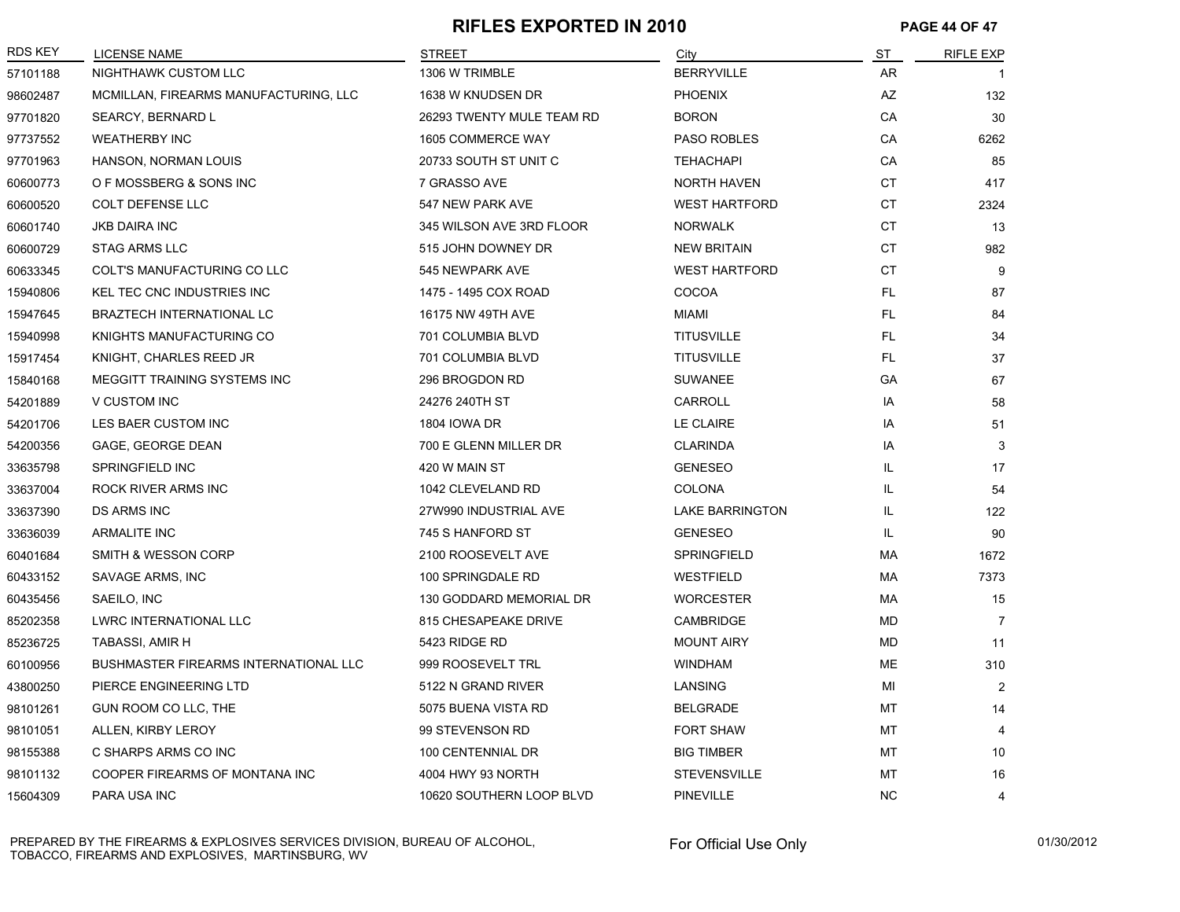# RIFLES EXPORTED IN 2010

| RDS KEY | LICENSE NAME | STREET | City | ST | RIFLE EXP |
|---|---|---|---|---|---|
| 57101188 | NIGHTHAWK CUSTOM LLC | 1306 W TRIMBLE | BERRYVILLE | AR | 1 |
| 98602487 | MCMILLAN, FIREARMS MANUFACTURING, LLC | 1638 W KNUDSEN DR | PHOENIX | AZ | 132 |
| 97701820 | SEARCY, BERNARD L | 26293 TWENTY MULE TEAM RD | BORON | CA | 30 |
| 97737552 | WEATHERBY INC | 1605 COMMERCE WAY | PASO ROBLES | CA | 6262 |
| 97701963 | HANSON, NORMAN LOUIS | 20733 SOUTH ST UNIT C | TEHACHAPI | CA | 85 |
| 60600773 | O F MOSSBERG & SONS INC | 7 GRASSO AVE | NORTH HAVEN | CT | 417 |
| 60600520 | COLT DEFENSE LLC | 547 NEW PARK AVE | WEST HARTFORD | CT | 2324 |
| 60601740 | JKB DAIRA INC | 345 WILSON AVE 3RD FLOOR | NORWALK | CT | 13 |
| 60600729 | STAG ARMS LLC | 515 JOHN DOWNEY DR | NEW BRITAIN | CT | 982 |
| 60633345 | COLT'S MANUFACTURING CO LLC | 545 NEWPARK AVE | WEST HARTFORD | CT | 9 |
| 15940806 | KEL TEC CNC INDUSTRIES INC | 1475 - 1495 COX ROAD | COCOA | FL | 87 |
| 15947645 | BRAZTECH INTERNATIONAL LC | 16175 NW 49TH AVE | MIAMI | FL | 84 |
| 15940998 | KNIGHTS MANUFACTURING CO | 701 COLUMBIA BLVD | TITUSVILLE | FL | 34 |
| 15917454 | KNIGHT, CHARLES REED JR | 701 COLUMBIA BLVD | TITUSVILLE | FL | 37 |
| 15840168 | MEGGITT TRAINING SYSTEMS INC | 296 BROGDON RD | SUWANEE | GA | 67 |
| 54201889 | V CUSTOM INC | 24276 240TH ST | CARROLL | IA | 58 |
| 54201706 | LES BAER CUSTOM INC | 1804 IOWA DR | LE CLAIRE | IA | 51 |
| 54200356 | GAGE, GEORGE DEAN | 700 E GLENN MILLER DR | CLARINDA | IA | 3 |
| 33635798 | SPRINGFIELD INC | 420 W MAIN ST | GENESEO | IL | 17 |
| 33637004 | ROCK RIVER ARMS INC | 1042 CLEVELAND RD | COLONA | IL | 54 |
| 33637390 | DS ARMS INC | 27W990 INDUSTRIAL AVE | LAKE BARRINGTON | IL | 122 |
| 33636039 | ARMALITE INC | 745 S HANFORD ST | GENESEO | IL | 90 |
| 60401684 | SMITH & WESSON CORP | 2100 ROOSEVELT AVE | SPRINGFIELD | MA | 1672 |
| 60433152 | SAVAGE ARMS, INC | 100 SPRINGDALE RD | WESTFIELD | MA | 7373 |
| 60435456 | SAEILO, INC | 130 GODDARD MEMORIAL DR | WORCESTER | MA | 15 |
| 85202358 | LWRC INTERNATIONAL LLC | 815 CHESAPEAKE DRIVE | CAMBRIDGE | MD | 7 |
| 85236725 | TABASSI, AMIR H | 5423 RIDGE RD | MOUNT AIRY | MD | 11 |
| 60100956 | BUSHMASTER FIREARMS INTERNATIONAL LLC | 999 ROOSEVELT TRL | WINDHAM | ME | 310 |
| 43800250 | PIERCE ENGINEERING LTD | 5122 N GRAND RIVER | LANSING | MI | 2 |
| 98101261 | GUN ROOM CO LLC, THE | 5075 BUENA VISTA RD | BELGRADE | MT | 14 |
| 98101051 | ALLEN, KIRBY LEROY | 99 STEVENSON RD | FORT SHAW | MT | 4 |
| 98155388 | C SHARPS ARMS CO INC | 100 CENTENNIAL DR | BIG TIMBER | MT | 10 |
| 98101132 | COOPER FIREARMS OF MONTANA INC | 4004 HWY 93 NORTH | STEVENSVILLE | MT | 16 |
| 15604309 | PARA USA INC | 10620 SOUTHERN LOOP BLVD | PINEVILLE | NC | 4 |

PREPARED BY THE FIREARMS & EXPLOSIVES SERVICES DIVISION, BUREAU OF ALCOHOL, TOBACCO, FIREARMS AND EXPLOSIVES, MARTINSBURG, WV

For Official Use Only

01/30/2012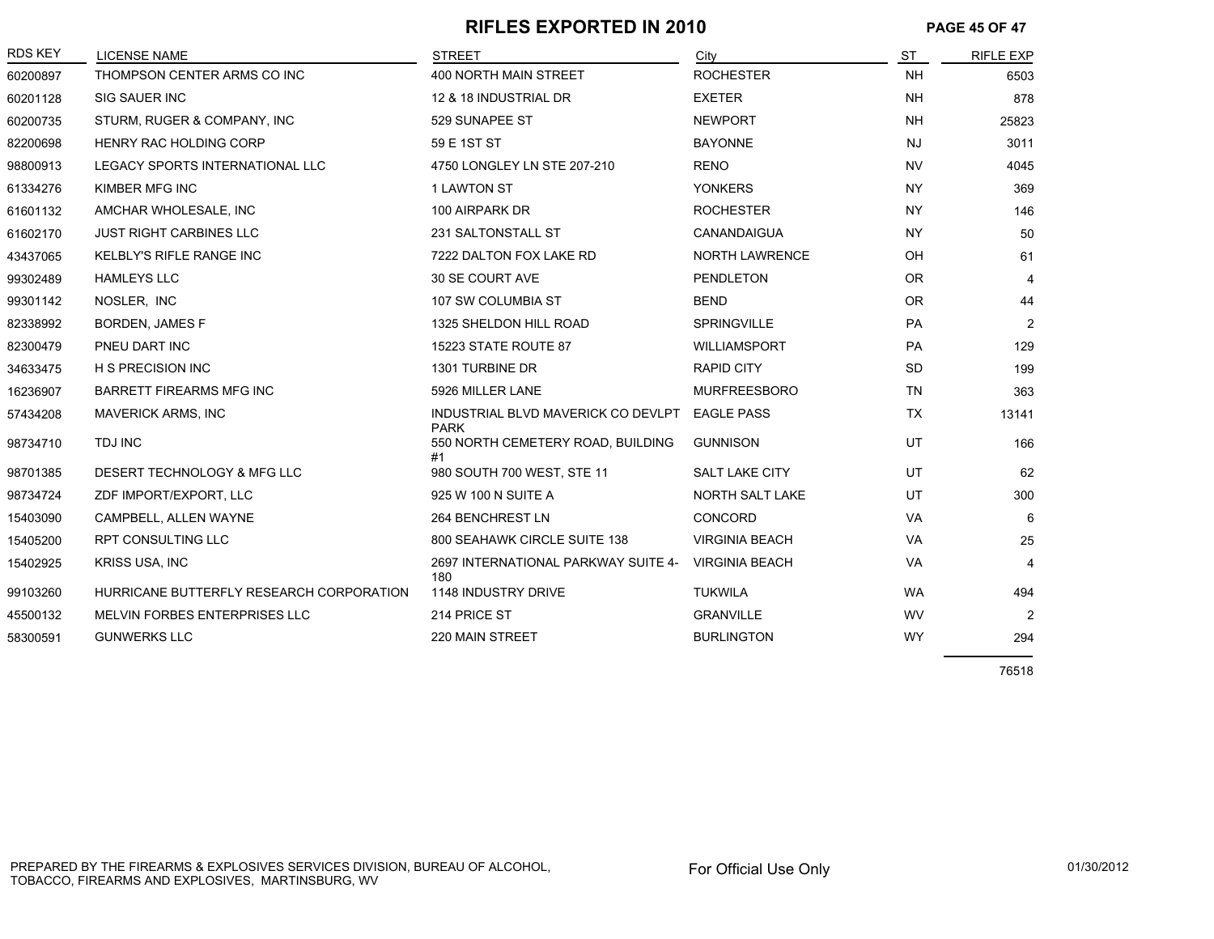# RIFLES EXPORTED IN 2010

| RDS KEY | LICENSE NAME | STREET | City | ST | RIFLE EXP |
|---|---|---|---|---|---|
| 60200897 | THOMPSON CENTER ARMS CO INC | 400 NORTH MAIN STREET | ROCHESTER | NH | 6503 |
| 60201128 | SIG SAUER INC | 12 & 18 INDUSTRIAL DR | EXETER | NH | 878 |
| 60200735 | STURM, RUGER & COMPANY, INC | 529 SUNAPEE ST | NEWPORT | NH | 25823 |
| 82200698 | HENRY RAC HOLDING CORP | 59 E 1ST ST | BAYONNE | NJ | 3011 |
| 98800913 | LEGACY SPORTS INTERNATIONAL LLC | 4750 LONGLEY LN STE 207-210 | RENO | NV | 4045 |
| 61334276 | KIMBER MFG INC | 1 LAWTON ST | YONKERS | NY | 369 |
| 61601132 | AMCHAR WHOLESALE, INC | 100 AIRPARK DR | ROCHESTER | NY | 146 |
| 61602170 | JUST RIGHT CARBINES LLC | 231 SALTONSTALL ST | CANANDAIGUA | NY | 50 |
| 43437065 | KELBLY'S RIFLE RANGE INC | 7222 DALTON FOX LAKE RD | NORTH LAWRENCE | OH | 61 |
| 99302489 | HAMLEYS LLC | 30 SE COURT AVE | PENDLETON | OR | 4 |
| 99301142 | NOSLER, INC | 107 SW COLUMBIA ST | BEND | OR | 44 |
| 82338992 | BORDEN, JAMES F | 1325 SHELDON HILL ROAD | SPRINGVILLE | PA | 2 |
| 82300479 | PNEU DART INC | 15223 STATE ROUTE 87 | WILLIAMSPORT | PA | 129 |
| 34633475 | H S PRECISION INC | 1301 TURBINE DR | RAPID CITY | SD | 199 |
| 16236907 | BARRETT FIREARMS MFG INC | 5926 MILLER LANE | MURFREESBORO | TN | 363 |
| 57434208 | MAVERICK ARMS, INC | INDUSTRIAL BLVD MAVERICK CO DEVLPT PARK | EAGLE PASS | TX | 13141 |
| 98734710 | TDJ INC | 550 NORTH CEMETERY ROAD, BUILDING #1 | GUNNISON | UT | 166 |
| 98701385 | DESERT TECHNOLOGY & MFG LLC | 980 SOUTH 700 WEST, STE 11 | SALT LAKE CITY | UT | 62 |
| 98734724 | ZDF IMPORT/EXPORT, LLC | 925 W 100 N SUITE A | NORTH SALT LAKE | UT | 300 |
| 15403090 | CAMPBELL, ALLEN WAYNE | 264 BENCHREST LN | CONCORD | VA | 6 |
| 15405200 | RPT CONSULTING LLC | 800 SEAHAWK CIRCLE SUITE 138 | VIRGINIA BEACH | VA | 25 |
| 15402925 | KRISS USA, INC | 2697 INTERNATIONAL PARKWAY SUITE 4-180 | VIRGINIA BEACH | VA | 4 |
| 99103260 | HURRICANE BUTTERFLY RESEARCH CORPORATION | 1148 INDUSTRY DRIVE | TUKWILA | WA | 494 |
| 45500132 | MELVIN FORBES ENTERPRISES LLC | 214 PRICE ST | GRANVILLE | WV | 2 |
| 58300591 | GUNWERKS LLC | 220 MAIN STREET | BURLINGTON | WY | 294 |
| | | | | | 76518 |

PREPARED BY THE FIREARMS & EXPLOSIVES SERVICES DIVISION, BUREAU OF ALCOHOL, TOBACCO, FIREARMS AND EXPLOSIVES, MARTINSBURG, WV

For Official Use Only

01/30/2012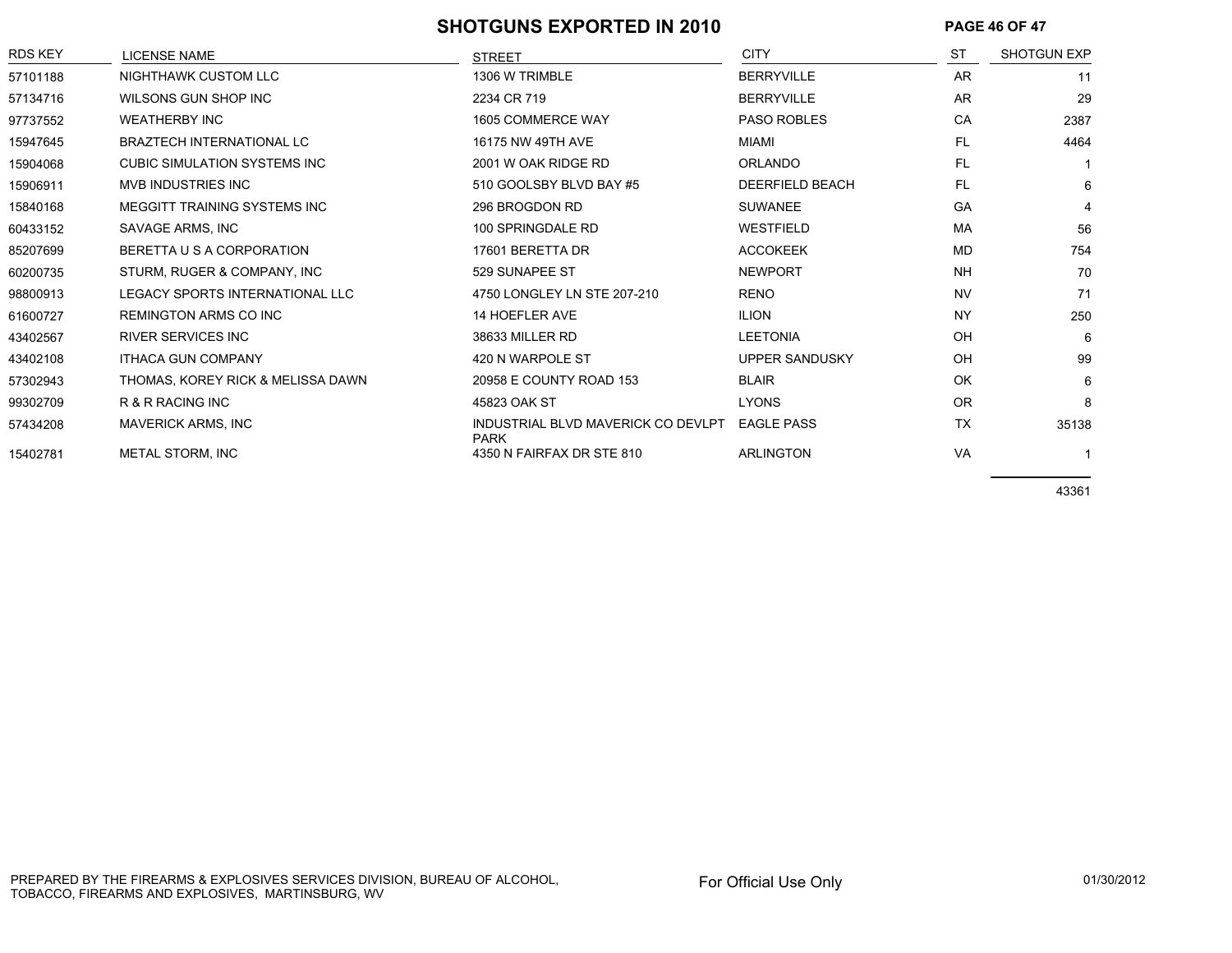# SHOTGUNS EXPORTED IN 2010

| RDS KEY | LICENSE NAME | STREET | CITY | ST | SHOTGUN EXP |
|---|---|---|---|---|---|
| 57101188 | NIGHTHAWK CUSTOM LLC | 1306 W TRIMBLE | BERRYVILLE | AR | 11 |
| 57134716 | WILSONS GUN SHOP INC | 2234 CR 719 | BERRYVILLE | AR | 29 |
| 97737552 | WEATHERBY INC | 1605 COMMERCE WAY | PASO ROBLES | CA | 2387 |
| 15947645 | BRAZTECH INTERNATIONAL LC | 16175 NW 49TH AVE | MIAMI | FL | 4464 |
| 15904068 | CUBIC SIMULATION SYSTEMS INC | 2001 W OAK RIDGE RD | ORLANDO | FL | 1 |
| 15906911 | MVB INDUSTRIES INC | 510 GOOLSBY BLVD BAY #5 | DEERFIELD BEACH | FL | 6 |
| 15840168 | MEGGITT TRAINING SYSTEMS INC | 296 BROGDON RD | SUWANEE | GA | 4 |
| 60433152 | SAVAGE ARMS, INC | 100 SPRINGDALE RD | WESTFIELD | MA | 56 |
| 85207699 | BERETTA U S A CORPORATION | 17601 BERETTA DR | ACCOKEEK | MD | 754 |
| 60200735 | STURM, RUGER & COMPANY, INC | 529 SUNAPEE ST | NEWPORT | NH | 70 |
| 98800913 | LEGACY SPORTS INTERNATIONAL LLC | 4750 LONGLEY LN STE 207-210 | RENO | NV | 71 |
| 61600727 | REMINGTON ARMS CO INC | 14 HOEFLER AVE | ILION | NY | 250 |
| 43402567 | RIVER SERVICES INC | 38633 MILLER RD | LEETONIA | OH | 6 |
| 43402108 | ITHACA GUN COMPANY | 420 N WARPOLE ST | UPPER SANDUSKY | OH | 99 |
| 57302943 | THOMAS, KOREY RICK & MELISSA DAWN | 20958 E COUNTY ROAD 153 | BLAIR | OK | 6 |
| 99302709 | R & R RACING INC | 45823 OAK ST | LYONS | OR | 8 |
| 57434208 | MAVERICK ARMS, INC | INDUSTRIAL BLVD MAVERICK CO DEVLPT PARK | EAGLE PASS | TX | 35138 |
| 15402781 | METAL STORM, INC | 4350 N FAIRFAX DR STE 810 | ARLINGTON | VA | 1 |
| | | | | | 43361 |

PREPARED BY THE FIREARMS & EXPLOSIVES SERVICES DIVISION, BUREAU OF ALCOHOL, TOBACCO, FIREARMS AND EXPLOSIVES, MARTINSBURG, WV

For Official Use Only

01/30/2012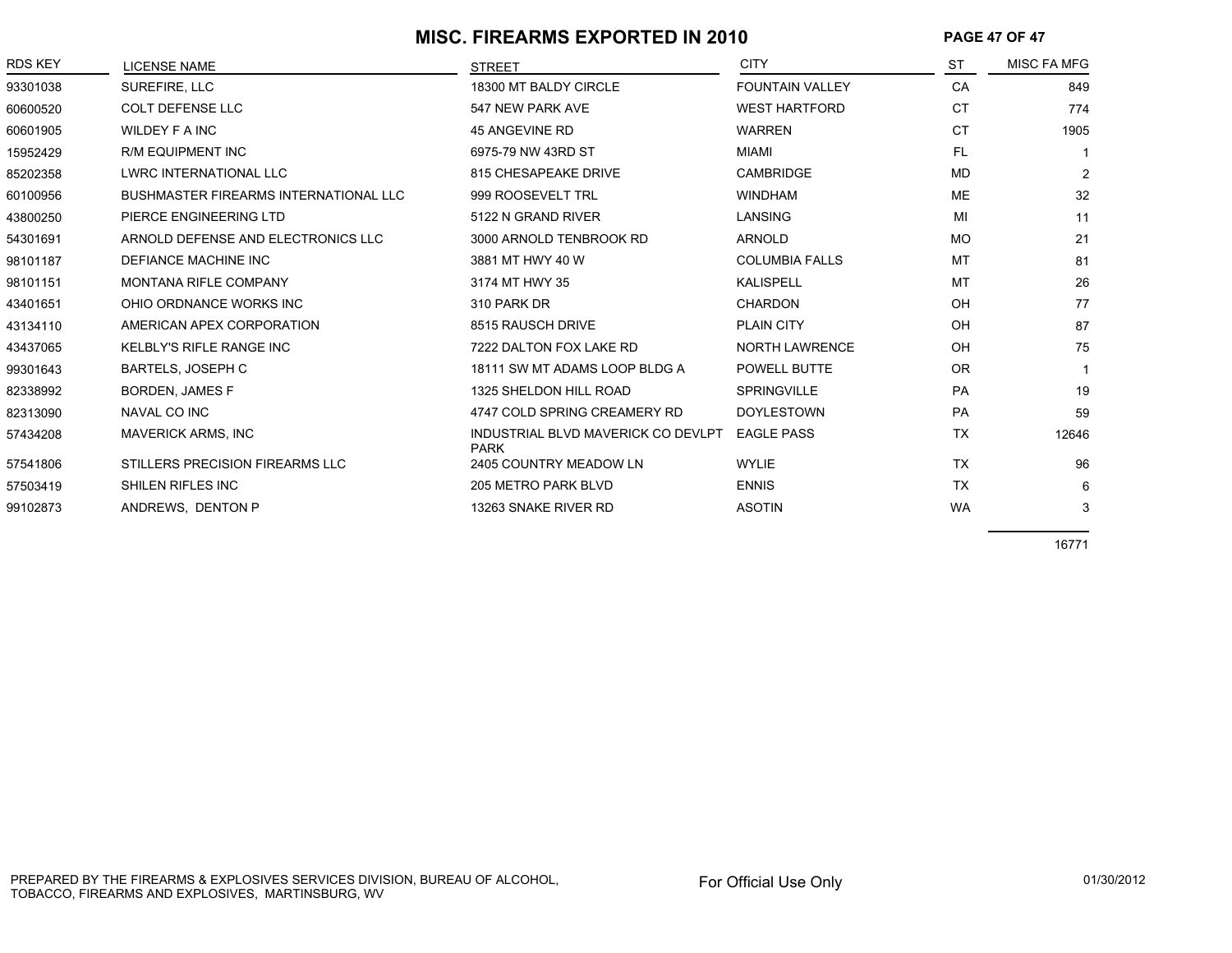# MISC. FIREARMS EXPORTED IN 2010

| RDS KEY | LICENSE NAME | STREET | CITY | ST | MISC FA MFG |
|---|---|---|---|---|---|
| 93301038 | SUREFIRE, LLC | 18300 MT BALDY CIRCLE | FOUNTAIN VALLEY | CA | 849 |
| 60600520 | COLT DEFENSE LLC | 547 NEW PARK AVE | WEST HARTFORD | CT | 774 |
| 60601905 | WILDEY F A INC | 45 ANGEVINE RD | WARREN | CT | 1905 |
| 15952429 | R/M EQUIPMENT INC | 6975-79 NW 43RD ST | MIAMI | FL | 1 |
| 85202358 | LWRC INTERNATIONAL LLC | 815 CHESAPEAKE DRIVE | CAMBRIDGE | MD | 2 |
| 60100956 | BUSHMASTER FIREARMS INTERNATIONAL LLC | 999 ROOSEVELT TRL | WINDHAM | ME | 32 |
| 43800250 | PIERCE ENGINEERING LTD | 5122 N GRAND RIVER | LANSING | MI | 11 |
| 54301691 | ARNOLD DEFENSE AND ELECTRONICS LLC | 3000 ARNOLD TENBROOK RD | ARNOLD | MO | 21 |
| 98101187 | DEFIANCE MACHINE INC | 3881 MT HWY 40 W | COLUMBIA FALLS | MT | 81 |
| 98101151 | MONTANA RIFLE COMPANY | 3174 MT HWY 35 | KALISPELL | MT | 26 |
| 43401651 | OHIO ORDNANCE WORKS INC | 310 PARK DR | CHARDON | OH | 77 |
| 43134110 | AMERICAN APEX CORPORATION | 8515 RAUSCH DRIVE | PLAIN CITY | OH | 87 |
| 43437065 | KELBLY'S RIFLE RANGE INC | 7222 DALTON FOX LAKE RD | NORTH LAWRENCE | OH | 75 |
| 99301643 | BARTELS, JOSEPH C | 18111 SW MT ADAMS LOOP BLDG A | POWELL BUTTE | OR | 1 |
| 82338992 | BORDEN, JAMES F | 1325 SHELDON HILL ROAD | SPRINGVILLE | PA | 19 |
| 82313090 | NAVAL CO INC | 4747 COLD SPRING CREAMERY RD | DOYLESTOWN | PA | 59 |
| 57434208 | MAVERICK ARMS, INC | INDUSTRIAL BLVD MAVERICK CO DEVLPT PARK | EAGLE PASS | TX | 12646 |
| 57541806 | STILLERS PRECISION FIREARMS LLC | 2405 COUNTRY MEADOW LN | WYLIE | TX | 96 |
| 57503419 | SHILEN RIFLES INC | 205 METRO PARK BLVD | ENNIS | TX | 6 |
| 99102873 | ANDREWS, DENTON P | 13263 SNAKE RIVER RD | ASOTIN | WA | 3 |
| | | | | | 16771 |

PREPARED BY THE FIREARMS & EXPLOSIVES SERVICES DIVISION, BUREAU OF ALCOHOL, TOBACCO, FIREARMS AND EXPLOSIVES, MARTINSBURG, WV

For Official Use Only

01/30/2012